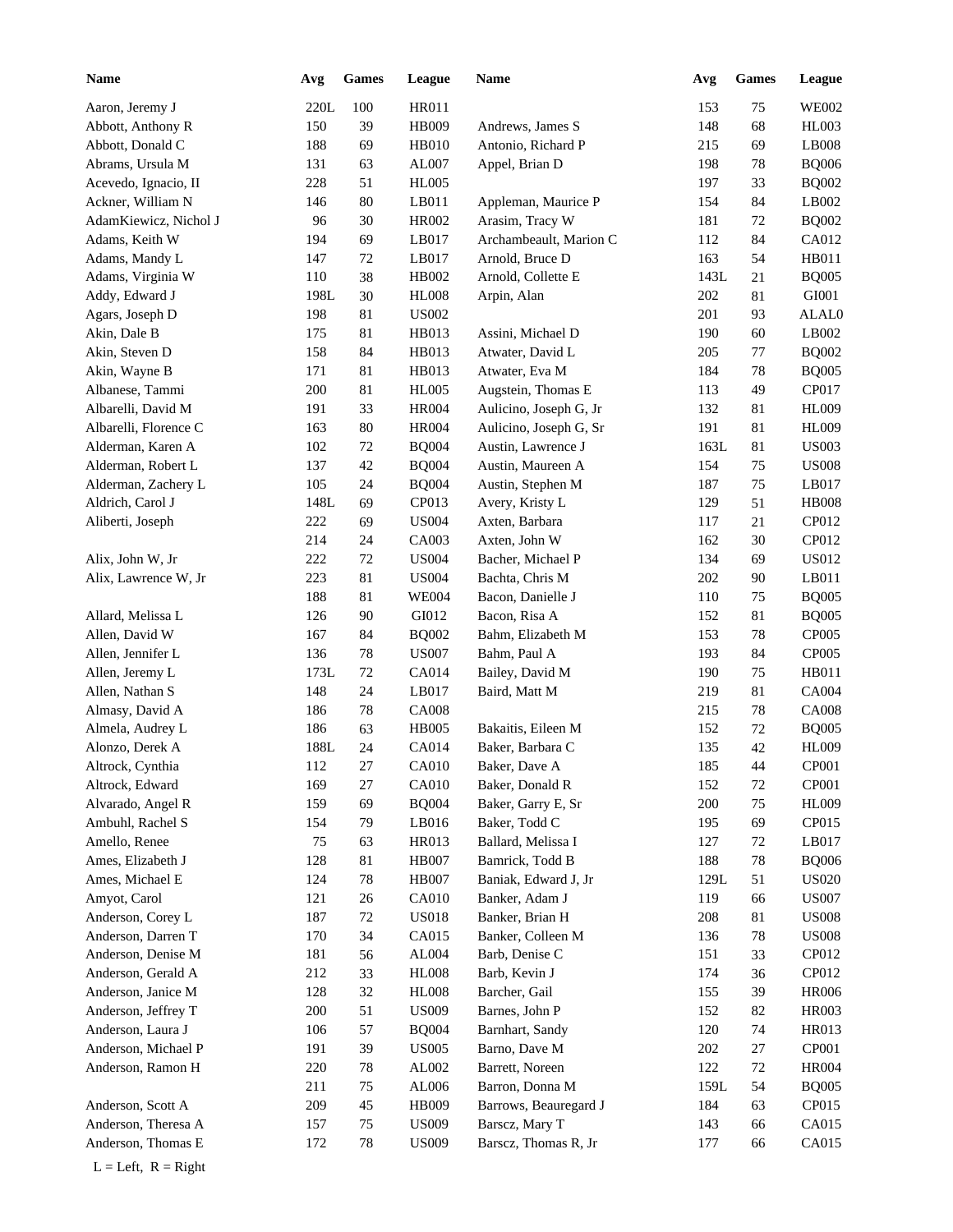| Name | Avg | Games | League | Name | Avg | Games | League |
|---|---|---|---|---|---|---|---|
| Aaron, Jeremy J | 220L | 100 | HR011 | | 153 | 75 | WE002 |
| Abbott, Anthony R | 150 | 39 | HB009 | Andrews, James S | 148 | 68 | HL003 |
| Abbott, Donald C | 188 | 69 | HB010 | Antonio, Richard P | 215 | 69 | LB008 |
| Abrams, Ursula M | 131 | 63 | AL007 | Appel, Brian D | 198 | 78 | BQ006 |
| Acevedo, Ignacio, II | 228 | 51 | HL005 | | 197 | 33 | BQ002 |
| Ackner, William N | 146 | 80 | LB011 | Appleman, Maurice P | 154 | 84 | LB002 |
| AdamKiewicz, Nichol J | 96 | 30 | HR002 | Arasim, Tracy W | 181 | 72 | BQ002 |
| Adams, Keith W | 194 | 69 | LB017 | Archambeault, Marion C | 112 | 84 | CA012 |
| Adams, Mandy L | 147 | 72 | LB017 | Arnold, Bruce D | 163 | 54 | HB011 |
| Adams, Virginia W | 110 | 38 | HB002 | Arnold, Collette E | 143L | 21 | BQ005 |
| Addy, Edward J | 198L | 30 | HL008 | Arpin, Alan | 202 | 81 | GI001 |
| Agars, Joseph D | 198 | 81 | US002 | | 201 | 93 | ALAL0 |
| Akin, Dale B | 175 | 81 | HB013 | Assini, Michael D | 190 | 60 | LB002 |
| Akin, Steven D | 158 | 84 | HB013 | Atwater, David L | 205 | 77 | BQ002 |
| Akin, Wayne B | 171 | 81 | HB013 | Atwater, Eva M | 184 | 78 | BQ005 |
| Albanese, Tammi | 200 | 81 | HL005 | Augstein, Thomas E | 113 | 49 | CP017 |
| Albarelli, David M | 191 | 33 | HR004 | Aulicino, Joseph G, Jr | 132 | 81 | HL009 |
| Albarelli, Florence C | 163 | 80 | HR004 | Aulicino, Joseph G, Sr | 191 | 81 | HL009 |
| Alderman, Karen A | 102 | 72 | BQ004 | Austin, Lawrence J | 163L | 81 | US003 |
| Alderman, Robert L | 137 | 42 | BQ004 | Austin, Maureen A | 154 | 75 | US008 |
| Alderman, Zachery L | 105 | 24 | BQ004 | Austin, Stephen M | 187 | 75 | LB017 |
| Aldrich, Carol J | 148L | 69 | CP013 | Avery, Kristy L | 129 | 51 | HB008 |
| Aliberti, Joseph | 222 | 69 | US004 | Axten, Barbara | 117 | 21 | CP012 |
| | 214 | 24 | CA003 | Axten, John W | 162 | 30 | CP012 |
| Alix, John W, Jr | 222 | 72 | US004 | Bacher, Michael P | 134 | 69 | US012 |
| Alix, Lawrence W, Jr | 223 | 81 | US004 | Bachta, Chris M | 202 | 90 | LB011 |
| | 188 | 81 | WE004 | Bacon, Danielle J | 110 | 75 | BQ005 |
| Allard, Melissa L | 126 | 90 | GI012 | Bacon, Risa A | 152 | 81 | BQ005 |
| Allen, David W | 167 | 84 | BQ002 | Bahm, Elizabeth M | 153 | 78 | CP005 |
| Allen, Jennifer L | 136 | 78 | US007 | Bahm, Paul A | 193 | 84 | CP005 |
| Allen, Jeremy L | 173L | 72 | CA014 | Bailey, David M | 190 | 75 | HB011 |
| Allen, Nathan S | 148 | 24 | LB017 | Baird, Matt M | 219 | 81 | CA004 |
| Almasy, David A | 186 | 78 | CA008 | | 215 | 78 | CA008 |
| Almela, Audrey L | 186 | 63 | HB005 | Bakaitis, Eileen M | 152 | 72 | BQ005 |
| Alonzo, Derek A | 188L | 24 | CA014 | Baker, Barbara C | 135 | 42 | HL009 |
| Altrock, Cynthia | 112 | 27 | CA010 | Baker, Dave A | 185 | 44 | CP001 |
| Altrock, Edward | 169 | 27 | CA010 | Baker, Donald R | 152 | 72 | CP001 |
| Alvarado, Angel R | 159 | 69 | BQ004 | Baker, Garry E, Sr | 200 | 75 | HL009 |
| Ambuhl, Rachel S | 154 | 79 | LB016 | Baker, Todd C | 195 | 69 | CP015 |
| Amello, Renee | 75 | 63 | HR013 | Ballard, Melissa I | 127 | 72 | LB017 |
| Ames, Elizabeth J | 128 | 81 | HB007 | Bamrick, Todd B | 188 | 78 | BQ006 |
| Ames, Michael E | 124 | 78 | HB007 | Baniak, Edward J, Jr | 129L | 51 | US020 |
| Amyot, Carol | 121 | 26 | CA010 | Banker, Adam J | 119 | 66 | US007 |
| Anderson, Corey L | 187 | 72 | US018 | Banker, Brian H | 208 | 81 | US008 |
| Anderson, Darren T | 170 | 34 | CA015 | Banker, Colleen M | 136 | 78 | US008 |
| Anderson, Denise M | 181 | 56 | AL004 | Barb, Denise C | 151 | 33 | CP012 |
| Anderson, Gerald A | 212 | 33 | HL008 | Barb, Kevin J | 174 | 36 | CP012 |
| Anderson, Janice M | 128 | 32 | HL008 | Barcher, Gail | 155 | 39 | HR006 |
| Anderson, Jeffrey T | 200 | 51 | US009 | Barnes, John P | 152 | 82 | HR003 |
| Anderson, Laura J | 106 | 57 | BQ004 | Barnhart, Sandy | 120 | 74 | HR013 |
| Anderson, Michael P | 191 | 39 | US005 | Barno, Dave M | 202 | 27 | CP001 |
| Anderson, Ramon H | 220 | 78 | AL002 | Barrett, Noreen | 122 | 72 | HR004 |
| | 211 | 75 | AL006 | Barron, Donna M | 159L | 54 | BQ005 |
| Anderson, Scott A | 209 | 45 | HB009 | Barrows, Beauregard J | 184 | 63 | CP015 |
| Anderson, Theresa A | 157 | 75 | US009 | Barscz, Mary T | 143 | 66 | CA015 |
| Anderson, Thomas E | 172 | 78 | US009 | Barscz, Thomas R, Jr | 177 | 66 | CA015 |

L = Left, R = Right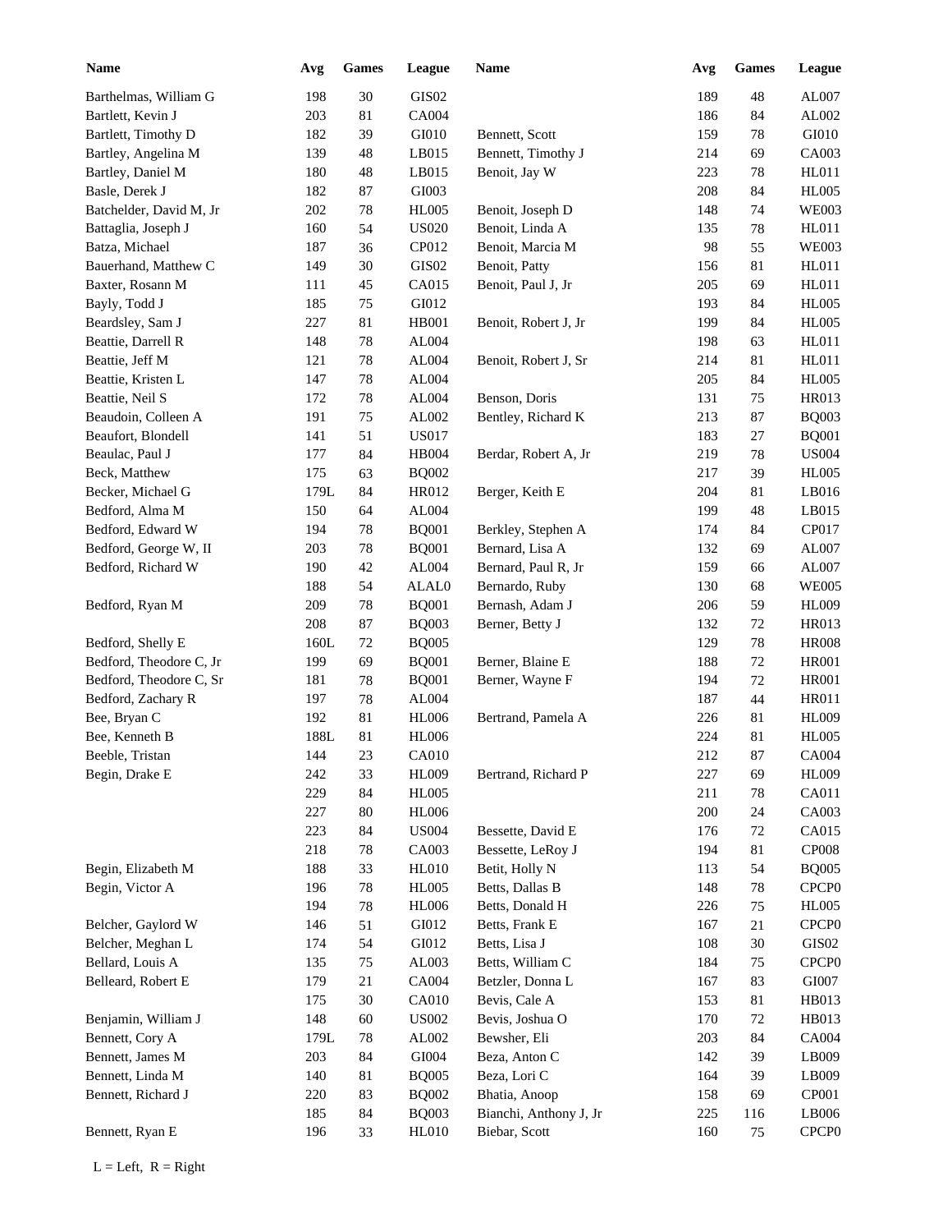| Name | Avg | Games | League | Name | Avg | Games | League |
|---|---|---|---|---|---|---|---|
| Barthelmas, William G | 198 | 30 | GIS02 | | 189 | 48 | AL007 |
| Bartlett, Kevin J | 203 | 81 | CA004 | | 186 | 84 | AL002 |
| Bartlett, Timothy D | 182 | 39 | GI010 | Bennett, Scott | 159 | 78 | GI010 |
| Bartley, Angelina M | 139 | 48 | LB015 | Bennett, Timothy J | 214 | 69 | CA003 |
| Bartley, Daniel M | 180 | 48 | LB015 | Benoit, Jay W | 223 | 78 | HL011 |
| Basle, Derek J | 182 | 87 | GI003 | | 208 | 84 | HL005 |
| Batchelder, David M, Jr | 202 | 78 | HL005 | Benoit, Joseph D | 148 | 74 | WE003 |
| Battaglia, Joseph J | 160 | 54 | US020 | Benoit, Linda A | 135 | 78 | HL011 |
| Batza, Michael | 187 | 36 | CP012 | Benoit, Marcia M | 98 | 55 | WE003 |
| Bauerhand, Matthew C | 149 | 30 | GIS02 | Benoit, Patty | 156 | 81 | HL011 |
| Baxter, Rosann M | 111 | 45 | CA015 | Benoit, Paul J, Jr | 205 | 69 | HL011 |
| Bayly, Todd J | 185 | 75 | GI012 | | 193 | 84 | HL005 |
| Beardsley, Sam J | 227 | 81 | HB001 | Benoit, Robert J, Jr | 199 | 84 | HL005 |
| Beattie, Darrell R | 148 | 78 | AL004 | | 198 | 63 | HL011 |
| Beattie, Jeff M | 121 | 78 | AL004 | Benoit, Robert J, Sr | 214 | 81 | HL011 |
| Beattie, Kristen L | 147 | 78 | AL004 | | 205 | 84 | HL005 |
| Beattie, Neil S | 172 | 78 | AL004 | Benson, Doris | 131 | 75 | HR013 |
| Beaudoin, Colleen A | 191 | 75 | AL002 | Bentley, Richard K | 213 | 87 | BQ003 |
| Beaufort, Blondell | 141 | 51 | US017 | | 183 | 27 | BQ001 |
| Beaulac, Paul J | 177 | 84 | HB004 | Berdar, Robert A, Jr | 219 | 78 | US004 |
| Beck, Matthew | 175 | 63 | BQ002 | | 217 | 39 | HL005 |
| Becker, Michael G | 179L | 84 | HR012 | Berger, Keith E | 204 | 81 | LB016 |
| Bedford, Alma M | 150 | 64 | AL004 | | 199 | 48 | LB015 |
| Bedford, Edward W | 194 | 78 | BQ001 | Berkley, Stephen A | 174 | 84 | CP017 |
| Bedford, George W, II | 203 | 78 | BQ001 | Bernard, Lisa A | 132 | 69 | AL007 |
| Bedford, Richard W | 190 | 42 | AL004 | Bernard, Paul R, Jr | 159 | 66 | AL007 |
| | 188 | 54 | ALAL0 | Bernardo, Ruby | 130 | 68 | WE005 |
| Bedford, Ryan M | 209 | 78 | BQ001 | Bernash, Adam J | 206 | 59 | HL009 |
| | 208 | 87 | BQ003 | Berner, Betty J | 132 | 72 | HR013 |
| Bedford, Shelly E | 160L | 72 | BQ005 | | 129 | 78 | HR008 |
| Bedford, Theodore C, Jr | 199 | 69 | BQ001 | Berner, Blaine E | 188 | 72 | HR001 |
| Bedford, Theodore C, Sr | 181 | 78 | BQ001 | Berner, Wayne F | 194 | 72 | HR001 |
| Bedford, Zachary R | 197 | 78 | AL004 | | 187 | 44 | HR011 |
| Bee, Bryan C | 192 | 81 | HL006 | Bertrand, Pamela A | 226 | 81 | HL009 |
| Bee, Kenneth B | 188L | 81 | HL006 | | 224 | 81 | HL005 |
| Beeble, Tristan | 144 | 23 | CA010 | | 212 | 87 | CA004 |
| Begin, Drake E | 242 | 33 | HL009 | Bertrand, Richard P | 227 | 69 | HL009 |
| | 229 | 84 | HL005 | | 211 | 78 | CA011 |
| | 227 | 80 | HL006 | | 200 | 24 | CA003 |
| | 223 | 84 | US004 | Bessette, David E | 176 | 72 | CA015 |
| | 218 | 78 | CA003 | Bessette, LeRoy J | 194 | 81 | CP008 |
| Begin, Elizabeth M | 188 | 33 | HL010 | Betit, Holly N | 113 | 54 | BQ005 |
| Begin, Victor A | 196 | 78 | HL005 | Betts, Dallas B | 148 | 78 | CPCP0 |
| | 194 | 78 | HL006 | Betts, Donald H | 226 | 75 | HL005 |
| Belcher, Gaylord W | 146 | 51 | GI012 | Betts, Frank E | 167 | 21 | CPCP0 |
| Belcher, Meghan L | 174 | 54 | GI012 | Betts, Lisa J | 108 | 30 | GIS02 |
| Bellard, Louis A | 135 | 75 | AL003 | Betts, William C | 184 | 75 | CPCP0 |
| Belleard, Robert E | 179 | 21 | CA004 | Betzler, Donna L | 167 | 83 | GI007 |
| | 175 | 30 | CA010 | Bevis, Cale A | 153 | 81 | HB013 |
| Benjamin, William J | 148 | 60 | US002 | Bevis, Joshua O | 170 | 72 | HB013 |
| Bennett, Cory A | 179L | 78 | AL002 | Bewsher, Eli | 203 | 84 | CA004 |
| Bennett, James M | 203 | 84 | GI004 | Beza, Anton C | 142 | 39 | LB009 |
| Bennett, Linda M | 140 | 81 | BQ005 | Beza, Lori C | 164 | 39 | LB009 |
| Bennett, Richard J | 220 | 83 | BQ002 | Bhatia, Anoop | 158 | 69 | CP001 |
| | 185 | 84 | BQ003 | Bianchi, Anthony J, Jr | 225 | 116 | LB006 |
| Bennett, Ryan E | 196 | 33 | HL010 | Biebar, Scott | 160 | 75 | CPCP0 |

L = Left,  R = Right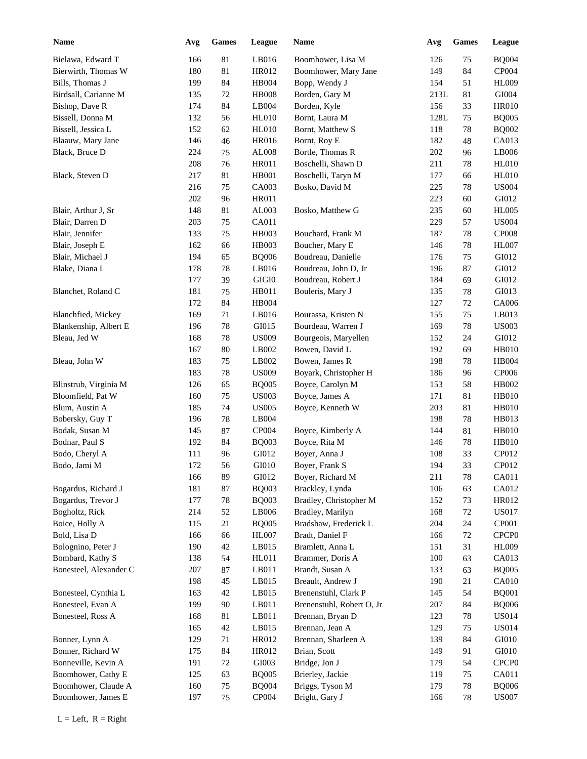| Name | Avg | Games | League | Name | Avg | Games | League |
|---|---|---|---|---|---|---|---|
| Bielawa, Edward T | 166 | 81 | LB016 | Boomhower, Lisa M | 126 | 75 | BQ004 |
| Bierwirth, Thomas W | 180 | 81 | HR012 | Boomhower, Mary Jane | 149 | 84 | CP004 |
| Bills, Thomas J | 199 | 84 | HB004 | Bopp, Wendy J | 154 | 51 | HL009 |
| Birdsall, Carianne M | 135 | 72 | HB008 | Borden, Gary M | 213L | 81 | GI004 |
| Bishop, Dave R | 174 | 84 | LB004 | Borden, Kyle | 156 | 33 | HR010 |
| Bissell, Donna M | 132 | 56 | HL010 | Bornt, Laura M | 128L | 75 | BQ005 |
| Bissell, Jessica L | 152 | 62 | HL010 | Bornt, Matthew S | 118 | 78 | BQ002 |
| Blaauw, Mary Jane | 146 | 46 | HR016 | Bornt, Roy E | 182 | 48 | CA013 |
| Black, Bruce D | 224 | 75 | AL008 | Bortle, Thomas R | 202 | 96 | LB006 |
| | 208 | 76 | HR011 | Boschelli, Shawn D | 211 | 78 | HL010 |
| Black, Steven D | 217 | 81 | HB001 | Boschelli, Taryn M | 177 | 66 | HL010 |
| | 216 | 75 | CA003 | Bosko, David M | 225 | 78 | US004 |
| | 202 | 96 | HR011 | | 223 | 60 | GI012 |
| Blair, Arthur J, Sr | 148 | 81 | AL003 | Bosko, Matthew G | 235 | 60 | HL005 |
| Blair, Darren D | 203 | 75 | CA011 | | 229 | 57 | US004 |
| Blair, Jennifer | 133 | 75 | HB003 | Bouchard, Frank M | 187 | 78 | CP008 |
| Blair, Joseph E | 162 | 66 | HB003 | Boucher, Mary E | 146 | 78 | HL007 |
| Blair, Michael J | 194 | 65 | BQ006 | Boudreau, Danielle | 176 | 75 | GI012 |
| Blake, Diana L | 178 | 78 | LB016 | Boudreau, John D, Jr | 196 | 87 | GI012 |
| | 177 | 39 | GIGI0 | Boudreau, Robert J | 184 | 69 | GI012 |
| Blanchet, Roland C | 181 | 75 | HB011 | Bouleris, Mary J | 135 | 78 | GI013 |
| | 172 | 84 | HB004 | | 127 | 72 | CA006 |
| Blanchfied, Mickey | 169 | 71 | LB016 | Bourassa, Kristen N | 155 | 75 | LB013 |
| Blankenship, Albert E | 196 | 78 | GI015 | Bourdeau, Warren J | 169 | 78 | US003 |
| Bleau, Jed W | 168 | 78 | US009 | Bourgeois, Maryellen | 152 | 24 | GI012 |
| | 167 | 80 | LB002 | Bowen, David L | 192 | 69 | HB010 |
| Bleau, John W | 183 | 75 | LB002 | Bowen, James R | 198 | 78 | HB004 |
| | 183 | 78 | US009 | Boyark, Christopher H | 186 | 96 | CP006 |
| Blinstrub, Virginia M | 126 | 65 | BQ005 | Boyce, Carolyn M | 153 | 58 | HB002 |
| Bloomfield, Pat W | 160 | 75 | US003 | Boyce, James A | 171 | 81 | HB010 |
| Blum, Austin A | 185 | 74 | US005 | Boyce, Kenneth W | 203 | 81 | HB010 |
| Bobersky, Guy T | 196 | 78 | LB004 | | 198 | 78 | HB013 |
| Bodak, Susan M | 145 | 87 | CP004 | Boyce, Kimberly A | 144 | 81 | HB010 |
| Bodnar, Paul S | 192 | 84 | BQ003 | Boyce, Rita M | 146 | 78 | HB010 |
| Bodo, Cheryl A | 111 | 96 | GI012 | Boyer, Anna J | 108 | 33 | CP012 |
| Bodo, Jami M | 172 | 56 | GI010 | Boyer, Frank S | 194 | 33 | CP012 |
| | 166 | 89 | GI012 | Boyer, Richard M | 211 | 78 | CA011 |
| Bogardus, Richard J | 181 | 87 | BQ003 | Brackley, Lynda | 106 | 63 | CA012 |
| Bogardus, Trevor J | 177 | 78 | BQ003 | Bradley, Christopher M | 152 | 73 | HR012 |
| Bogholtz, Rick | 214 | 52 | LB006 | Bradley, Marilyn | 168 | 72 | US017 |
| Boice, Holly A | 115 | 21 | BQ005 | Bradshaw, Frederick L | 204 | 24 | CP001 |
| Bold, Lisa D | 166 | 66 | HL007 | Bradt, Daniel F | 166 | 72 | CPCP0 |
| Bolognino, Peter J | 190 | 42 | LB015 | Bramlett, Anna L | 151 | 31 | HL009 |
| Bombard, Kathy S | 138 | 54 | HL011 | Brammer, Doris A | 100 | 63 | CA013 |
| Bonesteel, Alexander C | 207 | 87 | LB011 | Brandt, Susan A | 133 | 63 | BQ005 |
| | 198 | 45 | LB015 | Breault, Andrew J | 190 | 21 | CA010 |
| Bonesteel, Cynthia L | 163 | 42 | LB015 | Brenenstuhl, Clark P | 145 | 54 | BQ001 |
| Bonesteel, Evan A | 199 | 90 | LB011 | Brenenstuhl, Robert O, Jr | 207 | 84 | BQ006 |
| Bonesteel, Ross A | 168 | 81 | LB011 | Brennan, Bryan D | 123 | 78 | US014 |
| | 165 | 42 | LB015 | Brennan, Jean A | 129 | 75 | US014 |
| Bonner, Lynn A | 129 | 71 | HR012 | Brennan, Sharleen A | 139 | 84 | GI010 |
| Bonner, Richard W | 175 | 84 | HR012 | Brian, Scott | 149 | 91 | GI010 |
| Bonneville, Kevin A | 191 | 72 | GI003 | Bridge, Jon J | 179 | 54 | CPCP0 |
| Boomhower, Cathy E | 125 | 63 | BQ005 | Brierley, Jackie | 119 | 75 | CA011 |
| Boomhower, Claude A | 160 | 75 | BQ004 | Briggs, Tyson M | 179 | 78 | BQ006 |
| Boomhower, James E | 197 | 75 | CP004 | Bright, Gary J | 166 | 78 | US007 |

L = Left, R = Right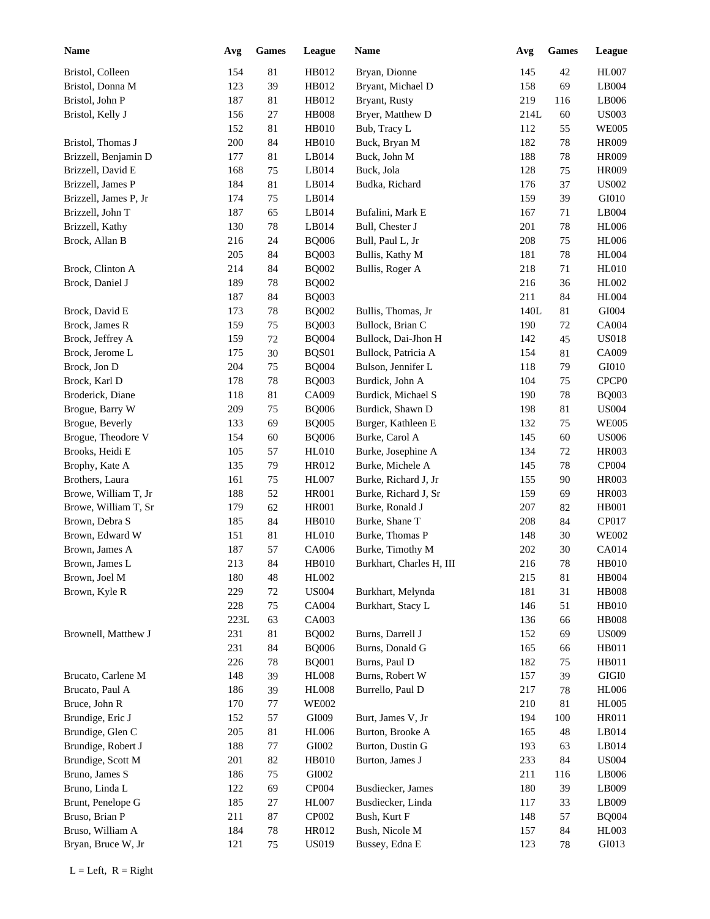| Name | Avg | Games | League |
| --- | --- | --- | --- |
| Bristol, Colleen | 154 | 81 | HB012 |
| Bristol, Donna M | 123 | 39 | HB012 |
| Bristol, John P | 187 | 81 | HB012 |
| Bristol, Kelly J | 156 | 27 | HB008 |
| | 152 | 81 | HB010 |
| Bristol, Thomas J | 200 | 84 | HB010 |
| Brizzell, Benjamin D | 177 | 81 | LB014 |
| Brizzell, David E | 168 | 75 | LB014 |
| Brizzell, James P | 184 | 81 | LB014 |
| Brizzell, James P, Jr | 174 | 75 | LB014 |
| Brizzell, John T | 187 | 65 | LB014 |
| Brizzell, Kathy | 130 | 78 | LB014 |
| Brock, Allan B | 216 | 24 | BQ006 |
| | 205 | 84 | BQ003 |
| Brock, Clinton A | 214 | 84 | BQ002 |
| Brock, Daniel J | 189 | 78 | BQ002 |
| | 187 | 84 | BQ003 |
| Brock, David E | 173 | 78 | BQ002 |
| Brock, James R | 159 | 75 | BQ003 |
| Brock, Jeffrey A | 159 | 72 | BQ004 |
| Brock, Jerome L | 175 | 30 | BQS01 |
| Brock, Jon D | 204 | 75 | BQ004 |
| Brock, Karl D | 178 | 78 | BQ003 |
| Broderick, Diane | 118 | 81 | CA009 |
| Brogue, Barry W | 209 | 75 | BQ006 |
| Brogue, Beverly | 133 | 69 | BQ005 |
| Brogue, Theodore V | 154 | 60 | BQ006 |
| Brooks, Heidi E | 105 | 57 | HL010 |
| Brophy, Kate A | 135 | 79 | HR012 |
| Brothers, Laura | 161 | 75 | HL007 |
| Browe, William T, Jr | 188 | 52 | HR001 |
| Browe, William T, Sr | 179 | 62 | HR001 |
| Brown, Debra S | 185 | 84 | HB010 |
| Brown, Edward W | 151 | 81 | HL010 |
| Brown, James A | 187 | 57 | CA006 |
| Brown, James L | 213 | 84 | HB010 |
| Brown, Joel M | 180 | 48 | HL002 |
| Brown, Kyle R | 229 | 72 | US004 |
| | 228 | 75 | CA004 |
| | 223L | 63 | CA003 |
| Brownell, Matthew J | 231 | 81 | BQ002 |
| | 231 | 84 | BQ006 |
| | 226 | 78 | BQ001 |
| Brucato, Carlene M | 148 | 39 | HL008 |
| Brucato, Paul A | 186 | 39 | HL008 |
| Bruce, John R | 170 | 77 | WE002 |
| Brundige, Eric J | 152 | 57 | GI009 |
| Brundige, Glen C | 205 | 81 | HL006 |
| Brundige, Robert J | 188 | 77 | GI002 |
| Brundige, Scott M | 201 | 82 | HB010 |
| Bruno, James S | 186 | 75 | GI002 |
| Bruno, Linda L | 122 | 69 | CP004 |
| Brunt, Penelope G | 185 | 27 | HL007 |
| Bruso, Brian P | 211 | 87 | CP002 |
| Bruso, William A | 184 | 78 | HR012 |
| Bryan, Bruce W, Jr | 121 | 75 | US019 |
| Bryan, Dionne | 145 | 42 | HL007 |
| Bryant, Michael D | 158 | 69 | LB004 |
| Bryant, Rusty | 219 | 116 | LB006 |
| Bryer, Matthew D | 214L | 60 | US003 |
| Bub, Tracy L | 112 | 55 | WE005 |
| Buck, Bryan M | 182 | 78 | HR009 |
| Buck, John M | 188 | 78 | HR009 |
| Buck, Jola | 128 | 75 | HR009 |
| Budka, Richard | 176 | 37 | US002 |
| | 159 | 39 | GI010 |
| Bufalini, Mark E | 167 | 71 | LB004 |
| Bull, Chester J | 201 | 78 | HL006 |
| Bull, Paul L, Jr | 208 | 75 | HL006 |
| Bullis, Kathy M | 181 | 78 | HL004 |
| Bullis, Roger A | 218 | 71 | HL010 |
| | 216 | 36 | HL002 |
| | 211 | 84 | HL004 |
| Bullis, Thomas, Jr | 140L | 81 | GI004 |
| Bullock, Brian C | 190 | 72 | CA004 |
| Bullock, Dai-Jhon H | 142 | 45 | US018 |
| Bullock, Patricia A | 154 | 81 | CA009 |
| Bulson, Jennifer L | 118 | 79 | GI010 |
| Burdick, John A | 104 | 75 | CPCP0 |
| Burdick, Michael S | 190 | 78 | BQ003 |
| Burdick, Shawn D | 198 | 81 | US004 |
| Burger, Kathleen E | 132 | 75 | WE005 |
| Burke, Carol A | 145 | 60 | US006 |
| Burke, Josephine A | 134 | 72 | HR003 |
| Burke, Michele A | 145 | 78 | CP004 |
| Burke, Richard J, Jr | 155 | 90 | HR003 |
| Burke, Richard J, Sr | 159 | 69 | HR003 |
| Burke, Ronald J | 207 | 82 | HB001 |
| Burke, Shane T | 208 | 84 | CP017 |
| Burke, Thomas P | 148 | 30 | WE002 |
| Burke, Timothy M | 202 | 30 | CA014 |
| Burkhart, Charles H, III | 216 | 78 | HB010 |
| | 215 | 81 | HB004 |
| Burkhart, Melynda | 181 | 31 | HB008 |
| Burkhart, Stacy L | 146 | 51 | HB010 |
| | 136 | 66 | HB008 |
| Burns, Darrell J | 152 | 69 | US009 |
| Burns, Donald G | 165 | 66 | HB011 |
| Burns, Paul D | 182 | 75 | HB011 |
| Burns, Robert W | 157 | 39 | GIGI0 |
| Burrello, Paul D | 217 | 78 | HL006 |
| | 210 | 81 | HL005 |
| Burt, James V, Jr | 194 | 100 | HR011 |
| Burton, Brooke A | 165 | 48 | LB014 |
| Burton, Dustin G | 193 | 63 | LB014 |
| Burton, James J | 233 | 84 | US004 |
| | 211 | 116 | LB006 |
| Busdiecker, James | 180 | 39 | LB009 |
| Busdiecker, Linda | 117 | 33 | LB009 |
| Bush, Kurt F | 148 | 57 | BQ004 |
| Bush, Nicole M | 157 | 84 | HL003 |
| Bussey, Edna E | 123 | 78 | GI013 |

L = Left, R = Right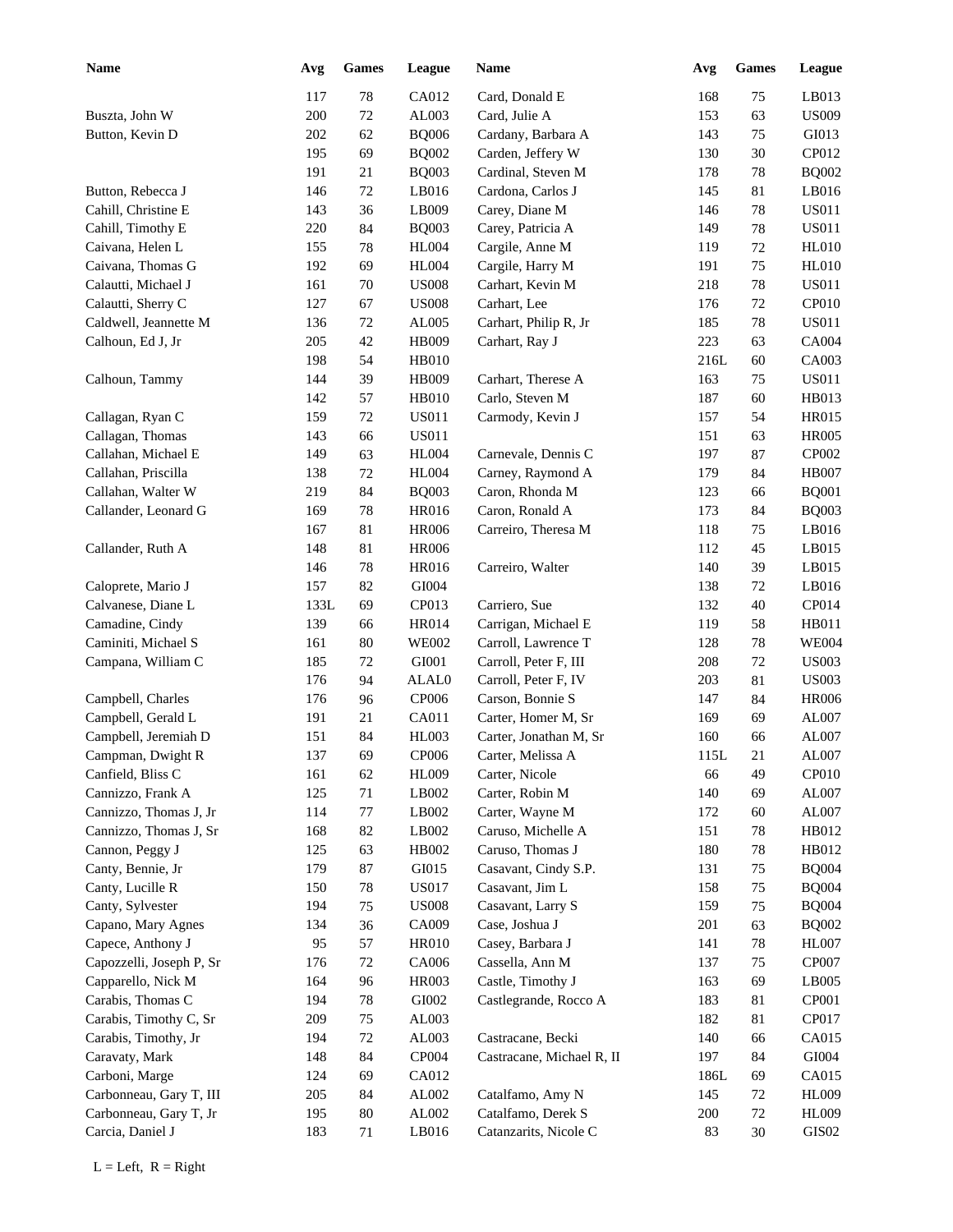| Name | Avg | Games | League | Name | Avg | Games | League |
|---|---|---|---|---|---|---|---|
| | 117 | 78 | CA012 | Card, Donald E | 168 | 75 | LB013 |
| Buszta, John W | 200 | 72 | AL003 | Card, Julie A | 153 | 63 | US009 |
| Button, Kevin D | 202 | 62 | BQ006 | Cardany, Barbara A | 143 | 75 | GI013 |
| | 195 | 69 | BQ002 | Carden, Jeffery W | 130 | 30 | CP012 |
| | 191 | 21 | BQ003 | Cardinal, Steven M | 178 | 78 | BQ002 |
| Button, Rebecca J | 146 | 72 | LB016 | Cardona, Carlos J | 145 | 81 | LB016 |
| Cahill, Christine E | 143 | 36 | LB009 | Carey, Diane M | 146 | 78 | US011 |
| Cahill, Timothy E | 220 | 84 | BQ003 | Carey, Patricia A | 149 | 78 | US011 |
| Caivana, Helen L | 155 | 78 | HL004 | Cargile, Anne M | 119 | 72 | HL010 |
| Caivana, Thomas G | 192 | 69 | HL004 | Cargile, Harry M | 191 | 75 | HL010 |
| Calautti, Michael J | 161 | 70 | US008 | Carhart, Kevin M | 218 | 78 | US011 |
| Calautti, Sherry C | 127 | 67 | US008 | Carhart, Lee | 176 | 72 | CP010 |
| Caldwell, Jeannette M | 136 | 72 | AL005 | Carhart, Philip R, Jr | 185 | 78 | US011 |
| Calhoun, Ed J, Jr | 205 | 42 | HB009 | Carhart, Ray J | 223 | 63 | CA004 |
| | 198 | 54 | HB010 | | 216L | 60 | CA003 |
| Calhoun, Tammy | 144 | 39 | HB009 | Carhart, Therese A | 163 | 75 | US011 |
| | 142 | 57 | HB010 | Carlo, Steven M | 187 | 60 | HB013 |
| Callagan, Ryan C | 159 | 72 | US011 | Carmody, Kevin J | 157 | 54 | HR015 |
| Callagan, Thomas | 143 | 66 | US011 | | 151 | 63 | HR005 |
| Callahan, Michael E | 149 | 63 | HL004 | Carnevale, Dennis C | 197 | 87 | CP002 |
| Callahan, Priscilla | 138 | 72 | HL004 | Carney, Raymond A | 179 | 84 | HB007 |
| Callahan, Walter W | 219 | 84 | BQ003 | Caron, Rhonda M | 123 | 66 | BQ001 |
| Callander, Leonard G | 169 | 78 | HR016 | Caron, Ronald A | 173 | 84 | BQ003 |
| | 167 | 81 | HR006 | Carreiro, Theresa M | 118 | 75 | LB016 |
| Callander, Ruth A | 148 | 81 | HR006 | | 112 | 45 | LB015 |
| | 146 | 78 | HR016 | Carreiro, Walter | 140 | 39 | LB015 |
| Caloprete, Mario J | 157 | 82 | GI004 | | 138 | 72 | LB016 |
| Calvanese, Diane L | 133L | 69 | CP013 | Carriero, Sue | 132 | 40 | CP014 |
| Camadine, Cindy | 139 | 66 | HR014 | Carrigan, Michael E | 119 | 58 | HB011 |
| Caminiti, Michael S | 161 | 80 | WE002 | Carroll, Lawrence T | 128 | 78 | WE004 |
| Campana, William C | 185 | 72 | GI001 | Carroll, Peter F, III | 208 | 72 | US003 |
| | 176 | 94 | ALAL0 | Carroll, Peter F, IV | 203 | 81 | US003 |
| Campbell, Charles | 176 | 96 | CP006 | Carson, Bonnie S | 147 | 84 | HR006 |
| Campbell, Gerald L | 191 | 21 | CA011 | Carter, Homer M, Sr | 169 | 69 | AL007 |
| Campbell, Jeremiah D | 151 | 84 | HL003 | Carter, Jonathan M, Sr | 160 | 66 | AL007 |
| Campman, Dwight R | 137 | 69 | CP006 | Carter, Melissa A | 115L | 21 | AL007 |
| Canfield, Bliss C | 161 | 62 | HL009 | Carter, Nicole | 66 | 49 | CP010 |
| Cannizzo, Frank A | 125 | 71 | LB002 | Carter, Robin M | 140 | 69 | AL007 |
| Cannizzo, Thomas J, Jr | 114 | 77 | LB002 | Carter, Wayne M | 172 | 60 | AL007 |
| Cannizzo, Thomas J, Sr | 168 | 82 | LB002 | Caruso, Michelle A | 151 | 78 | HB012 |
| Cannon, Peggy J | 125 | 63 | HB002 | Caruso, Thomas J | 180 | 78 | HB012 |
| Canty, Bennie, Jr | 179 | 87 | GI015 | Casavant, Cindy S.P. | 131 | 75 | BQ004 |
| Canty, Lucille R | 150 | 78 | US017 | Casavant, Jim L | 158 | 75 | BQ004 |
| Canty, Sylvester | 194 | 75 | US008 | Casavant, Larry S | 159 | 75 | BQ004 |
| Capano, Mary Agnes | 134 | 36 | CA009 | Case, Joshua J | 201 | 63 | BQ002 |
| Capece, Anthony J | 95 | 57 | HR010 | Casey, Barbara J | 141 | 78 | HL007 |
| Capozzelli, Joseph P, Sr | 176 | 72 | CA006 | Cassella, Ann M | 137 | 75 | CP007 |
| Capparello, Nick M | 164 | 96 | HR003 | Castle, Timothy J | 163 | 69 | LB005 |
| Carabis, Thomas C | 194 | 78 | GI002 | Castlegrande, Rocco A | 183 | 81 | CP001 |
| Carabis, Timothy C, Sr | 209 | 75 | AL003 | | 182 | 81 | CP017 |
| Carabis, Timothy, Jr | 194 | 72 | AL003 | Castracane, Becki | 140 | 66 | CA015 |
| Caravaty, Mark | 148 | 84 | CP004 | Castracane, Michael R, II | 197 | 84 | GI004 |
| Carboni, Marge | 124 | 69 | CA012 | | 186L | 69 | CA015 |
| Carbonneau, Gary T, III | 205 | 84 | AL002 | Catalfamo, Amy N | 145 | 72 | HL009 |
| Carbonneau, Gary T, Jr | 195 | 80 | AL002 | Catalfamo, Derek S | 200 | 72 | HL009 |
| Carcia, Daniel J | 183 | 71 | LB016 | Catanzarits, Nicole C | 83 | 30 | GIS02 |

L = Left, R = Right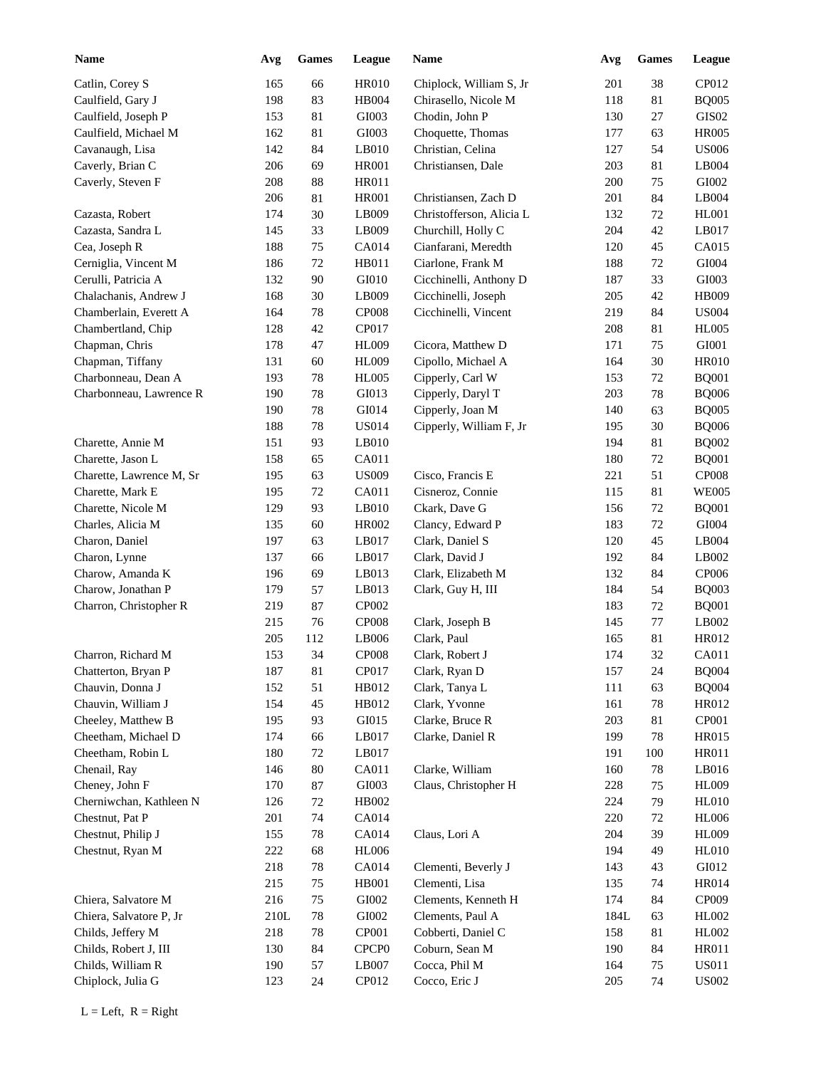| Name | Avg | Games | League |
|---|---|---|---|
| Catlin, Corey S | 165 | 66 | HR010 |
| Caulfield, Gary J | 198 | 83 | HB004 |
| Caulfield, Joseph P | 153 | 81 | GI003 |
| Caulfield, Michael M | 162 | 81 | GI003 |
| Cavanaugh, Lisa | 142 | 84 | LB010 |
| Caverly, Brian C | 206 | 69 | HR001 |
| Caverly, Steven F | 208 | 88 | HR011 |
| | 206 | 81 | HR001 |
| Cazasta, Robert | 174 | 30 | LB009 |
| Cazasta, Sandra L | 145 | 33 | LB009 |
| Cea, Joseph R | 188 | 75 | CA014 |
| Cerniglia, Vincent M | 186 | 72 | HB011 |
| Cerulli, Patricia A | 132 | 90 | GI010 |
| Chalachanis, Andrew J | 168 | 30 | LB009 |
| Chamberlain, Everett A | 164 | 78 | CP008 |
| Chambertland, Chip | 128 | 42 | CP017 |
| Chapman, Chris | 178 | 47 | HL009 |
| Chapman, Tiffany | 131 | 60 | HL009 |
| Charbonneau, Dean A | 193 | 78 | HL005 |
| Charbonneau, Lawrence R | 190 | 78 | GI013 |
| | 190 | 78 | GI014 |
| | 188 | 78 | US014 |
| Charette, Annie M | 151 | 93 | LB010 |
| Charette, Jason L | 158 | 65 | CA011 |
| Charette, Lawrence M, Sr | 195 | 63 | US009 |
| Charette, Mark E | 195 | 72 | CA011 |
| Charette, Nicole M | 129 | 93 | LB010 |
| Charles, Alicia M | 135 | 60 | HR002 |
| Charon, Daniel | 197 | 63 | LB017 |
| Charon, Lynne | 137 | 66 | LB017 |
| Charow, Amanda K | 196 | 69 | LB013 |
| Charow, Jonathan P | 179 | 57 | LB013 |
| Charron, Christopher R | 219 | 87 | CP002 |
| | 215 | 76 | CP008 |
| | 205 | 112 | LB006 |
| Charron, Richard M | 153 | 34 | CP008 |
| Chatterton, Bryan P | 187 | 81 | CP017 |
| Chauvin, Donna J | 152 | 51 | HB012 |
| Chauvin, William J | 154 | 45 | HB012 |
| Cheeley, Matthew B | 195 | 93 | GI015 |
| Cheetham, Michael D | 174 | 66 | LB017 |
| Cheetham, Robin L | 180 | 72 | LB017 |
| Chenail, Ray | 146 | 80 | CA011 |
| Cheney, John F | 170 | 87 | GI003 |
| Cherniwchan, Kathleen N | 126 | 72 | HB002 |
| Chestnut, Pat P | 201 | 74 | CA014 |
| Chestnut, Philip J | 155 | 78 | CA014 |
| Chestnut, Ryan M | 222 | 68 | HL006 |
| | 218 | 78 | CA014 |
| | 215 | 75 | HB001 |
| Chiera, Salvatore M | 216 | 75 | GI002 |
| Chiera, Salvatore P, Jr | 210L | 78 | GI002 |
| Childs, Jeffery M | 218 | 78 | CP001 |
| Childs, Robert J, III | 130 | 84 | CPCP0 |
| Childs, William R | 190 | 57 | LB007 |
| Chiplock, Julia G | 123 | 24 | CP012 |
| Chiplock, William S, Jr | 201 | 38 | CP012 |
| Chirasello, Nicole M | 118 | 81 | BQ005 |
| Chodin, John P | 130 | 27 | GIS02 |
| Choquette, Thomas | 177 | 63 | HR005 |
| Christian, Celina | 127 | 54 | US006 |
| Christiansen, Dale | 203 | 81 | LB004 |
| | 200 | 75 | GI002 |
| Christiansen, Zach D | 201 | 84 | LB004 |
| Christofferson, Alicia L | 132 | 72 | HL001 |
| Churchill, Holly C | 204 | 42 | LB017 |
| Cianfarani, Meredth | 120 | 45 | CA015 |
| Ciarlone, Frank M | 188 | 72 | GI004 |
| Cicchinelli, Anthony D | 187 | 33 | GI003 |
| Cicchinelli, Joseph | 205 | 42 | HB009 |
| Cicchinelli, Vincent | 219 | 84 | US004 |
| | 208 | 81 | HL005 |
| Cicora, Matthew D | 171 | 75 | GI001 |
| Cipollo, Michael A | 164 | 30 | HR010 |
| Cipperly, Carl W | 153 | 72 | BQ001 |
| Cipperly, Daryl T | 203 | 78 | BQ006 |
| Cipperly, Joan M | 140 | 63 | BQ005 |
| Cipperly, William F, Jr | 195 | 30 | BQ006 |
| | 194 | 81 | BQ002 |
| | 180 | 72 | BQ001 |
| Cisco, Francis E | 221 | 51 | CP008 |
| Cisneroz, Connie | 115 | 81 | WE005 |
| Ckark, Dave G | 156 | 72 | BQ001 |
| Clancy, Edward P | 183 | 72 | GI004 |
| Clark, Daniel S | 120 | 45 | LB004 |
| Clark, David J | 192 | 84 | LB002 |
| Clark, Elizabeth M | 132 | 84 | CP006 |
| Clark, Guy H, III | 184 | 54 | BQ003 |
| | 183 | 72 | BQ001 |
| Clark, Joseph B | 145 | 77 | LB002 |
| Clark, Paul | 165 | 81 | HR012 |
| Clark, Robert J | 174 | 32 | CA011 |
| Clark, Ryan D | 157 | 24 | BQ004 |
| Clark, Tanya L | 111 | 63 | BQ004 |
| Clark, Yvonne | 161 | 78 | HR012 |
| Clarke, Bruce R | 203 | 81 | CP001 |
| Clarke, Daniel R | 199 | 78 | HR015 |
| | 191 | 100 | HR011 |
| Clarke, William | 160 | 78 | LB016 |
| Claus, Christopher H | 228 | 75 | HL009 |
| | 224 | 79 | HL010 |
| | 220 | 72 | HL006 |
| Claus, Lori A | 204 | 39 | HL009 |
| | 194 | 49 | HL010 |
| Clementi, Beverly J | 143 | 43 | GI012 |
| Clementi, Lisa | 135 | 74 | HR014 |
| Clements, Kenneth H | 174 | 84 | CP009 |
| Clements, Paul A | 184L | 63 | HL002 |
| Cobberti, Daniel C | 158 | 81 | HL002 |
| Coburn, Sean M | 190 | 84 | HR011 |
| Cocca, Phil M | 164 | 75 | US011 |
| Cocco, Eric J | 205 | 74 | US002 |

L = Left, R = Right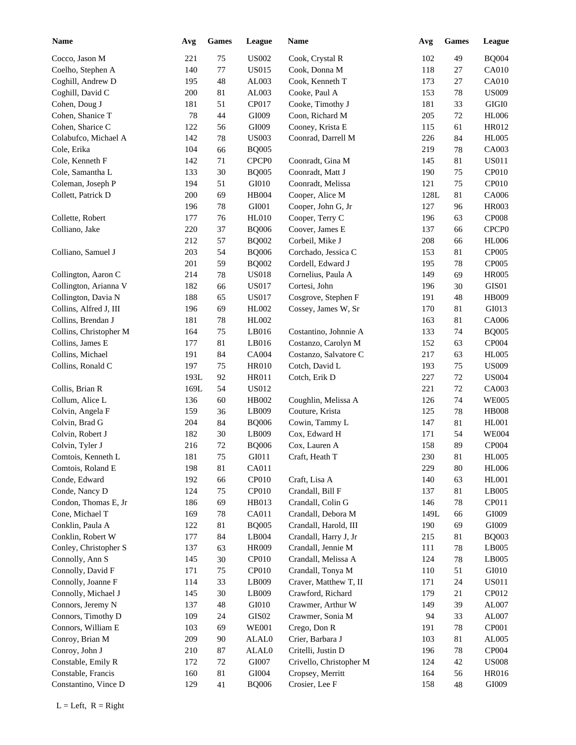| Name | Avg | Games | League | Name | Avg | Games | League |
|---|---|---|---|---|---|---|---|
| Cocco, Jason M | 221 | 75 | US002 | Cook, Crystal R | 102 | 49 | BQ004 |
| Coelho, Stephen A | 140 | 77 | US015 | Cook, Donna M | 118 | 27 | CA010 |
| Coghill, Andrew D | 195 | 48 | AL003 | Cook, Kenneth T | 173 | 27 | CA010 |
| Coghill, David C | 200 | 81 | AL003 | Cooke, Paul A | 153 | 78 | US009 |
| Cohen, Doug J | 181 | 51 | CP017 | Cooke, Timothy J | 181 | 33 | GIGI0 |
| Cohen, Shanice T | 78 | 44 | GI009 | Coon, Richard M | 205 | 72 | HL006 |
| Cohen, Sharice C | 122 | 56 | GI009 | Cooney, Krista E | 115 | 61 | HR012 |
| Colabufco, Michael A | 142 | 78 | US003 | Coonrad, Darrell M | 226 | 84 | HL005 |
| Cole, Erika | 104 | 66 | BQ005 | | 219 | 78 | CA003 |
| Cole, Kenneth F | 142 | 71 | CPCP0 | Coonradt, Gina M | 145 | 81 | US011 |
| Cole, Samantha L | 133 | 30 | BQ005 | Coonradt, Matt J | 190 | 75 | CP010 |
| Coleman, Joseph P | 194 | 51 | GI010 | Coonradt, Melissa | 121 | 75 | CP010 |
| Collett, Patrick D | 200 | 69 | HB004 | Cooper, Alice M | 128L | 81 | CA006 |
| | 196 | 78 | GI001 | Cooper, John G, Jr | 127 | 96 | HR003 |
| Collette, Robert | 177 | 76 | HL010 | Cooper, Terry C | 196 | 63 | CP008 |
| Colliano, Jake | 220 | 37 | BQ006 | Coover, James E | 137 | 66 | CPCP0 |
| | 212 | 57 | BQ002 | Corbeil, Mike J | 208 | 66 | HL006 |
| Colliano, Samuel J | 203 | 54 | BQ006 | Corchado, Jessica C | 153 | 81 | CP005 |
| | 201 | 59 | BQ002 | Cordell, Edward J | 195 | 78 | CP005 |
| Collington, Aaron C | 214 | 78 | US018 | Cornelius, Paula A | 149 | 69 | HR005 |
| Collington, Arianna V | 182 | 66 | US017 | Cortesi, John | 196 | 30 | GIS01 |
| Collington, Davia N | 188 | 65 | US017 | Cosgrove, Stephen F | 191 | 48 | HB009 |
| Collins, Alfred J, III | 196 | 69 | HL002 | Cossey, James W, Sr | 170 | 81 | GI013 |
| Collins, Brendan J | 181 | 78 | HL002 | | 163 | 81 | CA006 |
| Collins, Christopher M | 164 | 75 | LB016 | Costantino, Johnnie A | 133 | 74 | BQ005 |
| Collins, James E | 177 | 81 | LB016 | Costanzo, Carolyn M | 152 | 63 | CP004 |
| Collins, Michael | 191 | 84 | CA004 | Costanzo, Salvatore C | 217 | 63 | HL005 |
| Collins, Ronald C | 197 | 75 | HR010 | Cotch, David L | 193 | 75 | US009 |
| | 193L | 92 | HR011 | Cotch, Erik D | 227 | 72 | US004 |
| Collis, Brian R | 169L | 54 | US012 | | 221 | 72 | CA003 |
| Collum, Alice L | 136 | 60 | HB002 | Coughlin, Melissa A | 126 | 74 | WE005 |
| Colvin, Angela F | 159 | 36 | LB009 | Couture, Krista | 125 | 78 | HB008 |
| Colvin, Brad G | 204 | 84 | BQ006 | Cowin, Tammy L | 147 | 81 | HL001 |
| Colvin, Robert J | 182 | 30 | LB009 | Cox, Edward H | 171 | 54 | WE004 |
| Colvin, Tyler J | 216 | 72 | BQ006 | Cox, Lauren A | 158 | 89 | CP004 |
| Comtois, Kenneth L | 181 | 75 | GI011 | Craft, Heath T | 230 | 81 | HL005 |
| Comtois, Roland E | 198 | 81 | CA011 | | 229 | 80 | HL006 |
| Conde, Edward | 192 | 66 | CP010 | Craft, Lisa A | 140 | 63 | HL001 |
| Conde, Nancy D | 124 | 75 | CP010 | Crandall, Bill F | 137 | 81 | LB005 |
| Condon, Thomas E, Jr | 186 | 69 | HB013 | Crandall, Colin G | 146 | 78 | CP011 |
| Cone, Michael T | 169 | 78 | CA011 | Crandall, Debora M | 149L | 66 | GI009 |
| Conklin, Paula A | 122 | 81 | BQ005 | Crandall, Harold, III | 190 | 69 | GI009 |
| Conklin, Robert W | 177 | 84 | LB004 | Crandall, Harry J, Jr | 215 | 81 | BQ003 |
| Conley, Christopher S | 137 | 63 | HR009 | Crandall, Jennie M | 111 | 78 | LB005 |
| Connolly, Ann S | 145 | 30 | CP010 | Crandall, Melissa A | 124 | 78 | LB005 |
| Connolly, David F | 171 | 75 | CP010 | Crandall, Tonya M | 110 | 51 | GI010 |
| Connolly, Joanne F | 114 | 33 | LB009 | Craver, Matthew T, II | 171 | 24 | US011 |
| Connolly, Michael J | 145 | 30 | LB009 | Crawford, Richard | 179 | 21 | CP012 |
| Connors, Jeremy N | 137 | 48 | GI010 | Crawmer, Arthur W | 149 | 39 | AL007 |
| Connors, Timothy D | 109 | 24 | GIS02 | Crawmer, Sonia M | 94 | 33 | AL007 |
| Connors, William E | 103 | 69 | WE001 | Crego, Don R | 191 | 78 | CP001 |
| Conroy, Brian M | 209 | 90 | ALAL0 | Crier, Barbara J | 103 | 81 | AL005 |
| Conroy, John J | 210 | 87 | ALAL0 | Critelli, Justin D | 196 | 78 | CP004 |
| Constable, Emily R | 172 | 72 | GI007 | Crivello, Christopher M | 124 | 42 | US008 |
| Constable, Francis | 160 | 81 | GI004 | Cropsey, Merritt | 164 | 56 | HR016 |
| Constantino, Vince D | 129 | 41 | BQ006 | Crosier, Lee F | 158 | 48 | GI009 |

L = Left, R = Right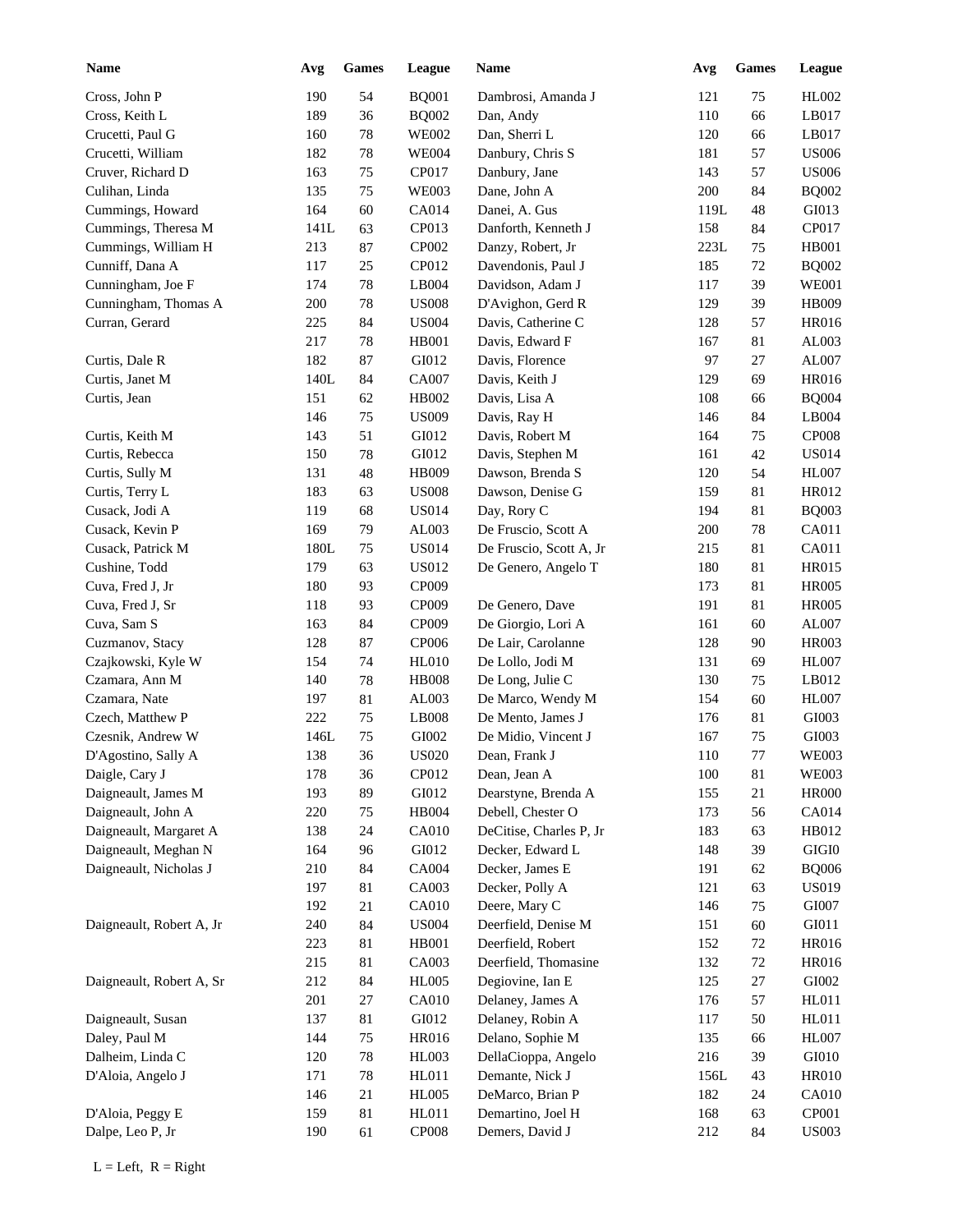| Name | Avg | Games | League |
|---|---|---|---|
| Cross, John P | 190 | 54 | BQ001 |
| Cross, Keith L | 189 | 36 | BQ002 |
| Crucetti, Paul G | 160 | 78 | WE002 |
| Crucetti, William | 182 | 78 | WE004 |
| Cruver, Richard D | 163 | 75 | CP017 |
| Culihan, Linda | 135 | 75 | WE003 |
| Cummings, Howard | 164 | 60 | CA014 |
| Cummings, Theresa M | 141L | 63 | CP013 |
| Cummings, William H | 213 | 87 | CP002 |
| Cunniff, Dana A | 117 | 25 | CP012 |
| Cunningham, Joe F | 174 | 78 | LB004 |
| Cunningham, Thomas A | 200 | 78 | US008 |
| Curran, Gerard | 225 | 84 | US004 |
| | 217 | 78 | HB001 |
| Curtis, Dale R | 182 | 87 | GI012 |
| Curtis, Janet M | 140L | 84 | CA007 |
| Curtis, Jean | 151 | 62 | HB002 |
| | 146 | 75 | US009 |
| Curtis, Keith M | 143 | 51 | GI012 |
| Curtis, Rebecca | 150 | 78 | GI012 |
| Curtis, Sully M | 131 | 48 | HB009 |
| Curtis, Terry L | 183 | 63 | US008 |
| Cusack, Jodi A | 119 | 68 | US014 |
| Cusack, Kevin P | 169 | 79 | AL003 |
| Cusack, Patrick M | 180L | 75 | US014 |
| Cushine, Todd | 179 | 63 | US012 |
| Cuva, Fred J, Jr | 180 | 93 | CP009 |
| Cuva, Fred J, Sr | 118 | 93 | CP009 |
| Cuva, Sam S | 163 | 84 | CP009 |
| Cuzmanov, Stacy | 128 | 87 | CP006 |
| Czajkowski, Kyle W | 154 | 74 | HL010 |
| Czamara, Ann M | 140 | 78 | HB008 |
| Czamara, Nate | 197 | 81 | AL003 |
| Czech, Matthew P | 222 | 75 | LB008 |
| Czesnik, Andrew W | 146L | 75 | GI002 |
| D'Agostino, Sally A | 138 | 36 | US020 |
| Daigle, Cary J | 178 | 36 | CP012 |
| Daigneault, James M | 193 | 89 | GI012 |
| Daigneault, John A | 220 | 75 | HB004 |
| Daigneault, Margaret A | 138 | 24 | CA010 |
| Daigneault, Meghan N | 164 | 96 | GI012 |
| Daigneault, Nicholas J | 210 | 84 | CA004 |
| | 197 | 81 | CA003 |
| | 192 | 21 | CA010 |
| Daigneault, Robert A, Jr | 240 | 84 | US004 |
| | 223 | 81 | HB001 |
| | 215 | 81 | CA003 |
| Daigneault, Robert A, Sr | 212 | 84 | HL005 |
| | 201 | 27 | CA010 |
| Daigneault, Susan | 137 | 81 | GI012 |
| Daley, Paul M | 144 | 75 | HR016 |
| Dalheim, Linda C | 120 | 78 | HL003 |
| D'Aloia, Angelo J | 171 | 78 | HL011 |
| | 146 | 21 | HL005 |
| D'Aloia, Peggy E | 159 | 81 | HL011 |
| Dalpe, Leo P, Jr | 190 | 61 | CP008 |
| Dambrosi, Amanda J | 121 | 75 | HL002 |
| Dan, Andy | 110 | 66 | LB017 |
| Dan, Sherri L | 120 | 66 | LB017 |
| Danbury, Chris S | 181 | 57 | US006 |
| Danbury, Jane | 143 | 57 | US006 |
| Dane, John A | 200 | 84 | BQ002 |
| Danei, A. Gus | 119L | 48 | GI013 |
| Danforth, Kenneth J | 158 | 84 | CP017 |
| Danzy, Robert, Jr | 223L | 75 | HB001 |
| Davendonis, Paul J | 185 | 72 | BQ002 |
| Davidson, Adam J | 117 | 39 | WE001 |
| D'Avighon, Gerd R | 129 | 39 | HB009 |
| Davis, Catherine C | 128 | 57 | HR016 |
| Davis, Edward F | 167 | 81 | AL003 |
| Davis, Florence | 97 | 27 | AL007 |
| Davis, Keith J | 129 | 69 | HR016 |
| Davis, Lisa A | 108 | 66 | BQ004 |
| Davis, Ray H | 146 | 84 | LB004 |
| Davis, Robert M | 164 | 75 | CP008 |
| Davis, Stephen M | 161 | 42 | US014 |
| Dawson, Brenda S | 120 | 54 | HL007 |
| Dawson, Denise G | 159 | 81 | HR012 |
| Day, Rory C | 194 | 81 | BQ003 |
| De Fruscio, Scott A | 200 | 78 | CA011 |
| De Fruscio, Scott A, Jr | 215 | 81 | CA011 |
| De Genero, Angelo T | 180 | 81 | HR015 |
| | 173 | 81 | HR005 |
| De Genero, Dave | 191 | 81 | HR005 |
| De Giorgio, Lori A | 161 | 60 | AL007 |
| De Lair, Carolanne | 128 | 90 | HR003 |
| De Lollo, Jodi M | 131 | 69 | HL007 |
| De Long, Julie C | 130 | 75 | LB012 |
| De Marco, Wendy M | 154 | 60 | HL007 |
| De Mento, James J | 176 | 81 | GI003 |
| De Midio, Vincent J | 167 | 75 | GI003 |
| Dean, Frank J | 110 | 77 | WE003 |
| Dean, Jean A | 100 | 81 | WE003 |
| Dearstyne, Brenda A | 155 | 21 | HR000 |
| Debell, Chester O | 173 | 56 | CA014 |
| DeCitise, Charles P, Jr | 183 | 63 | HB012 |
| Decker, Edward L | 148 | 39 | GIGI0 |
| Decker, James E | 191 | 62 | BQ006 |
| Decker, Polly A | 121 | 63 | US019 |
| Deere, Mary C | 146 | 75 | GI007 |
| Deerfield, Denise M | 151 | 60 | GI011 |
| Deerfield, Robert | 152 | 72 | HR016 |
| Deerfield, Thomasine | 132 | 72 | HR016 |
| Degiovine, Ian E | 125 | 27 | GI002 |
| Delaney, James A | 176 | 57 | HL011 |
| Delaney, Robin A | 117 | 50 | HL011 |
| Delano, Sophie M | 135 | 66 | HL007 |
| DellaCioppa, Angelo | 216 | 39 | GI010 |
| Demante, Nick J | 156L | 43 | HR010 |
| DeMarco, Brian P | 182 | 24 | CA010 |
| Demartino, Joel H | 168 | 63 | CP001 |
| Demers, David J | 212 | 84 | US003 |

L = Left, R = Right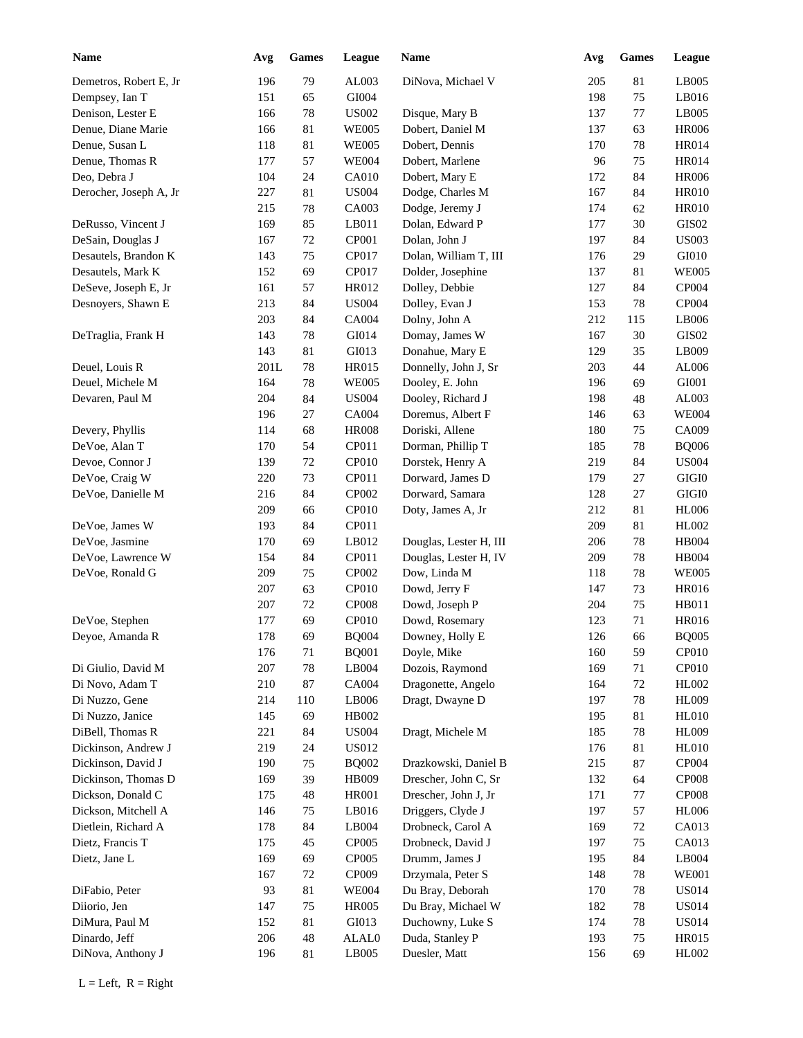| Name | Avg | Games | League |
|---|---|---|---|
| Demetros, Robert E, Jr | 196 | 79 | AL003 |
| Dempsey, Ian T | 151 | 65 | GI004 |
| Denison, Lester E | 166 | 78 | US002 |
| Denue, Diane Marie | 166 | 81 | WE005 |
| Denue, Susan L | 118 | 81 | WE005 |
| Denue, Thomas R | 177 | 57 | WE004 |
| Deo, Debra J | 104 | 24 | CA010 |
| Derocher, Joseph A, Jr | 227 | 81 | US004 |
| | 215 | 78 | CA003 |
| DeRusso, Vincent J | 169 | 85 | LB011 |
| DeSain, Douglas J | 167 | 72 | CP001 |
| Desautels, Brandon K | 143 | 75 | CP017 |
| Desautels, Mark K | 152 | 69 | CP017 |
| DeSeve, Joseph E, Jr | 161 | 57 | HR012 |
| Desnoyers, Shawn E | 213 | 84 | US004 |
| | 203 | 84 | CA004 |
| DeTraglia, Frank H | 143 | 78 | GI014 |
| | 143 | 81 | GI013 |
| Deuel, Louis R | 201L | 78 | HR015 |
| Deuel, Michele M | 164 | 78 | WE005 |
| Devaren, Paul M | 204 | 84 | US004 |
| | 196 | 27 | CA004 |
| Devery, Phyllis | 114 | 68 | HR008 |
| DeVoe, Alan T | 170 | 54 | CP011 |
| Devoe, Connor J | 139 | 72 | CP010 |
| DeVoe, Craig W | 220 | 73 | CP011 |
| DeVoe, Danielle M | 216 | 84 | CP002 |
| | 209 | 66 | CP010 |
| DeVoe, James W | 193 | 84 | CP011 |
| DeVoe, Jasmine | 170 | 69 | LB012 |
| DeVoe, Lawrence W | 154 | 84 | CP011 |
| DeVoe, Ronald G | 209 | 75 | CP002 |
| | 207 | 63 | CP010 |
| | 207 | 72 | CP008 |
| DeVoe, Stephen | 177 | 69 | CP010 |
| Deyoe, Amanda R | 178 | 69 | BQ004 |
| | 176 | 71 | BQ001 |
| Di Giulio, David M | 207 | 78 | LB004 |
| Di Novo, Adam T | 210 | 87 | CA004 |
| Di Nuzzo, Gene | 214 | 110 | LB006 |
| Di Nuzzo, Janice | 145 | 69 | HB002 |
| DiBell, Thomas R | 221 | 84 | US004 |
| Dickinson, Andrew J | 219 | 24 | US012 |
| Dickinson, David J | 190 | 75 | BQ002 |
| Dickinson, Thomas D | 169 | 39 | HB009 |
| Dickson, Donald C | 175 | 48 | HR001 |
| Dickson, Mitchell A | 146 | 75 | LB016 |
| Dietlein, Richard A | 178 | 84 | LB004 |
| Dietz, Francis T | 175 | 45 | CP005 |
| Dietz, Jane L | 169 | 69 | CP005 |
| | 167 | 72 | CP009 |
| DiFabio, Peter | 93 | 81 | WE004 |
| Diiorio, Jen | 147 | 75 | HR005 |
| DiMura, Paul M | 152 | 81 | GI013 |
| Dinardo, Jeff | 206 | 48 | ALAL0 |
| DiNova, Anthony J | 196 | 81 | LB005 |
| DiNova, Michael V | 205 | 81 | LB005 |
| | 198 | 75 | LB016 |
| Disque, Mary B | 137 | 77 | LB005 |
| Dobert, Daniel M | 137 | 63 | HR006 |
| Dobert, Dennis | 170 | 78 | HR014 |
| Dobert, Marlene | 96 | 75 | HR014 |
| Dobert, Mary E | 172 | 84 | HR006 |
| Dodge, Charles M | 167 | 84 | HR010 |
| Dodge, Jeremy J | 174 | 62 | HR010 |
| Dolan, Edward P | 177 | 30 | GIS02 |
| Dolan, John J | 197 | 84 | US003 |
| Dolan, William T, III | 176 | 29 | GI010 |
| Dolder, Josephine | 137 | 81 | WE005 |
| Dolley, Debbie | 127 | 84 | CP004 |
| Dolley, Evan J | 153 | 78 | CP004 |
| Dolny, John A | 212 | 115 | LB006 |
| Domay, James W | 167 | 30 | GIS02 |
| Donahue, Mary E | 129 | 35 | LB009 |
| Donnelly, John J, Sr | 203 | 44 | AL006 |
| Dooley, E. John | 196 | 69 | GI001 |
| Dooley, Richard J | 198 | 48 | AL003 |
| Doremus, Albert F | 146 | 63 | WE004 |
| Doriski, Allene | 180 | 75 | CA009 |
| Dorman, Phillip T | 185 | 78 | BQ006 |
| Dorstek, Henry A | 219 | 84 | US004 |
| Dorward, James D | 179 | 27 | GIGI0 |
| Dorward, Samara | 128 | 27 | GIGI0 |
| Doty, James A, Jr | 212 | 81 | HL006 |
| | 209 | 81 | HL002 |
| Douglas, Lester H, III | 206 | 78 | HB004 |
| Douglas, Lester H, IV | 209 | 78 | HB004 |
| Dow, Linda M | 118 | 78 | WE005 |
| Dowd, Jerry F | 147 | 73 | HR016 |
| Dowd, Joseph P | 204 | 75 | HB011 |
| Dowd, Rosemary | 123 | 71 | HR016 |
| Downey, Holly E | 126 | 66 | BQ005 |
| Doyle, Mike | 160 | 59 | CP010 |
| Dozois, Raymond | 169 | 71 | CP010 |
| Dragonette, Angelo | 164 | 72 | HL002 |
| Dragt, Dwayne D | 197 | 78 | HL009 |
| | 195 | 81 | HL010 |
| Dragt, Michele M | 185 | 78 | HL009 |
| | 176 | 81 | HL010 |
| Drazkowski, Daniel B | 215 | 87 | CP004 |
| Drescher, John C, Sr | 132 | 64 | CP008 |
| Drescher, John J, Jr | 171 | 77 | CP008 |
| Driggers, Clyde J | 197 | 57 | HL006 |
| Drobneck, Carol A | 169 | 72 | CA013 |
| Drobneck, David J | 197 | 75 | CA013 |
| Drumm, James J | 195 | 84 | LB004 |
| Drzymala, Peter S | 148 | 78 | WE001 |
| Du Bray, Deborah | 170 | 78 | US014 |
| Du Bray, Michael W | 182 | 78 | US014 |
| Duchowny, Luke S | 174 | 78 | US014 |
| Duda, Stanley P | 193 | 75 | HR015 |
| Duesler, Matt | 156 | 69 | HL002 |

L = Left, R = Right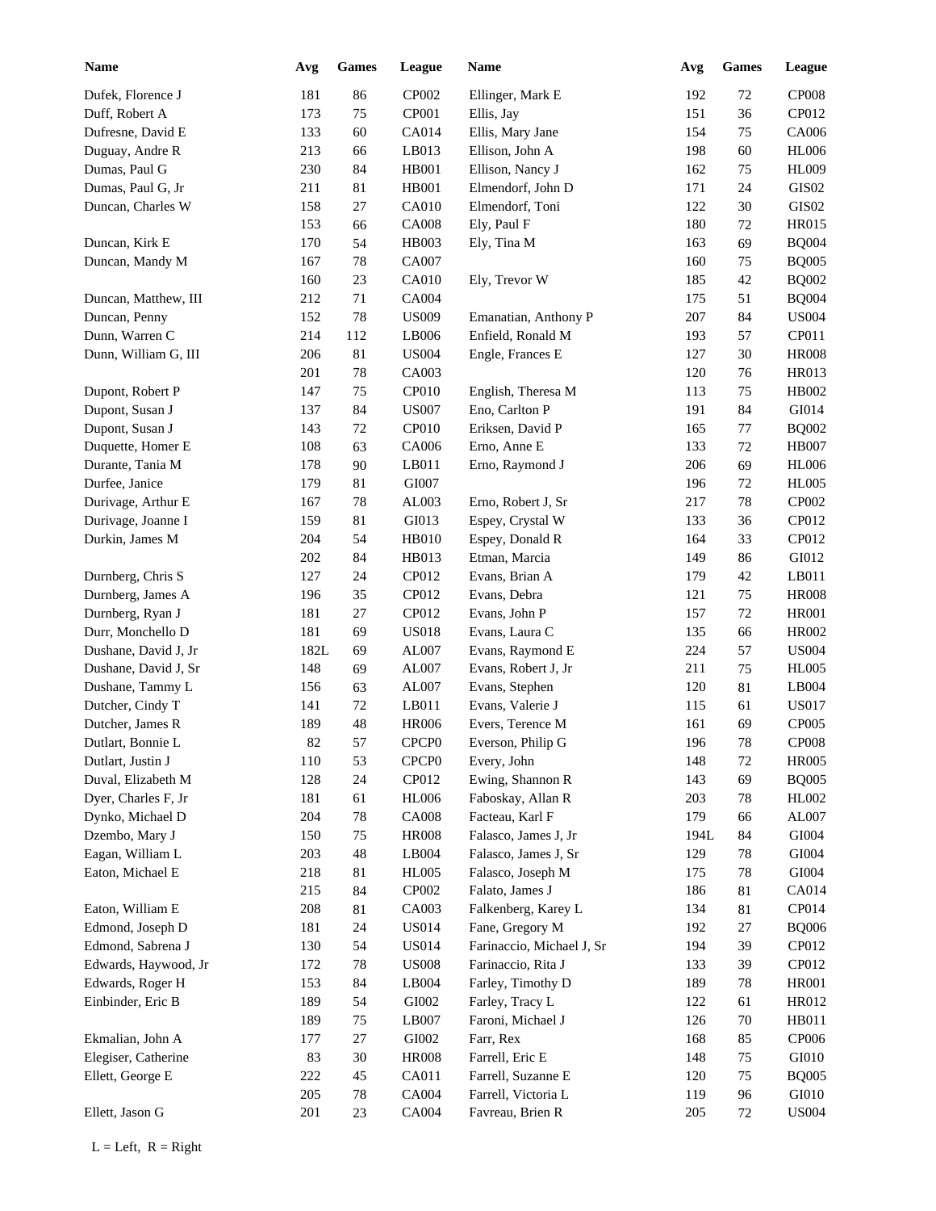| Name | Avg | Games | League |
|---|---|---|---|
| Dufek, Florence J | 181 | 86 | CP002 |
| Duff, Robert A | 173 | 75 | CP001 |
| Dufresne, David E | 133 | 60 | CA014 |
| Duguay, Andre R | 213 | 66 | LB013 |
| Dumas, Paul G | 230 | 84 | HB001 |
| Dumas, Paul G, Jr | 211 | 81 | HB001 |
| Duncan, Charles W | 158 | 27 | CA010 |
| | 153 | 66 | CA008 |
| Duncan, Kirk E | 170 | 54 | HB003 |
| Duncan, Mandy M | 167 | 78 | CA007 |
| | 160 | 23 | CA010 |
| Duncan, Matthew, III | 212 | 71 | CA004 |
| Duncan, Penny | 152 | 78 | US009 |
| Dunn, Warren C | 214 | 112 | LB006 |
| Dunn, William G, III | 206 | 81 | US004 |
| | 201 | 78 | CA003 |
| Dupont, Robert P | 147 | 75 | CP010 |
| Dupont, Susan J | 137 | 84 | US007 |
| Dupont, Susan J | 143 | 72 | CP010 |
| Duquette, Homer E | 108 | 63 | CA006 |
| Durante, Tania M | 178 | 90 | LB011 |
| Durfee, Janice | 179 | 81 | GI007 |
| Durivage, Arthur E | 167 | 78 | AL003 |
| Durivage, Joanne I | 159 | 81 | GI013 |
| Durkin, James M | 204 | 54 | HB010 |
| | 202 | 84 | HB013 |
| Durnberg, Chris S | 127 | 24 | CP012 |
| Durnberg, James A | 196 | 35 | CP012 |
| Durnberg, Ryan J | 181 | 27 | CP012 |
| Durr, Monchello D | 181 | 69 | US018 |
| Dushane, David J, Jr | 182L | 69 | AL007 |
| Dushane, David J, Sr | 148 | 69 | AL007 |
| Dushane, Tammy L | 156 | 63 | AL007 |
| Dutcher, Cindy T | 141 | 72 | LB011 |
| Dutcher, James R | 189 | 48 | HR006 |
| Dutlart, Bonnie L | 82 | 57 | CPCP0 |
| Dutlart, Justin J | 110 | 53 | CPCP0 |
| Duval, Elizabeth M | 128 | 24 | CP012 |
| Dyer, Charles F, Jr | 181 | 61 | HL006 |
| Dynko, Michael D | 204 | 78 | CA008 |
| Dzembo, Mary J | 150 | 75 | HR008 |
| Eagan, William L | 203 | 48 | LB004 |
| Eaton, Michael E | 218 | 81 | HL005 |
| | 215 | 84 | CP002 |
| Eaton, William E | 208 | 81 | CA003 |
| Edmond, Joseph D | 181 | 24 | US014 |
| Edmond, Sabrena J | 130 | 54 | US014 |
| Edwards, Haywood, Jr | 172 | 78 | US008 |
| Edwards, Roger H | 153 | 84 | LB004 |
| Einbinder, Eric B | 189 | 54 | GI002 |
| | 189 | 75 | LB007 |
| Ekmalian, John A | 177 | 27 | GI002 |
| Elegiser, Catherine | 83 | 30 | HR008 |
| Ellett, George E | 222 | 45 | CA011 |
| | 205 | 78 | CA004 |
| Ellett, Jason G | 201 | 23 | CA004 |
| Ellinger, Mark E | 192 | 72 | CP008 |
| Ellis, Jay | 151 | 36 | CP012 |
| Ellis, Mary Jane | 154 | 75 | CA006 |
| Ellison, John A | 198 | 60 | HL006 |
| Ellison, Nancy J | 162 | 75 | HL009 |
| Elmendorf, John D | 171 | 24 | GIS02 |
| Elmendorf, Toni | 122 | 30 | GIS02 |
| Ely, Paul F | 180 | 72 | HR015 |
| Ely, Tina M | 163 | 69 | BQ004 |
| | 160 | 75 | BQ005 |
| Ely, Trevor W | 185 | 42 | BQ002 |
| | 175 | 51 | BQ004 |
| Emanatian, Anthony P | 207 | 84 | US004 |
| Enfield, Ronald M | 193 | 57 | CP011 |
| Engle, Frances E | 127 | 30 | HR008 |
| | 120 | 76 | HR013 |
| English, Theresa M | 113 | 75 | HB002 |
| Eno, Carlton P | 191 | 84 | GI014 |
| Eriksen, David P | 165 | 77 | BQ002 |
| Erno, Anne E | 133 | 72 | HB007 |
| Erno, Raymond J | 206 | 69 | HL006 |
| | 196 | 72 | HL005 |
| Erno, Robert J, Sr | 217 | 78 | CP002 |
| Espey, Crystal W | 133 | 36 | CP012 |
| Espey, Donald R | 164 | 33 | CP012 |
| Etman, Marcia | 149 | 86 | GI012 |
| Evans, Brian A | 179 | 42 | LB011 |
| Evans, Debra | 121 | 75 | HR008 |
| Evans, John P | 157 | 72 | HR001 |
| Evans, Laura C | 135 | 66 | HR002 |
| Evans, Raymond E | 224 | 57 | US004 |
| Evans, Robert J, Jr | 211 | 75 | HL005 |
| Evans, Stephen | 120 | 81 | LB004 |
| Evans, Valerie J | 115 | 61 | US017 |
| Evers, Terence M | 161 | 69 | CP005 |
| Everson, Philip G | 196 | 78 | CP008 |
| Every, John | 148 | 72 | HR005 |
| Ewing, Shannon R | 143 | 69 | BQ005 |
| Faboskay, Allan R | 203 | 78 | HL002 |
| Facteau, Karl F | 179 | 66 | AL007 |
| Falasco, James J, Jr | 194L | 84 | GI004 |
| Falasco, James J, Sr | 129 | 78 | GI004 |
| Falasco, Joseph M | 175 | 78 | GI004 |
| Falato, James J | 186 | 81 | CA014 |
| Falkenberg, Karey L | 134 | 81 | CP014 |
| Fane, Gregory M | 192 | 27 | BQ006 |
| Farinaccio, Michael J, Sr | 194 | 39 | CP012 |
| Farinaccio, Rita J | 133 | 39 | CP012 |
| Farley, Timothy D | 189 | 78 | HR001 |
| Farley, Tracy L | 122 | 61 | HR012 |
| Faroni, Michael J | 126 | 70 | HB011 |
| Farr, Rex | 168 | 85 | CP006 |
| Farrell, Eric E | 148 | 75 | GI010 |
| Farrell, Suzanne E | 120 | 75 | BQ005 |
| Farrell, Victoria L | 119 | 96 | GI010 |
| Favreau, Brien R | 205 | 72 | US004 |

L = Left, R = Right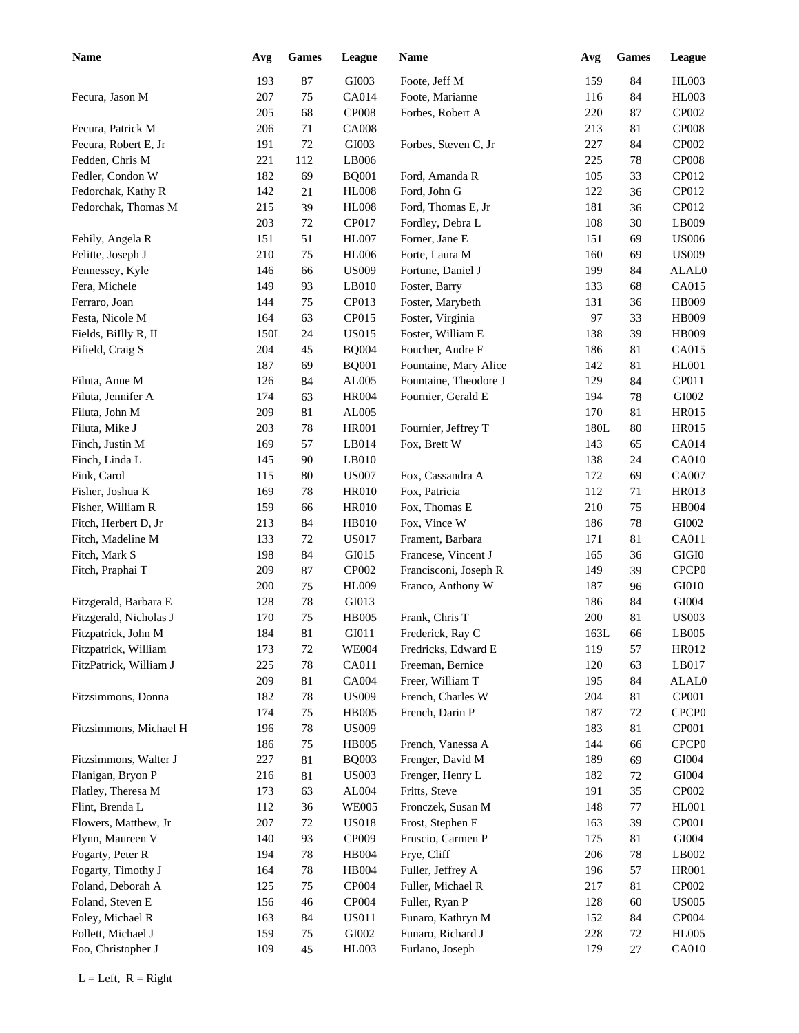| Name | Avg | Games | League | Name | Avg | Games | League |
|---|---|---|---|---|---|---|---|
| | 193 | 87 | GI003 | Foote, Jeff M | 159 | 84 | HL003 |
| Fecura, Jason M | 207 | 75 | CA014 | Foote, Marianne | 116 | 84 | HL003 |
| | 205 | 68 | CP008 | Forbes, Robert A | 220 | 87 | CP002 |
| Fecura, Patrick M | 206 | 71 | CA008 | | 213 | 81 | CP008 |
| Fecura, Robert E, Jr | 191 | 72 | GI003 | Forbes, Steven C, Jr | 227 | 84 | CP002 |
| Fedden, Chris M | 221 | 112 | LB006 | | 225 | 78 | CP008 |
| Fedler, Condon W | 182 | 69 | BQ001 | Ford, Amanda R | 105 | 33 | CP012 |
| Fedorchak, Kathy R | 142 | 21 | HL008 | Ford, John G | 122 | 36 | CP012 |
| Fedorchak, Thomas M | 215 | 39 | HL008 | Ford, Thomas E, Jr | 181 | 36 | CP012 |
| | 203 | 72 | CP017 | Fordley, Debra L | 108 | 30 | LB009 |
| Fehily, Angela R | 151 | 51 | HL007 | Forner, Jane E | 151 | 69 | US006 |
| Felitte, Joseph J | 210 | 75 | HL006 | Forte, Laura M | 160 | 69 | US009 |
| Fennessey, Kyle | 146 | 66 | US009 | Fortune, Daniel J | 199 | 84 | ALAL0 |
| Fera, Michele | 149 | 93 | LB010 | Foster, Barry | 133 | 68 | CA015 |
| Ferraro, Joan | 144 | 75 | CP013 | Foster, Marybeth | 131 | 36 | HB009 |
| Festa, Nicole M | 164 | 63 | CP015 | Foster, Virginia | 97 | 33 | HB009 |
| Fields, BiIlly R, II | 150L | 24 | US015 | Foster, William E | 138 | 39 | HB009 |
| Fifield, Craig S | 204 | 45 | BQ004 | Foucher, Andre F | 186 | 81 | CA015 |
| | 187 | 69 | BQ001 | Fountaine, Mary Alice | 142 | 81 | HL001 |
| Filuta, Anne M | 126 | 84 | AL005 | Fountaine, Theodore J | 129 | 84 | CP011 |
| Filuta, Jennifer A | 174 | 63 | HR004 | Fournier, Gerald E | 194 | 78 | GI002 |
| Filuta, John M | 209 | 81 | AL005 | | 170 | 81 | HR015 |
| Filuta, Mike J | 203 | 78 | HR001 | Fournier, Jeffrey T | 180L | 80 | HR015 |
| Finch, Justin M | 169 | 57 | LB014 | Fox, Brett W | 143 | 65 | CA014 |
| Finch, Linda L | 145 | 90 | LB010 | | 138 | 24 | CA010 |
| Fink, Carol | 115 | 80 | US007 | Fox, Cassandra A | 172 | 69 | CA007 |
| Fisher, Joshua K | 169 | 78 | HR010 | Fox, Patricia | 112 | 71 | HR013 |
| Fisher, William R | 159 | 66 | HR010 | Fox, Thomas E | 210 | 75 | HB004 |
| Fitch, Herbert D, Jr | 213 | 84 | HB010 | Fox, Vince W | 186 | 78 | GI002 |
| Fitch, Madeline M | 133 | 72 | US017 | Frament, Barbara | 171 | 81 | CA011 |
| Fitch, Mark S | 198 | 84 | GI015 | Francese, Vincent J | 165 | 36 | GIGI0 |
| Fitch, Praphai T | 209 | 87 | CP002 | Francisconi, Joseph R | 149 | 39 | CPCP0 |
| | 200 | 75 | HL009 | Franco, Anthony W | 187 | 96 | GI010 |
| Fitzgerald, Barbara E | 128 | 78 | GI013 | | 186 | 84 | GI004 |
| Fitzgerald, Nicholas J | 170 | 75 | HB005 | Frank, Chris T | 200 | 81 | US003 |
| Fitzpatrick, John M | 184 | 81 | GI011 | Frederick, Ray C | 163L | 66 | LB005 |
| Fitzpatrick, William | 173 | 72 | WE004 | Fredricks, Edward E | 119 | 57 | HR012 |
| FitzPatrick, William J | 225 | 78 | CA011 | Freeman, Bernice | 120 | 63 | LB017 |
| | 209 | 81 | CA004 | Freer, William T | 195 | 84 | ALAL0 |
| Fitzsimmons, Donna | 182 | 78 | US009 | French, Charles W | 204 | 81 | CP001 |
| | 174 | 75 | HB005 | French, Darin P | 187 | 72 | CPCP0 |
| Fitzsimmons, Michael H | 196 | 78 | US009 | | 183 | 81 | CP001 |
| | 186 | 75 | HB005 | French, Vanessa A | 144 | 66 | CPCP0 |
| Fitzsimmons, Walter J | 227 | 81 | BQ003 | Frenger, David M | 189 | 69 | GI004 |
| Flanigan, Bryon P | 216 | 81 | US003 | Frenger, Henry L | 182 | 72 | GI004 |
| Flatley, Theresa M | 173 | 63 | AL004 | Fritts, Steve | 191 | 35 | CP002 |
| Flint, Brenda L | 112 | 36 | WE005 | Fronczek, Susan M | 148 | 77 | HL001 |
| Flowers, Matthew, Jr | 207 | 72 | US018 | Frost, Stephen E | 163 | 39 | CP001 |
| Flynn, Maureen V | 140 | 93 | CP009 | Fruscio, Carmen P | 175 | 81 | GI004 |
| Fogarty, Peter R | 194 | 78 | HB004 | Frye, Cliff | 206 | 78 | LB002 |
| Fogarty, Timothy J | 164 | 78 | HB004 | Fuller, Jeffrey A | 196 | 57 | HR001 |
| Foland, Deborah A | 125 | 75 | CP004 | Fuller, Michael R | 217 | 81 | CP002 |
| Foland, Steven E | 156 | 46 | CP004 | Fuller, Ryan P | 128 | 60 | US005 |
| Foley, Michael R | 163 | 84 | US011 | Funaro, Kathryn M | 152 | 84 | CP004 |
| Follett, Michael J | 159 | 75 | GI002 | Funaro, Richard J | 228 | 72 | HL005 |
| Foo, Christopher J | 109 | 45 | HL003 | Furlano, Joseph | 179 | 27 | CA010 |

L = Left, R = Right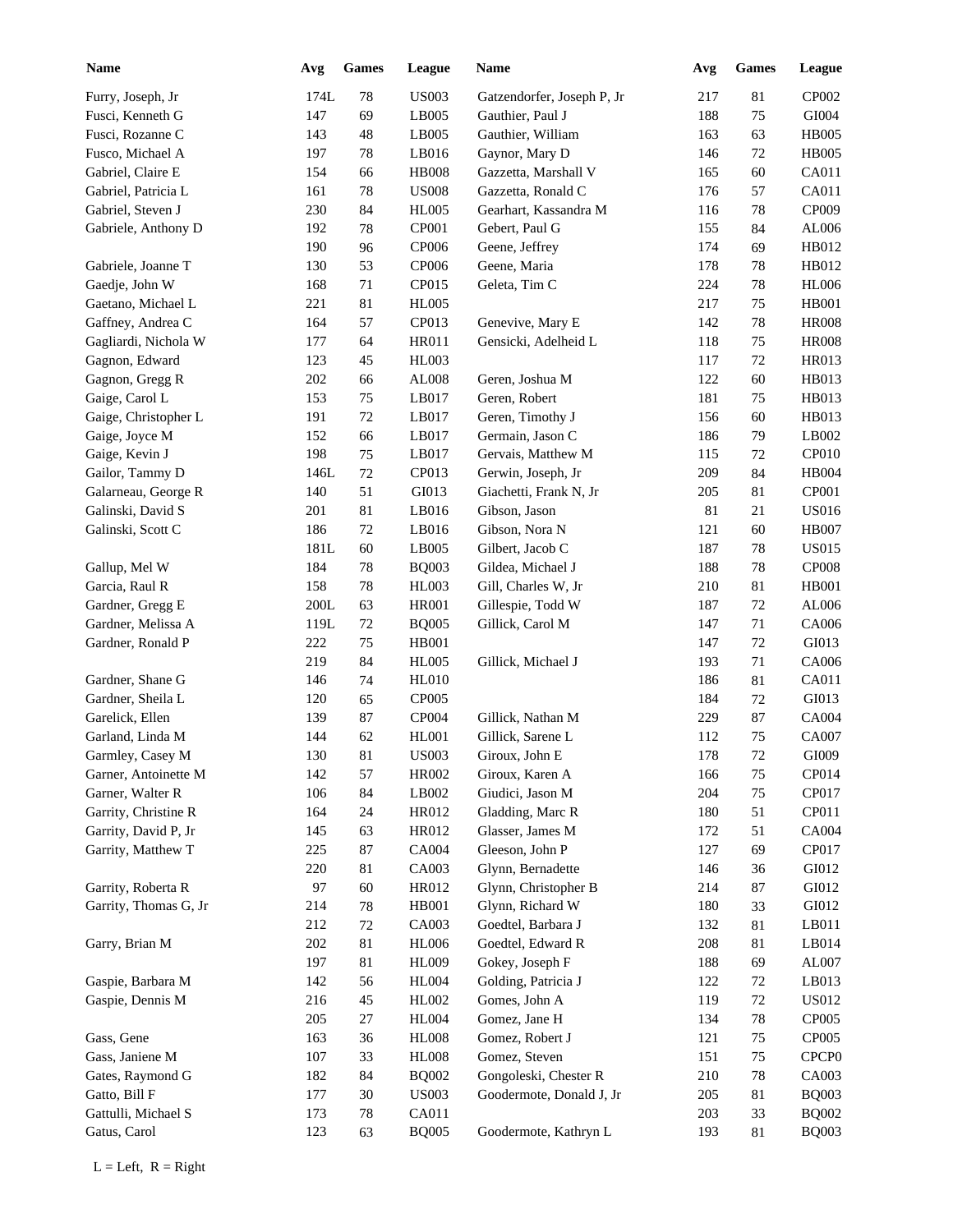| Name | Avg | Games | League |
|---|---|---|---|
| Furry, Joseph, Jr | 174L | 78 | US003 |
| Fusci, Kenneth G | 147 | 69 | LB005 |
| Fusci, Rozanne C | 143 | 48 | LB005 |
| Fusco, Michael A | 197 | 78 | LB016 |
| Gabriel, Claire E | 154 | 66 | HB008 |
| Gabriel, Patricia L | 161 | 78 | US008 |
| Gabriel, Steven J | 230 | 84 | HL005 |
| Gabriele, Anthony D | 192 | 78 | CP001 |
| | 190 | 96 | CP006 |
| Gabriele, Joanne T | 130 | 53 | CP006 |
| Gaedje, John W | 168 | 71 | CP015 |
| Gaetano, Michael L | 221 | 81 | HL005 |
| Gaffney, Andrea C | 164 | 57 | CP013 |
| Gagliardi, Nichola W | 177 | 64 | HR011 |
| Gagnon, Edward | 123 | 45 | HL003 |
| Gagnon, Gregg R | 202 | 66 | AL008 |
| Gaige, Carol L | 153 | 75 | LB017 |
| Gaige, Christopher L | 191 | 72 | LB017 |
| Gaige, Joyce M | 152 | 66 | LB017 |
| Gaige, Kevin J | 198 | 75 | LB017 |
| Gailor, Tammy D | 146L | 72 | CP013 |
| Galarneau, George R | 140 | 51 | GI013 |
| Galinski, David S | 201 | 81 | LB016 |
| Galinski, Scott C | 186 | 72 | LB016 |
| | 181L | 60 | LB005 |
| Gallup, Mel W | 184 | 78 | BQ003 |
| Garcia, Raul R | 158 | 78 | HL003 |
| Gardner, Gregg E | 200L | 63 | HR001 |
| Gardner, Melissa A | 119L | 72 | BQ005 |
| Gardner, Ronald P | 222 | 75 | HB001 |
| | 219 | 84 | HL005 |
| Gardner, Shane G | 146 | 74 | HL010 |
| Gardner, Sheila L | 120 | 65 | CP005 |
| Garelick, Ellen | 139 | 87 | CP004 |
| Garland, Linda M | 144 | 62 | HL001 |
| Garmley, Casey M | 130 | 81 | US003 |
| Garner, Antoinette M | 142 | 57 | HR002 |
| Garner, Walter R | 106 | 84 | LB002 |
| Garrity, Christine R | 164 | 24 | HR012 |
| Garrity, David P, Jr | 145 | 63 | HR012 |
| Garrity, Matthew T | 225 | 87 | CA004 |
| | 220 | 81 | CA003 |
| Garrity, Roberta R | 97 | 60 | HR012 |
| Garrity, Thomas G, Jr | 214 | 78 | HB001 |
| | 212 | 72 | CA003 |
| Garry, Brian M | 202 | 81 | HL006 |
| | 197 | 81 | HL009 |
| Gaspie, Barbara M | 142 | 56 | HL004 |
| Gaspie, Dennis M | 216 | 45 | HL002 |
| | 205 | 27 | HL004 |
| Gass, Gene | 163 | 36 | HL008 |
| Gass, Janiene M | 107 | 33 | HL008 |
| Gates, Raymond G | 182 | 84 | BQ002 |
| Gatto, Bill F | 177 | 30 | US003 |
| Gattulli, Michael S | 173 | 78 | CA011 |
| Gatus, Carol | 123 | 63 | BQ005 |
| Gatzendorfer, Joseph P, Jr | 217 | 81 | CP002 |
| Gauthier, Paul J | 188 | 75 | GI004 |
| Gauthier, William | 163 | 63 | HB005 |
| Gaynor, Mary D | 146 | 72 | HB005 |
| Gazzetta, Marshall V | 165 | 60 | CA011 |
| Gazzetta, Ronald C | 176 | 57 | CA011 |
| Gearhart, Kassandra M | 116 | 78 | CP009 |
| Gebert, Paul G | 155 | 84 | AL006 |
| Geene, Jeffrey | 174 | 69 | HB012 |
| Geene, Maria | 178 | 78 | HB012 |
| Geleta, Tim C | 224 | 78 | HL006 |
| | 217 | 75 | HB001 |
| Genevive, Mary E | 142 | 78 | HR008 |
| Gensicki, Adelheid L | 118 | 75 | HR008 |
| | 117 | 72 | HR013 |
| Geren, Joshua M | 122 | 60 | HB013 |
| Geren, Robert | 181 | 75 | HB013 |
| Geren, Timothy J | 156 | 60 | HB013 |
| Germain, Jason C | 186 | 79 | LB002 |
| Gervais, Matthew M | 115 | 72 | CP010 |
| Gerwin, Joseph, Jr | 209 | 84 | HB004 |
| Giachetti, Frank N, Jr | 205 | 81 | CP001 |
| Gibson, Jason | 81 | 21 | US016 |
| Gibson, Nora N | 121 | 60 | HB007 |
| Gilbert, Jacob C | 187 | 78 | US015 |
| Gildea, Michael J | 188 | 78 | CP008 |
| Gill, Charles W, Jr | 210 | 81 | HB001 |
| Gillespie, Todd W | 187 | 72 | AL006 |
| Gillick, Carol M | 147 | 71 | CA006 |
| | 147 | 72 | GI013 |
| Gillick, Michael J | 193 | 71 | CA006 |
| | 186 | 81 | CA011 |
| | 184 | 72 | GI013 |
| Gillick, Nathan M | 229 | 87 | CA004 |
| Gillick, Sarene L | 112 | 75 | CA007 |
| Giroux, John E | 178 | 72 | GI009 |
| Giroux, Karen A | 166 | 75 | CP014 |
| Giudici, Jason M | 204 | 75 | CP017 |
| Gladding, Marc R | 180 | 51 | CP011 |
| Glasser, James M | 172 | 51 | CA004 |
| Gleeson, John P | 127 | 69 | CP017 |
| Glynn, Bernadette | 146 | 36 | GI012 |
| Glynn, Christopher B | 214 | 87 | GI012 |
| Glynn, Richard W | 180 | 33 | GI012 |
| Goedtel, Barbara J | 132 | 81 | LB011 |
| Goedtel, Edward R | 208 | 81 | LB014 |
| Gokey, Joseph F | 188 | 69 | AL007 |
| Golding, Patricia J | 122 | 72 | LB013 |
| Gomes, John A | 119 | 72 | US012 |
| Gomez, Jane H | 134 | 78 | CP005 |
| Gomez, Robert J | 121 | 75 | CP005 |
| Gomez, Steven | 151 | 75 | CPCP0 |
| Gongoleski, Chester R | 210 | 78 | CA003 |
| Goodermote, Donald J, Jr | 205 | 81 | BQ003 |
| | 203 | 33 | BQ002 |
| Goodermote, Kathryn L | 193 | 81 | BQ003 |

L = Left, R = Right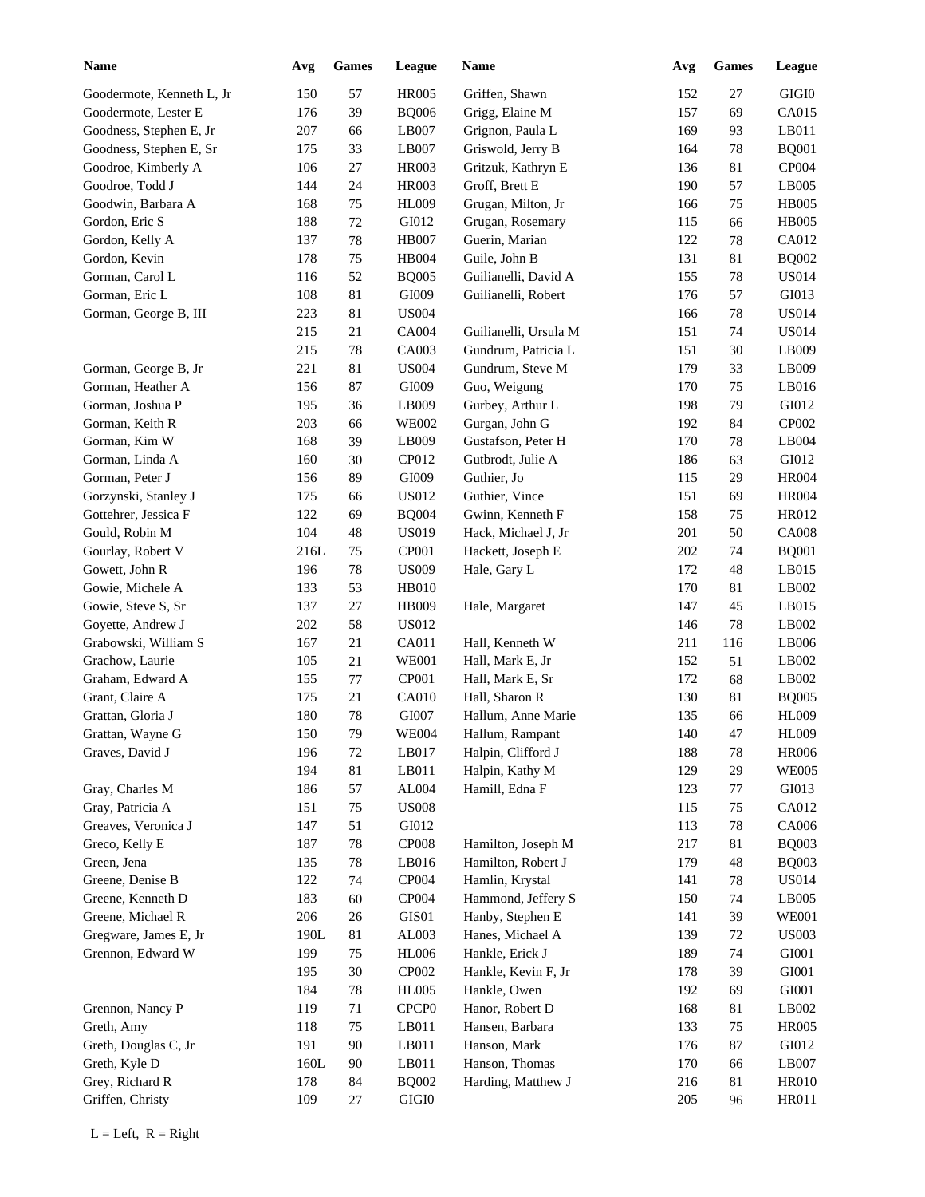| Name | Avg | Games | League |
| --- | --- | --- | --- |
| Goodermote, Kenneth L, Jr | 150 | 57 | HR005 |
| Goodermote, Lester E | 176 | 39 | BQ006 |
| Goodness, Stephen E, Jr | 207 | 66 | LB007 |
| Goodness, Stephen E, Sr | 175 | 33 | LB007 |
| Goodroe, Kimberly A | 106 | 27 | HR003 |
| Goodroe, Todd J | 144 | 24 | HR003 |
| Goodwin, Barbara A | 168 | 75 | HL009 |
| Gordon, Eric S | 188 | 72 | GI012 |
| Gordon, Kelly A | 137 | 78 | HB007 |
| Gordon, Kevin | 178 | 75 | HB004 |
| Gorman, Carol L | 116 | 52 | BQ005 |
| Gorman, Eric L | 108 | 81 | GI009 |
| Gorman, George B, III | 223 | 81 | US004 |
| | 215 | 21 | CA004 |
| | 215 | 78 | CA003 |
| Gorman, George B, Jr | 221 | 81 | US004 |
| Gorman, Heather A | 156 | 87 | GI009 |
| Gorman, Joshua P | 195 | 36 | LB009 |
| Gorman, Keith R | 203 | 66 | WE002 |
| Gorman, Kim W | 168 | 39 | LB009 |
| Gorman, Linda A | 160 | 30 | CP012 |
| Gorman, Peter J | 156 | 89 | GI009 |
| Gorzynski, Stanley J | 175 | 66 | US012 |
| Gottehrer, Jessica F | 122 | 69 | BQ004 |
| Gould, Robin M | 104 | 48 | US019 |
| Gourlay, Robert V | 216L | 75 | CP001 |
| Gowett, John R | 196 | 78 | US009 |
| Gowie, Michele A | 133 | 53 | HB010 |
| Gowie, Steve S, Sr | 137 | 27 | HB009 |
| Goyette, Andrew J | 202 | 58 | US012 |
| Grabowski, William S | 167 | 21 | CA011 |
| Grachow, Laurie | 105 | 21 | WE001 |
| Graham, Edward A | 155 | 77 | CP001 |
| Grant, Claire A | 175 | 21 | CA010 |
| Grattan, Gloria J | 180 | 78 | GI007 |
| Grattan, Wayne G | 150 | 79 | WE004 |
| Graves, David J | 196 | 72 | LB017 |
| | 194 | 81 | LB011 |
| Gray, Charles M | 186 | 57 | AL004 |
| Gray, Patricia A | 151 | 75 | US008 |
| Greaves, Veronica J | 147 | 51 | GI012 |
| Greco, Kelly E | 187 | 78 | CP008 |
| Green, Jena | 135 | 78 | LB016 |
| Greene, Denise B | 122 | 74 | CP004 |
| Greene, Kenneth D | 183 | 60 | CP004 |
| Greene, Michael R | 206 | 26 | GIS01 |
| Gregware, James E, Jr | 190L | 81 | AL003 |
| Grennon, Edward W | 199 | 75 | HL006 |
| | 195 | 30 | CP002 |
| | 184 | 78 | HL005 |
| Grennon, Nancy P | 119 | 71 | CPCP0 |
| Greth, Amy | 118 | 75 | LB011 |
| Greth, Douglas C, Jr | 191 | 90 | LB011 |
| Greth, Kyle D | 160L | 90 | LB011 |
| Grey, Richard R | 178 | 84 | BQ002 |
| Griffen, Christy | 109 | 27 | GIGI0 |
| Griffen, Shawn | 152 | 27 | GIGI0 |
| Grigg, Elaine M | 157 | 69 | CA015 |
| Grignon, Paula L | 169 | 93 | LB011 |
| Griswold, Jerry B | 164 | 78 | BQ001 |
| Gritzuk, Kathryn E | 136 | 81 | CP004 |
| Groff, Brett E | 190 | 57 | LB005 |
| Grugan, Milton, Jr | 166 | 75 | HB005 |
| Grugan, Rosemary | 115 | 66 | HB005 |
| Guerin, Marian | 122 | 78 | CA012 |
| Guile, John B | 131 | 81 | BQ002 |
| Guilianelli, David A | 155 | 78 | US014 |
| Guilianelli, Robert | 176 | 57 | GI013 |
| | 166 | 78 | US014 |
| Guilianelli, Ursula M | 151 | 74 | US014 |
| Gundrum, Patricia L | 151 | 30 | LB009 |
| Gundrum, Steve M | 179 | 33 | LB009 |
| Guo, Weigung | 170 | 75 | LB016 |
| Gurbey, Arthur L | 198 | 79 | GI012 |
| Gurgan, John G | 192 | 84 | CP002 |
| Gustafson, Peter H | 170 | 78 | LB004 |
| Gutbrodt, Julie A | 186 | 63 | GI012 |
| Guthier, Jo | 115 | 29 | HR004 |
| Guthier, Vince | 151 | 69 | HR004 |
| Gwinn, Kenneth F | 158 | 75 | HR012 |
| Hack, Michael J, Jr | 201 | 50 | CA008 |
| Hackett, Joseph E | 202 | 74 | BQ001 |
| Hale, Gary L | 172 | 48 | LB015 |
| | 170 | 81 | LB002 |
| Hale, Margaret | 147 | 45 | LB015 |
| | 146 | 78 | LB002 |
| Hall, Kenneth W | 211 | 116 | LB006 |
| Hall, Mark E, Jr | 152 | 51 | LB002 |
| Hall, Mark E, Sr | 172 | 68 | LB002 |
| Hall, Sharon R | 130 | 81 | BQ005 |
| Hallum, Anne Marie | 135 | 66 | HL009 |
| Hallum, Rampant | 140 | 47 | HL009 |
| Halpin, Clifford J | 188 | 78 | HR006 |
| Halpin, Kathy M | 129 | 29 | WE005 |
| Hamill, Edna F | 123 | 77 | GI013 |
| | 115 | 75 | CA012 |
| | 113 | 78 | CA006 |
| Hamilton, Joseph M | 217 | 81 | BQ003 |
| Hamilton, Robert J | 179 | 48 | BQ003 |
| Hamlin, Krystal | 141 | 78 | US014 |
| Hammond, Jeffery S | 150 | 74 | LB005 |
| Hanby, Stephen E | 141 | 39 | WE001 |
| Hanes, Michael A | 139 | 72 | US003 |
| Hankle, Erick J | 189 | 74 | GI001 |
| Hankle, Kevin F, Jr | 178 | 39 | GI001 |
| Hankle, Owen | 192 | 69 | GI001 |
| Hanor, Robert D | 168 | 81 | LB002 |
| Hansen, Barbara | 133 | 75 | HR005 |
| Hanson, Mark | 176 | 87 | GI012 |
| Hanson, Thomas | 170 | 66 | LB007 |
| Harding, Matthew J | 216 | 81 | HR010 |
| | 205 | 96 | HR011 |

L = Left, R = Right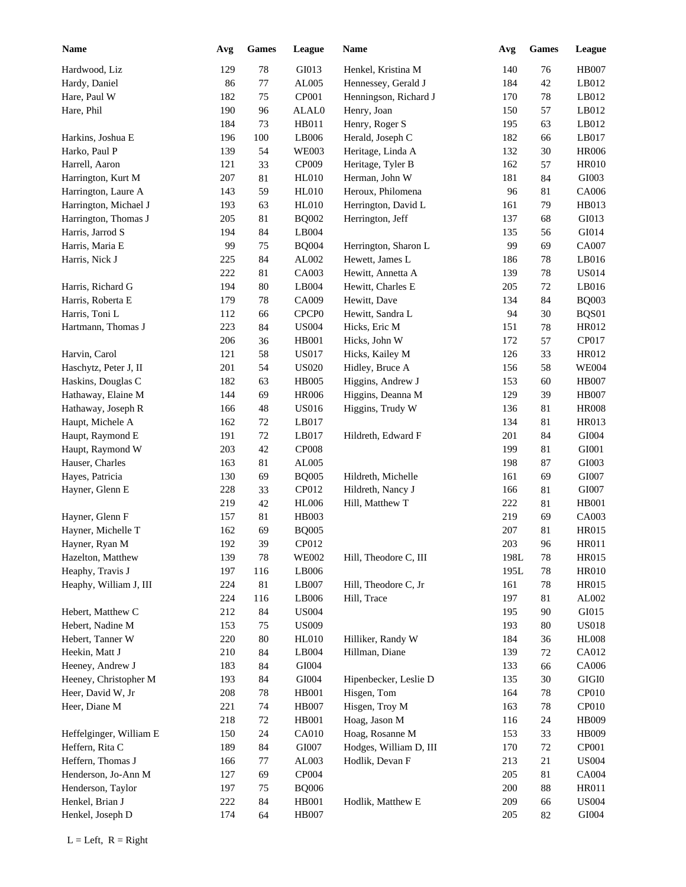| Name | Avg | Games | League | Name | Avg | Games | League |
|---|---|---|---|---|---|---|---|
| Hardwood, Liz | 129 | 78 | GI013 | Henkel, Kristina M | 140 | 76 | HB007 |
| Hardy, Daniel | 86 | 77 | AL005 | Hennessey, Gerald J | 184 | 42 | LB012 |
| Hare, Paul W | 182 | 75 | CP001 | Henningson, Richard J | 170 | 78 | LB012 |
| Hare, Phil | 190 | 96 | ALAL0 | Henry, Joan | 150 | 57 | LB012 |
| | 184 | 73 | HB011 | Henry, Roger S | 195 | 63 | LB012 |
| Harkins, Joshua E | 196 | 100 | LB006 | Herald, Joseph C | 182 | 66 | LB017 |
| Harko, Paul P | 139 | 54 | WE003 | Heritage, Linda A | 132 | 30 | HR006 |
| Harrell, Aaron | 121 | 33 | CP009 | Heritage, Tyler B | 162 | 57 | HR010 |
| Harrington, Kurt M | 207 | 81 | HL010 | Herman, John W | 181 | 84 | GI003 |
| Harrington, Laure A | 143 | 59 | HL010 | Heroux, Philomena | 96 | 81 | CA006 |
| Harrington, Michael J | 193 | 63 | HL010 | Herrington, David L | 161 | 79 | HB013 |
| Harrington, Thomas J | 205 | 81 | BQ002 | Herrington, Jeff | 137 | 68 | GI013 |
| Harris, Jarrod S | 194 | 84 | LB004 | | 135 | 56 | GI014 |
| Harris, Maria E | 99 | 75 | BQ004 | Herrington, Sharon L | 99 | 69 | CA007 |
| Harris, Nick J | 225 | 84 | AL002 | Hewett, James L | 186 | 78 | LB016 |
| | 222 | 81 | CA003 | Hewitt, Annetta A | 139 | 78 | US014 |
| Harris, Richard G | 194 | 80 | LB004 | Hewitt, Charles E | 205 | 72 | LB016 |
| Harris, Roberta E | 179 | 78 | CA009 | Hewitt, Dave | 134 | 84 | BQ003 |
| Harris, Toni L | 112 | 66 | CPCP0 | Hewitt, Sandra L | 94 | 30 | BQS01 |
| Hartmann, Thomas J | 223 | 84 | US004 | Hicks, Eric M | 151 | 78 | HR012 |
| | 206 | 36 | HB001 | Hicks, John W | 172 | 57 | CP017 |
| Harvin, Carol | 121 | 58 | US017 | Hicks, Kailey M | 126 | 33 | HR012 |
| Haschytz, Peter J, II | 201 | 54 | US020 | Hidley, Bruce A | 156 | 58 | WE004 |
| Haskins, Douglas C | 182 | 63 | HB005 | Higgins, Andrew J | 153 | 60 | HB007 |
| Hathaway, Elaine M | 144 | 69 | HR006 | Higgins, Deanna M | 129 | 39 | HB007 |
| Hathaway, Joseph R | 166 | 48 | US016 | Higgins, Trudy W | 136 | 81 | HR008 |
| Haupt, Michele A | 162 | 72 | LB017 | | 134 | 81 | HR013 |
| Haupt, Raymond E | 191 | 72 | LB017 | Hildreth, Edward F | 201 | 84 | GI004 |
| Haupt, Raymond W | 203 | 42 | CP008 | | 199 | 81 | GI001 |
| Hauser, Charles | 163 | 81 | AL005 | | 198 | 87 | GI003 |
| Hayes, Patricia | 130 | 69 | BQ005 | Hildreth, Michelle | 161 | 69 | GI007 |
| Hayner, Glenn E | 228 | 33 | CP012 | Hildreth, Nancy J | 166 | 81 | GI007 |
| | 219 | 42 | HL006 | Hill, Matthew T | 222 | 81 | HB001 |
| Hayner, Glenn F | 157 | 81 | HB003 | | 219 | 69 | CA003 |
| Hayner, Michelle T | 162 | 69 | BQ005 | | 207 | 81 | HR015 |
| Hayner, Ryan M | 192 | 39 | CP012 | | 203 | 96 | HR011 |
| Hazelton, Matthew | 139 | 78 | WE002 | Hill, Theodore C, III | 198L | 78 | HR015 |
| Heaphy, Travis J | 197 | 116 | LB006 | | 195L | 78 | HR010 |
| Heaphy, William J, III | 224 | 81 | LB007 | Hill, Theodore C, Jr | 161 | 78 | HR015 |
| | 224 | 116 | LB006 | Hill, Trace | 197 | 81 | AL002 |
| Hebert, Matthew C | 212 | 84 | US004 | | 195 | 90 | GI015 |
| Hebert, Nadine M | 153 | 75 | US009 | | 193 | 80 | US018 |
| Hebert, Tanner W | 220 | 80 | HL010 | Hilliker, Randy W | 184 | 36 | HL008 |
| Heekin, Matt J | 210 | 84 | LB004 | Hillman, Diane | 139 | 72 | CA012 |
| Heeney, Andrew J | 183 | 84 | GI004 | | 133 | 66 | CA006 |
| Heeney, Christopher M | 193 | 84 | GI004 | Hipenbecker, Leslie D | 135 | 30 | GIGI0 |
| Heer, David W, Jr | 208 | 78 | HB001 | Hisgen, Tom | 164 | 78 | CP010 |
| Heer, Diane M | 221 | 74 | HB007 | Hisgen, Troy M | 163 | 78 | CP010 |
| | 218 | 72 | HB001 | Hoag, Jason M | 116 | 24 | HB009 |
| Heffelginger, William E | 150 | 24 | CA010 | Hoag, Rosanne M | 153 | 33 | HB009 |
| Heffern, Rita C | 189 | 84 | GI007 | Hodges, William D, III | 170 | 72 | CP001 |
| Heffern, Thomas J | 166 | 77 | AL003 | Hodlik, Devan F | 213 | 21 | US004 |
| Henderson, Jo-Ann M | 127 | 69 | CP004 | | 205 | 81 | CA004 |
| Henderson, Taylor | 197 | 75 | BQ006 | | 200 | 88 | HR011 |
| Henkel, Brian J | 222 | 84 | HB001 | Hodlik, Matthew E | 209 | 66 | US004 |
| Henkel, Joseph D | 174 | 64 | HB007 | | 205 | 82 | GI004 |

L = Left, R = Right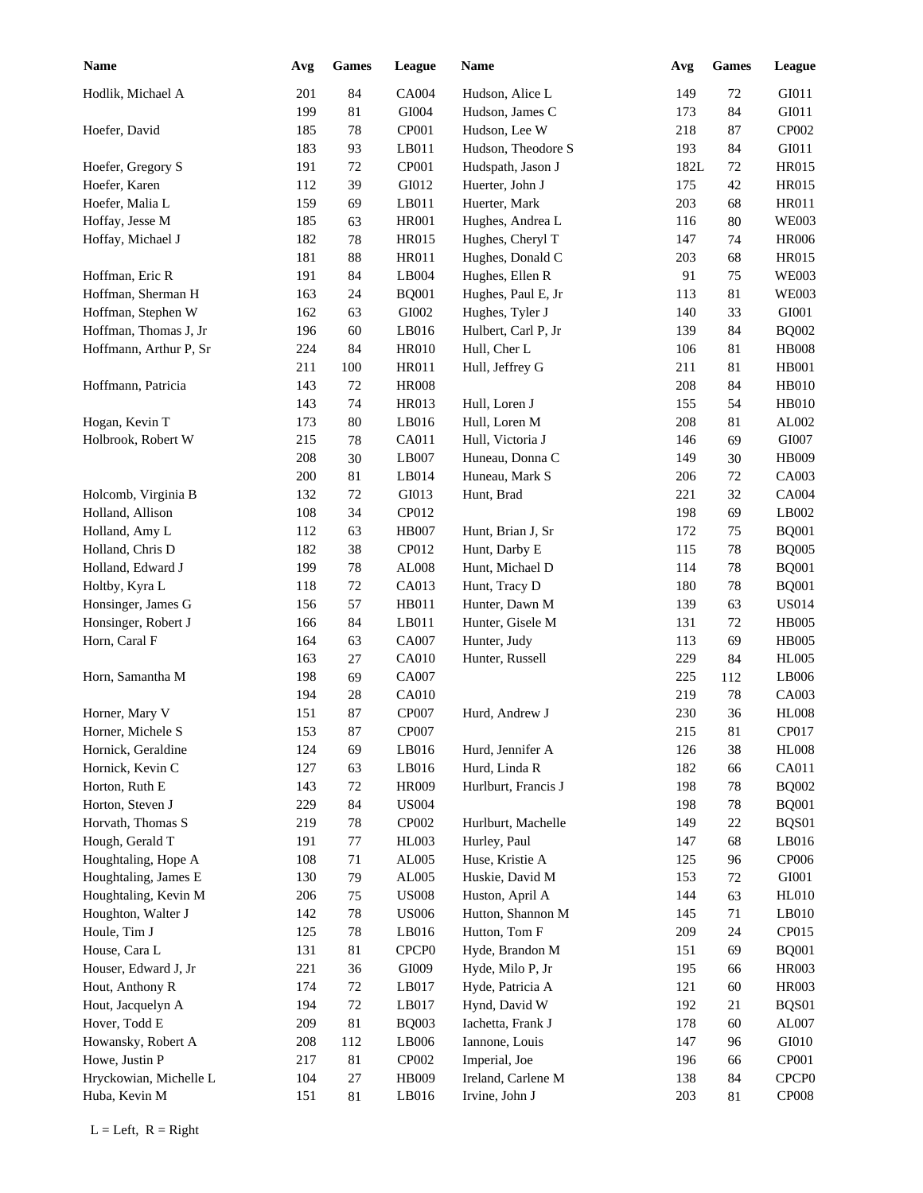| Name | Avg | Games | League |
|---|---|---|---|
| Hodlik, Michael A | 201 | 84 | CA004 |
| | 199 | 81 | GI004 |
| Hoefer, David | 185 | 78 | CP001 |
| | 183 | 93 | LB011 |
| Hoefer, Gregory S | 191 | 72 | CP001 |
| Hoefer, Karen | 112 | 39 | GI012 |
| Hoefer, Malia L | 159 | 69 | LB011 |
| Hoffay, Jesse M | 185 | 63 | HR001 |
| Hoffay, Michael J | 182 | 78 | HR015 |
| | 181 | 88 | HR011 |
| Hoffman, Eric R | 191 | 84 | LB004 |
| Hoffman, Sherman H | 163 | 24 | BQ001 |
| Hoffman, Stephen W | 162 | 63 | GI002 |
| Hoffman, Thomas J, Jr | 196 | 60 | LB016 |
| Hoffmann, Arthur P, Sr | 224 | 84 | HR010 |
| | 211 | 100 | HR011 |
| Hoffmann, Patricia | 143 | 72 | HR008 |
| | 143 | 74 | HR013 |
| Hogan, Kevin T | 173 | 80 | LB016 |
| Holbrook, Robert W | 215 | 78 | CA011 |
| | 208 | 30 | LB007 |
| | 200 | 81 | LB014 |
| Holcomb, Virginia B | 132 | 72 | GI013 |
| Holland, Allison | 108 | 34 | CP012 |
| Holland, Amy L | 112 | 63 | HB007 |
| Holland, Chris D | 182 | 38 | CP012 |
| Holland, Edward J | 199 | 78 | AL008 |
| Holtby, Kyra L | 118 | 72 | CA013 |
| Honsinger, James G | 156 | 57 | HB011 |
| Honsinger, Robert J | 166 | 84 | LB011 |
| Horn, Caral F | 164 | 63 | CA007 |
| | 163 | 27 | CA010 |
| Horn, Samantha M | 198 | 69 | CA007 |
| | 194 | 28 | CA010 |
| Horner, Mary V | 151 | 87 | CP007 |
| Horner, Michele S | 153 | 87 | CP007 |
| Hornick, Geraldine | 124 | 69 | LB016 |
| Hornick, Kevin C | 127 | 63 | LB016 |
| Horton, Ruth E | 143 | 72 | HR009 |
| Horton, Steven J | 229 | 84 | US004 |
| Horvath, Thomas S | 219 | 78 | CP002 |
| Hough, Gerald T | 191 | 77 | HL003 |
| Houghtaling, Hope A | 108 | 71 | AL005 |
| Houghtaling, James E | 130 | 79 | AL005 |
| Houghtaling, Kevin M | 206 | 75 | US008 |
| Houghton, Walter J | 142 | 78 | US006 |
| Houle, Tim J | 125 | 78 | LB016 |
| House, Cara L | 131 | 81 | CPCP0 |
| Houser, Edward J, Jr | 221 | 36 | GI009 |
| Hout, Anthony R | 174 | 72 | LB017 |
| Hout, Jacquelyn A | 194 | 72 | LB017 |
| Hover, Todd E | 209 | 81 | BQ003 |
| Howansky, Robert A | 208 | 112 | LB006 |
| Howe, Justin P | 217 | 81 | CP002 |
| Hryckowian, Michelle L | 104 | 27 | HB009 |
| Huba, Kevin M | 151 | 81 | LB016 |
| Hudson, Alice L | 149 | 72 | GI011 |
| Hudson, James C | 173 | 84 | GI011 |
| Hudson, Lee W | 218 | 87 | CP002 |
| Hudson, Theodore S | 193 | 84 | GI011 |
| Hudspath, Jason J | 182L | 72 | HR015 |
| Huerter, John J | 175 | 42 | HR015 |
| Huerter, Mark | 203 | 68 | HR011 |
| Hughes, Andrea L | 116 | 80 | WE003 |
| Hughes, Cheryl T | 147 | 74 | HR006 |
| Hughes, Donald C | 203 | 68 | HR015 |
| Hughes, Ellen R | 91 | 75 | WE003 |
| Hughes, Paul E, Jr | 113 | 81 | WE003 |
| Hughes, Tyler J | 140 | 33 | GI001 |
| Hulbert, Carl P, Jr | 139 | 84 | BQ002 |
| Hull, Cher L | 106 | 81 | HB008 |
| Hull, Jeffrey G | 211 | 81 | HB001 |
| | 208 | 84 | HB010 |
| Hull, Loren J | 155 | 54 | HB010 |
| Hull, Loren M | 208 | 81 | AL002 |
| Hull, Victoria J | 146 | 69 | GI007 |
| Huneau, Donna C | 149 | 30 | HB009 |
| Huneau, Mark S | 206 | 72 | CA003 |
| Hunt, Brad | 221 | 32 | CA004 |
| | 198 | 69 | LB002 |
| Hunt, Brian J, Sr | 172 | 75 | BQ001 |
| Hunt, Darby E | 115 | 78 | BQ005 |
| Hunt, Michael D | 114 | 78 | BQ001 |
| Hunt, Tracy D | 180 | 78 | BQ001 |
| Hunter, Dawn M | 139 | 63 | US014 |
| Hunter, Gisele M | 131 | 72 | HB005 |
| Hunter, Judy | 113 | 69 | HB005 |
| Hunter, Russell | 229 | 84 | HL005 |
| | 225 | 112 | LB006 |
| | 219 | 78 | CA003 |
| Hurd, Andrew J | 230 | 36 | HL008 |
| | 215 | 81 | CP017 |
| Hurd, Jennifer A | 126 | 38 | HL008 |
| Hurd, Linda R | 182 | 66 | CA011 |
| Hurlburt, Francis J | 198 | 78 | BQ002 |
| | 198 | 78 | BQ001 |
| Hurlburt, Machelle | 149 | 22 | BQS01 |
| Hurley, Paul | 147 | 68 | LB016 |
| Huse, Kristie A | 125 | 96 | CP006 |
| Huskie, David M | 153 | 72 | GI001 |
| Huston, April A | 144 | 63 | HL010 |
| Hutton, Shannon M | 145 | 71 | LB010 |
| Hutton, Tom F | 209 | 24 | CP015 |
| Hyde, Brandon M | 151 | 69 | BQ001 |
| Hyde, Milo P, Jr | 195 | 66 | HR003 |
| Hyde, Patricia A | 121 | 60 | HR003 |
| Hynd, David W | 192 | 21 | BQS01 |
| Iachetta, Frank J | 178 | 60 | AL007 |
| Iannone, Louis | 147 | 96 | GI010 |
| Imperial, Joe | 196 | 66 | CP001 |
| Ireland, Carlene M | 138 | 84 | CPCP0 |
| Irvine, John J | 203 | 81 | CP008 |

L = Left, R = Right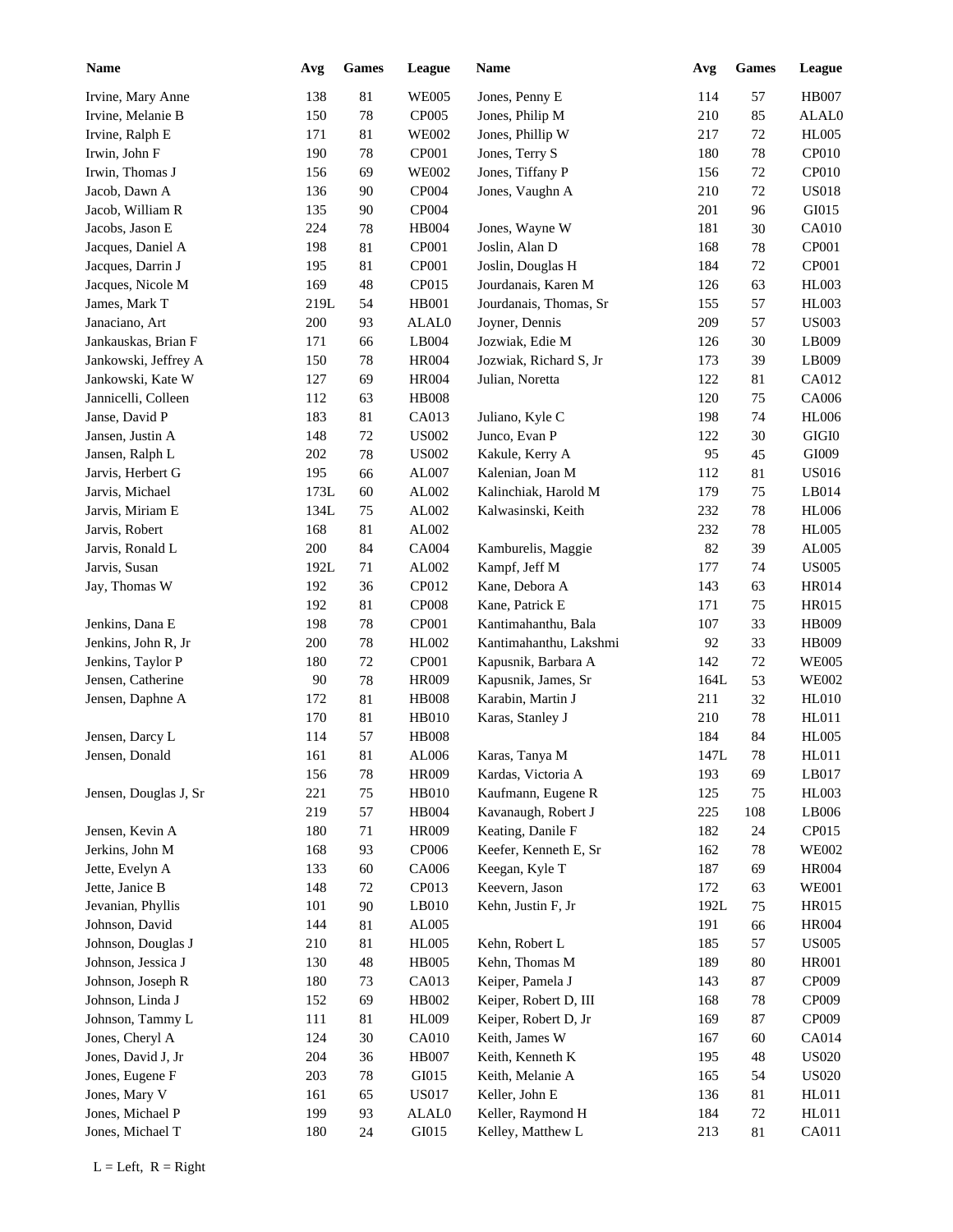| Name | Avg | Games | League | Name | Avg | Games | League |
|---|---|---|---|---|---|---|---|
| Irvine, Mary Anne | 138 | 81 | WE005 | Jones, Penny E | 114 | 57 | HB007 |
| Irvine, Melanie B | 150 | 78 | CP005 | Jones, Philip M | 210 | 85 | ALAL0 |
| Irvine, Ralph E | 171 | 81 | WE002 | Jones, Phillip W | 217 | 72 | HL005 |
| Irwin, John F | 190 | 78 | CP001 | Jones, Terry S | 180 | 78 | CP010 |
| Irwin, Thomas J | 156 | 69 | WE002 | Jones, Tiffany P | 156 | 72 | CP010 |
| Jacob, Dawn A | 136 | 90 | CP004 | Jones, Vaughn A | 210 | 72 | US018 |
| Jacob, William R | 135 | 90 | CP004 | | 201 | 96 | GI015 |
| Jacobs, Jason E | 224 | 78 | HB004 | Jones, Wayne W | 181 | 30 | CA010 |
| Jacques, Daniel A | 198 | 81 | CP001 | Joslin, Alan D | 168 | 78 | CP001 |
| Jacques, Darrin J | 195 | 81 | CP001 | Joslin, Douglas H | 184 | 72 | CP001 |
| Jacques, Nicole M | 169 | 48 | CP015 | Jourdanais, Karen M | 126 | 63 | HL003 |
| James, Mark T | 219L | 54 | HB001 | Jourdanais, Thomas, Sr | 155 | 57 | HL003 |
| Janaciano, Art | 200 | 93 | ALAL0 | Joyner, Dennis | 209 | 57 | US003 |
| Jankauskas, Brian F | 171 | 66 | LB004 | Jozwiak, Edie M | 126 | 30 | LB009 |
| Jankowski, Jeffrey A | 150 | 78 | HR004 | Jozwiak, Richard S, Jr | 173 | 39 | LB009 |
| Jankowski, Kate W | 127 | 69 | HR004 | Julian, Noretta | 122 | 81 | CA012 |
| Jannicelli, Colleen | 112 | 63 | HB008 | | 120 | 75 | CA006 |
| Janse, David P | 183 | 81 | CA013 | Juliano, Kyle C | 198 | 74 | HL006 |
| Jansen, Justin A | 148 | 72 | US002 | Junco, Evan P | 122 | 30 | GIGI0 |
| Jansen, Ralph L | 202 | 78 | US002 | Kakule, Kerry A | 95 | 45 | GI009 |
| Jarvis, Herbert G | 195 | 66 | AL007 | Kalenian, Joan M | 112 | 81 | US016 |
| Jarvis, Michael | 173L | 60 | AL002 | Kalinchiak, Harold M | 179 | 75 | LB014 |
| Jarvis, Miriam E | 134L | 75 | AL002 | Kalwasinski, Keith | 232 | 78 | HL006 |
| Jarvis, Robert | 168 | 81 | AL002 | | 232 | 78 | HL005 |
| Jarvis, Ronald L | 200 | 84 | CA004 | Kamburelis, Maggie | 82 | 39 | AL005 |
| Jarvis, Susan | 192L | 71 | AL002 | Kampf, Jeff M | 177 | 74 | US005 |
| Jay, Thomas W | 192 | 36 | CP012 | Kane, Debora A | 143 | 63 | HR014 |
| | 192 | 81 | CP008 | Kane, Patrick E | 171 | 75 | HR015 |
| Jenkins, Dana E | 198 | 78 | CP001 | Kantimahanthu, Bala | 107 | 33 | HB009 |
| Jenkins, John R, Jr | 200 | 78 | HL002 | Kantimahanthu, Lakshmi | 92 | 33 | HB009 |
| Jenkins, Taylor P | 180 | 72 | CP001 | Kapusnik, Barbara A | 142 | 72 | WE005 |
| Jensen, Catherine | 90 | 78 | HR009 | Kapusnik, James, Sr | 164L | 53 | WE002 |
| Jensen, Daphne A | 172 | 81 | HB008 | Karabin, Martin J | 211 | 32 | HL010 |
| | 170 | 81 | HB010 | Karas, Stanley J | 210 | 78 | HL011 |
| Jensen, Darcy L | 114 | 57 | HB008 | | 184 | 84 | HL005 |
| Jensen, Donald | 161 | 81 | AL006 | Karas, Tanya M | 147L | 78 | HL011 |
| | 156 | 78 | HR009 | Kardas, Victoria A | 193 | 69 | LB017 |
| Jensen, Douglas J, Sr | 221 | 75 | HB010 | Kaufmann, Eugene R | 125 | 75 | HL003 |
| | 219 | 57 | HB004 | Kavanaugh, Robert J | 225 | 108 | LB006 |
| Jensen, Kevin A | 180 | 71 | HR009 | Keating, Danile F | 182 | 24 | CP015 |
| Jerkins, John M | 168 | 93 | CP006 | Keefer, Kenneth E, Sr | 162 | 78 | WE002 |
| Jette, Evelyn A | 133 | 60 | CA006 | Keegan, Kyle T | 187 | 69 | HR004 |
| Jette, Janice B | 148 | 72 | CP013 | Keevern, Jason | 172 | 63 | WE001 |
| Jevanian, Phyllis | 101 | 90 | LB010 | Kehn, Justin F, Jr | 192L | 75 | HR015 |
| Johnson, David | 144 | 81 | AL005 | | 191 | 66 | HR004 |
| Johnson, Douglas J | 210 | 81 | HL005 | Kehn, Robert L | 185 | 57 | US005 |
| Johnson, Jessica J | 130 | 48 | HB005 | Kehn, Thomas M | 189 | 80 | HR001 |
| Johnson, Joseph R | 180 | 73 | CA013 | Keiper, Pamela J | 143 | 87 | CP009 |
| Johnson, Linda J | 152 | 69 | HB002 | Keiper, Robert D, III | 168 | 78 | CP009 |
| Johnson, Tammy L | 111 | 81 | HL009 | Keiper, Robert D, Jr | 169 | 87 | CP009 |
| Jones, Cheryl A | 124 | 30 | CA010 | Keith, James W | 167 | 60 | CA014 |
| Jones, David J, Jr | 204 | 36 | HB007 | Keith, Kenneth K | 195 | 48 | US020 |
| Jones, Eugene F | 203 | 78 | GI015 | Keith, Melanie A | 165 | 54 | US020 |
| Jones, Mary V | 161 | 65 | US017 | Keller, John E | 136 | 81 | HL011 |
| Jones, Michael P | 199 | 93 | ALAL0 | Keller, Raymond H | 184 | 72 | HL011 |
| Jones, Michael T | 180 | 24 | GI015 | Kelley, Matthew L | 213 | 81 | CA011 |

L = Left, R = Right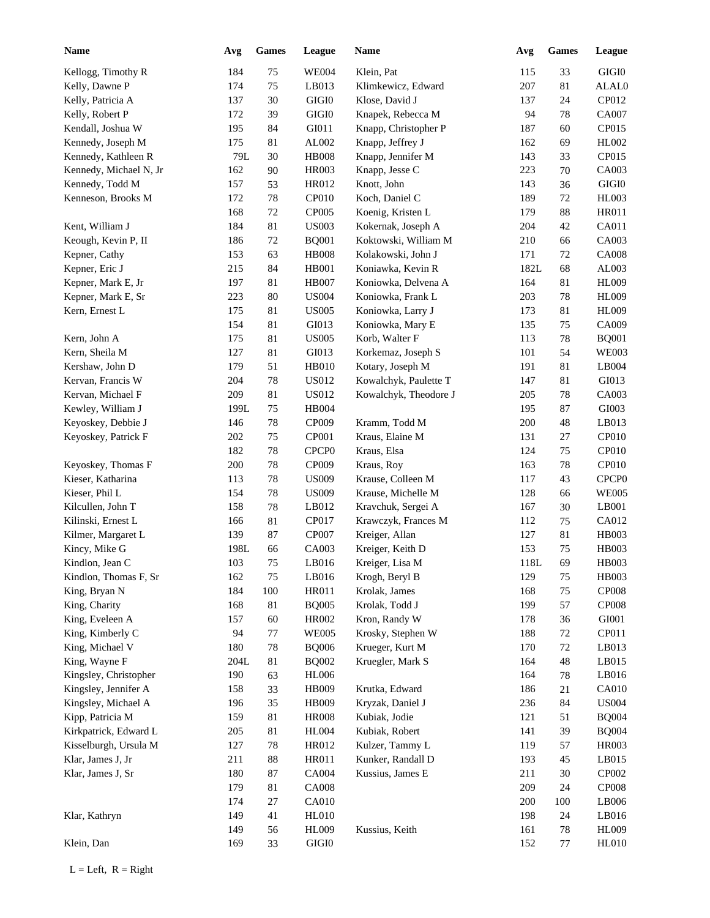| Name | Avg | Games | League |
|---|---|---|---|
| Kellogg, Timothy R | 184 | 75 | WE004 |
| Kelly, Dawne P | 174 | 75 | LB013 |
| Kelly, Patricia A | 137 | 30 | GIGI0 |
| Kelly, Robert P | 172 | 39 | GIGI0 |
| Kendall, Joshua W | 195 | 84 | GI011 |
| Kennedy, Joseph M | 175 | 81 | AL002 |
| Kennedy, Kathleen R | 79L | 30 | HB008 |
| Kennedy, Michael N, Jr | 162 | 90 | HR003 |
| Kennedy, Todd M | 157 | 53 | HR012 |
| Kenneson, Brooks M | 172 | 78 | CP010 |
| | 168 | 72 | CP005 |
| Kent, William J | 184 | 81 | US003 |
| Keough, Kevin P, II | 186 | 72 | BQ001 |
| Kepner, Cathy | 153 | 63 | HB008 |
| Kepner, Eric J | 215 | 84 | HB001 |
| Kepner, Mark E, Jr | 197 | 81 | HB007 |
| Kepner, Mark E, Sr | 223 | 80 | US004 |
| Kern, Ernest L | 175 | 81 | US005 |
| | 154 | 81 | GI013 |
| Kern, John A | 175 | 81 | US005 |
| Kern, Sheila M | 127 | 81 | GI013 |
| Kershaw, John D | 179 | 51 | HB010 |
| Kervan, Francis W | 204 | 78 | US012 |
| Kervan, Michael F | 209 | 81 | US012 |
| Kewley, William J | 199L | 75 | HB004 |
| Keyoskey, Debbie J | 146 | 78 | CP009 |
| Keyoskey, Patrick F | 202 | 75 | CP001 |
| | 182 | 78 | CPCP0 |
| Keyoskey, Thomas F | 200 | 78 | CP009 |
| Kieser, Katharina | 113 | 78 | US009 |
| Kieser, Phil L | 154 | 78 | US009 |
| Kilcullen, John T | 158 | 78 | LB012 |
| Kilinski, Ernest L | 166 | 81 | CP017 |
| Kilmer, Margaret L | 139 | 87 | CP007 |
| Kincy, Mike G | 198L | 66 | CA003 |
| Kindlon, Jean C | 103 | 75 | LB016 |
| Kindlon, Thomas F, Sr | 162 | 75 | LB016 |
| King, Bryan N | 184 | 100 | HR011 |
| King, Charity | 168 | 81 | BQ005 |
| King, Eveleen A | 157 | 60 | HR002 |
| King, Kimberly C | 94 | 77 | WE005 |
| King, Michael V | 180 | 78 | BQ006 |
| King, Wayne F | 204L | 81 | BQ002 |
| Kingsley, Christopher | 190 | 63 | HL006 |
| Kingsley, Jennifer A | 158 | 33 | HB009 |
| Kingsley, Michael A | 196 | 35 | HB009 |
| Kipp, Patricia M | 159 | 81 | HR008 |
| Kirkpatrick, Edward L | 205 | 81 | HL004 |
| Kisselburgh, Ursula M | 127 | 78 | HR012 |
| Klar, James J, Jr | 211 | 88 | HR011 |
| Klar, James J, Sr | 180 | 87 | CA004 |
| | 179 | 81 | CA008 |
| | 174 | 27 | CA010 |
| Klar, Kathryn | 149 | 41 | HL010 |
| | 149 | 56 | HL009 |
| Klein, Dan | 169 | 33 | GIGI0 |
| Klein, Pat | 115 | 33 | GIGI0 |
| Klimkewicz, Edward | 207 | 81 | ALAL0 |
| Klose, David J | 137 | 24 | CP012 |
| Knapek, Rebecca M | 94 | 78 | CA007 |
| Knapp, Christopher P | 187 | 60 | CP015 |
| Knapp, Jeffrey J | 162 | 69 | HL002 |
| Knapp, Jennifer M | 143 | 33 | CP015 |
| Knapp, Jesse C | 223 | 70 | CA003 |
| Knott, John | 143 | 36 | GIGI0 |
| Koch, Daniel C | 189 | 72 | HL003 |
| Koenig, Kristen L | 179 | 88 | HR011 |
| Kokernak, Joseph A | 204 | 42 | CA011 |
| Koktowski, William M | 210 | 66 | CA003 |
| Kolakowski, John J | 171 | 72 | CA008 |
| Koniawka, Kevin R | 182L | 68 | AL003 |
| Koniowka, Delvena A | 164 | 81 | HL009 |
| Koniowka, Frank L | 203 | 78 | HL009 |
| Koniowka, Larry J | 173 | 81 | HL009 |
| Koniowka, Mary E | 135 | 75 | CA009 |
| Korb, Walter F | 113 | 78 | BQ001 |
| Korkemaz, Joseph S | 101 | 54 | WE003 |
| Kotary, Joseph M | 191 | 81 | LB004 |
| Kowalchyk, Paulette T | 147 | 81 | GI013 |
| Kowalchyk, Theodore J | 205 | 78 | CA003 |
| | 195 | 87 | GI003 |
| Kramm, Todd M | 200 | 48 | LB013 |
| Kraus, Elaine M | 131 | 27 | CP010 |
| Kraus, Elsa | 124 | 75 | CP010 |
| Kraus, Roy | 163 | 78 | CP010 |
| Krause, Colleen M | 117 | 43 | CPCP0 |
| Krause, Michelle M | 128 | 66 | WE005 |
| Kravchuk, Sergei A | 167 | 30 | LB001 |
| Krawczyk, Frances M | 112 | 75 | CA012 |
| Kreiger, Allan | 127 | 81 | HB003 |
| Kreiger, Keith D | 153 | 75 | HB003 |
| Kreiger, Lisa M | 118L | 69 | HB003 |
| Krogh, Beryl B | 129 | 75 | HB003 |
| Krolak, James | 168 | 75 | CP008 |
| Krolak, Todd J | 199 | 57 | CP008 |
| Kron, Randy W | 178 | 36 | GI001 |
| Krosky, Stephen W | 188 | 72 | CP011 |
| Krueger, Kurt M | 170 | 72 | LB013 |
| Kruegler, Mark S | 164 | 48 | LB015 |
| | 164 | 78 | LB016 |
| Krutka, Edward | 186 | 21 | CA010 |
| Kryzak, Daniel J | 236 | 84 | US004 |
| Kubiak, Jodie | 121 | 51 | BQ004 |
| Kubiak, Robert | 141 | 39 | BQ004 |
| Kulzer, Tammy L | 119 | 57 | HR003 |
| Kunker, Randall D | 193 | 45 | LB015 |
| Kussius, James E | 211 | 30 | CP002 |
| | 209 | 24 | CP008 |
| | 200 | 100 | LB006 |
| | 198 | 24 | LB016 |
| Kussius, Keith | 161 | 78 | HL009 |
| | 152 | 77 | HL010 |

L = Left, R = Right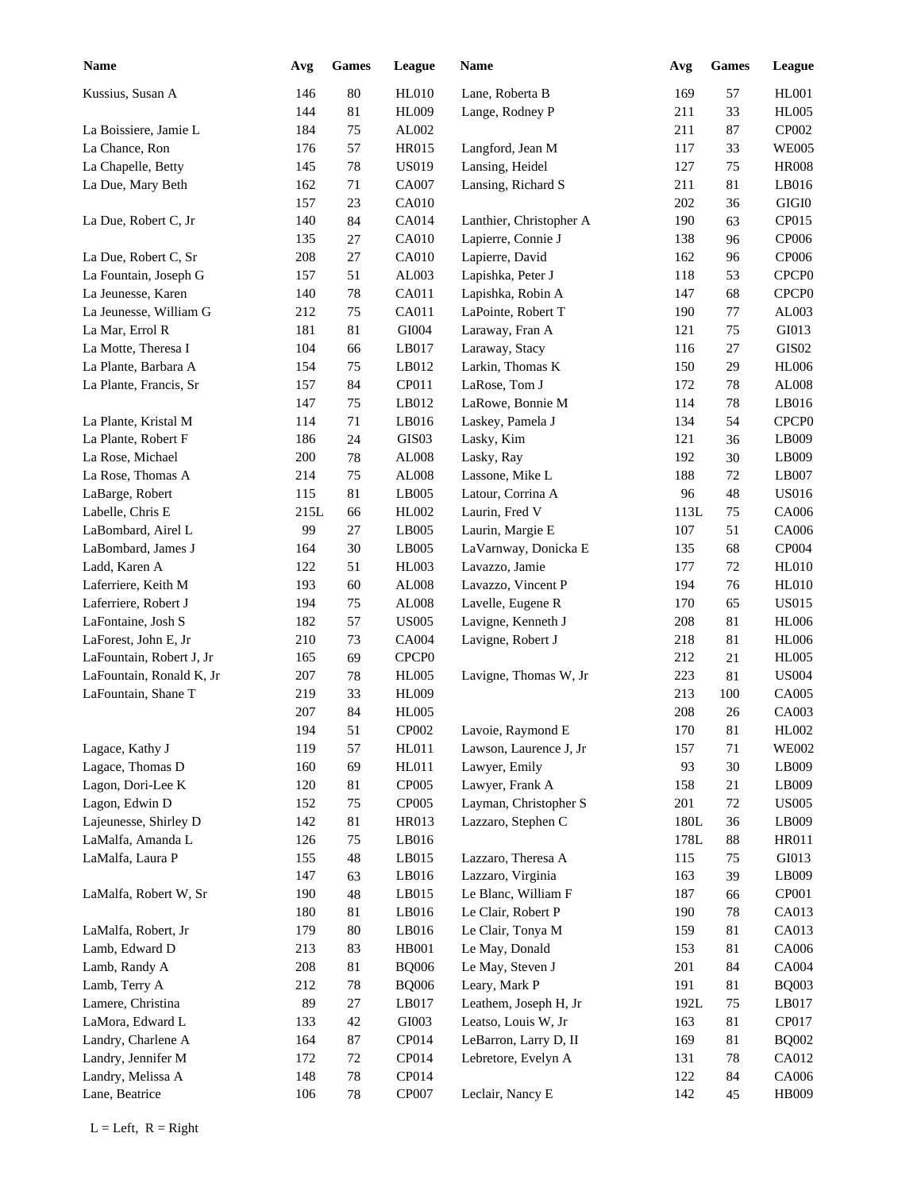| Name | Avg | Games | League |
|---|---|---|---|
| Kussius, Susan A | 146 | 80 | HL010 |
| | 144 | 81 | HL009 |
| La Boissiere, Jamie L | 184 | 75 | AL002 |
| La Chance, Ron | 176 | 57 | HR015 |
| La Chapelle, Betty | 145 | 78 | US019 |
| La Due, Mary Beth | 162 | 71 | CA007 |
| | 157 | 23 | CA010 |
| La Due, Robert C, Jr | 140 | 84 | CA014 |
| | 135 | 27 | CA010 |
| La Due, Robert C, Sr | 208 | 27 | CA010 |
| La Fountain, Joseph G | 157 | 51 | AL003 |
| La Jeunesse, Karen | 140 | 78 | CA011 |
| La Jeunesse, William G | 212 | 75 | CA011 |
| La Mar, Errol R | 181 | 81 | GI004 |
| La Motte, Theresa I | 104 | 66 | LB017 |
| La Plante, Barbara A | 154 | 75 | LB012 |
| La Plante, Francis, Sr | 157 | 84 | CP011 |
| | 147 | 75 | LB012 |
| La Plante, Kristal M | 114 | 71 | LB016 |
| La Plante, Robert F | 186 | 24 | GIS03 |
| La Rose, Michael | 200 | 78 | AL008 |
| La Rose, Thomas A | 214 | 75 | AL008 |
| LaBarge, Robert | 115 | 81 | LB005 |
| Labelle, Chris E | 215L | 66 | HL002 |
| LaBombard, Airel L | 99 | 27 | LB005 |
| LaBombard, James J | 164 | 30 | LB005 |
| Ladd, Karen A | 122 | 51 | HL003 |
| Laferriere, Keith M | 193 | 60 | AL008 |
| Laferriere, Robert J | 194 | 75 | AL008 |
| LaFontaine, Josh S | 182 | 57 | US005 |
| LaForest, John E, Jr | 210 | 73 | CA004 |
| LaFountain, Robert J, Jr | 165 | 69 | CPCP0 |
| LaFountain, Ronald K, Jr | 207 | 78 | HL005 |
| LaFountain, Shane T | 219 | 33 | HL009 |
| | 207 | 84 | HL005 |
| | 194 | 51 | CP002 |
| Lagace, Kathy J | 119 | 57 | HL011 |
| Lagace, Thomas D | 160 | 69 | HL011 |
| Lagon, Dori-Lee K | 120 | 81 | CP005 |
| Lagon, Edwin D | 152 | 75 | CP005 |
| Lajeunesse, Shirley D | 142 | 81 | HR013 |
| LaMalfa, Amanda L | 126 | 75 | LB016 |
| LaMalfa, Laura P | 155 | 48 | LB015 |
| | 147 | 63 | LB016 |
| LaMalfa, Robert W, Sr | 190 | 48 | LB015 |
| | 180 | 81 | LB016 |
| LaMalfa, Robert, Jr | 179 | 80 | LB016 |
| Lamb, Edward D | 213 | 83 | HB001 |
| Lamb, Randy A | 208 | 81 | BQ006 |
| Lamb, Terry A | 212 | 78 | BQ006 |
| Lamere, Christina | 89 | 27 | LB017 |
| LaMora, Edward L | 133 | 42 | GI003 |
| Landry, Charlene A | 164 | 87 | CP014 |
| Landry, Jennifer M | 172 | 72 | CP014 |
| Landry, Melissa A | 148 | 78 | CP014 |
| Lane, Beatrice | 106 | 78 | CP007 |
| Lane, Roberta B | 169 | 57 | HL001 |
| Lange, Rodney P | 211 | 33 | HL005 |
| | 211 | 87 | CP002 |
| Langford, Jean M | 117 | 33 | WE005 |
| Lansing, Heidel | 127 | 75 | HR008 |
| Lansing, Richard S | 211 | 81 | LB016 |
| | 202 | 36 | GIGI0 |
| Lanthier, Christopher A | 190 | 63 | CP015 |
| Lapierre, Connie J | 138 | 96 | CP006 |
| Lapierre, David | 162 | 96 | CP006 |
| Lapishka, Peter J | 118 | 53 | CPCP0 |
| Lapishka, Robin A | 147 | 68 | CPCP0 |
| LaPointe, Robert T | 190 | 77 | AL003 |
| Laraway, Fran A | 121 | 75 | GI013 |
| Laraway, Stacy | 116 | 27 | GIS02 |
| Larkin, Thomas K | 150 | 29 | HL006 |
| LaRose, Tom J | 172 | 78 | AL008 |
| LaRowe, Bonnie M | 114 | 78 | LB016 |
| Laskey, Pamela J | 134 | 54 | CPCP0 |
| Lasky, Kim | 121 | 36 | LB009 |
| Lasky, Ray | 192 | 30 | LB009 |
| Lassone, Mike L | 188 | 72 | LB007 |
| Latour, Corrina A | 96 | 48 | US016 |
| Laurin, Fred V | 113L | 75 | CA006 |
| Laurin, Margie E | 107 | 51 | CA006 |
| LaVarnway, Donicka E | 135 | 68 | CP004 |
| Lavazzo, Jamie | 177 | 72 | HL010 |
| Lavazzo, Vincent P | 194 | 76 | HL010 |
| Lavelle, Eugene R | 170 | 65 | US015 |
| Lavigne, Kenneth J | 208 | 81 | HL006 |
| Lavigne, Robert J | 218 | 81 | HL006 |
| | 212 | 21 | HL005 |
| Lavigne, Thomas W, Jr | 223 | 81 | US004 |
| | 213 | 100 | CA005 |
| | 208 | 26 | CA003 |
| Lavoie, Raymond E | 170 | 81 | HL002 |
| Lawson, Laurence J, Jr | 157 | 71 | WE002 |
| Lawyer, Emily | 93 | 30 | LB009 |
| Lawyer, Frank A | 158 | 21 | LB009 |
| Layman, Christopher S | 201 | 72 | US005 |
| Lazzaro, Stephen C | 180L | 36 | LB009 |
| | 178L | 88 | HR011 |
| Lazzaro, Theresa A | 115 | 75 | GI013 |
| Lazzaro, Virginia | 163 | 39 | LB009 |
| Le Blanc, William F | 187 | 66 | CP001 |
| Le Clair, Robert P | 190 | 78 | CA013 |
| Le Clair, Tonya M | 159 | 81 | CA013 |
| Le May, Donald | 153 | 81 | CA006 |
| Le May, Steven J | 201 | 84 | CA004 |
| Leary, Mark P | 191 | 81 | BQ003 |
| Leathem, Joseph H, Jr | 192L | 75 | LB017 |
| Leatso, Louis W, Jr | 163 | 81 | CP017 |
| LeBarron, Larry D, II | 169 | 81 | BQ002 |
| Lebretore, Evelyn A | 131 | 78 | CA012 |
| | 122 | 84 | CA006 |
| Leclair, Nancy E | 142 | 45 | HB009 |

L = Left, R = Right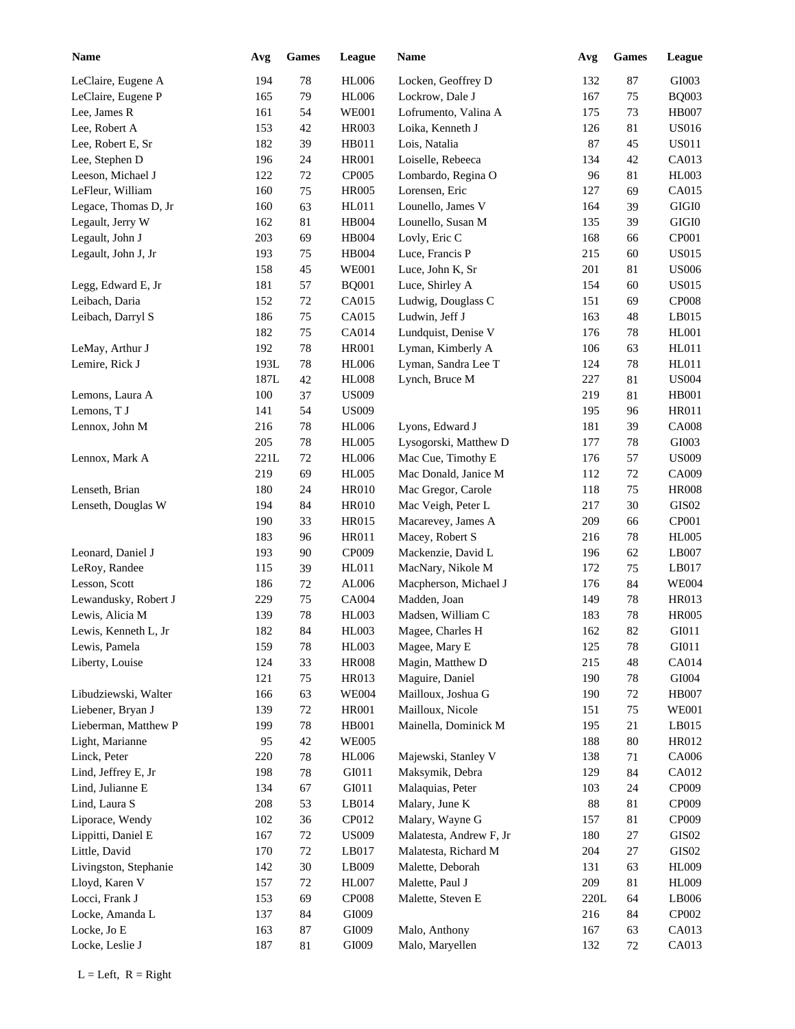| Name | Avg | Games | League |
|---|---|---|---|
| LeClaire, Eugene A | 194 | 78 | HL006 |
| LeClaire, Eugene P | 165 | 79 | HL006 |
| Lee, James R | 161 | 54 | WE001 |
| Lee, Robert A | 153 | 42 | HR003 |
| Lee, Robert E, Sr | 182 | 39 | HB011 |
| Lee, Stephen D | 196 | 24 | HR001 |
| Leeson, Michael J | 122 | 72 | CP005 |
| LeFleur, William | 160 | 75 | HR005 |
| Legace, Thomas D, Jr | 160 | 63 | HL011 |
| Legault, Jerry W | 162 | 81 | HB004 |
| Legault, John J | 203 | 69 | HB004 |
| Legault, John J, Jr | 193 | 75 | HB004 |
| | 158 | 45 | WE001 |
| Legg, Edward E, Jr | 181 | 57 | BQ001 |
| Leibach, Daria | 152 | 72 | CA015 |
| Leibach, Darryl S | 186 | 75 | CA015 |
| | 182 | 75 | CA014 |
| LeMay, Arthur J | 192 | 78 | HR001 |
| Lemire, Rick J | 193L | 78 | HL006 |
| | 187L | 42 | HL008 |
| Lemons, Laura A | 100 | 37 | US009 |
| Lemons, T J | 141 | 54 | US009 |
| Lennox, John M | 216 | 78 | HL006 |
| | 205 | 78 | HL005 |
| Lennox, Mark A | 221L | 72 | HL006 |
| | 219 | 69 | HL005 |
| Lenseth, Brian | 180 | 24 | HR010 |
| Lenseth, Douglas W | 194 | 84 | HR010 |
| | 190 | 33 | HR015 |
| | 183 | 96 | HR011 |
| Leonard, Daniel J | 193 | 90 | CP009 |
| LeRoy, Randee | 115 | 39 | HL011 |
| Lesson, Scott | 186 | 72 | AL006 |
| Lewandusky, Robert J | 229 | 75 | CA004 |
| Lewis, Alicia M | 139 | 78 | HL003 |
| Lewis, Kenneth L, Jr | 182 | 84 | HL003 |
| Lewis, Pamela | 159 | 78 | HL003 |
| Liberty, Louise | 124 | 33 | HR008 |
| | 121 | 75 | HR013 |
| Libudziewski, Walter | 166 | 63 | WE004 |
| Liebener, Bryan J | 139 | 72 | HR001 |
| Lieberman, Matthew P | 199 | 78 | HB001 |
| Light, Marianne | 95 | 42 | WE005 |
| Linck, Peter | 220 | 78 | HL006 |
| Lind, Jeffrey E, Jr | 198 | 78 | GI011 |
| Lind, Julianne E | 134 | 67 | GI011 |
| Lind, Laura S | 208 | 53 | LB014 |
| Liporace, Wendy | 102 | 36 | CP012 |
| Lippitti, Daniel E | 167 | 72 | US009 |
| Little, David | 170 | 72 | LB017 |
| Livingston, Stephanie | 142 | 30 | LB009 |
| Lloyd, Karen V | 157 | 72 | HL007 |
| Locci, Frank J | 153 | 69 | CP008 |
| Locke, Amanda L | 137 | 84 | GI009 |
| Locke, Jo E | 163 | 87 | GI009 |
| Locke, Leslie J | 187 | 81 | GI009 |
| Locken, Geoffrey D | 132 | 87 | GI003 |
| Lockrow, Dale J | 167 | 75 | BQ003 |
| Lofrumento, Valina A | 175 | 73 | HB007 |
| Loika, Kenneth J | 126 | 81 | US016 |
| Lois, Natalia | 87 | 45 | US011 |
| Loiselle, Rebeeca | 134 | 42 | CA013 |
| Lombardo, Regina O | 96 | 81 | HL003 |
| Lorensen, Eric | 127 | 69 | CA015 |
| Lounello, James V | 164 | 39 | GIGI0 |
| Lounello, Susan M | 135 | 39 | GIGI0 |
| Lovly, Eric C | 168 | 66 | CP001 |
| Luce, Francis P | 215 | 60 | US015 |
| Luce, John K, Sr | 201 | 81 | US006 |
| Luce, Shirley A | 154 | 60 | US015 |
| Ludwig, Douglass C | 151 | 69 | CP008 |
| Ludwin, Jeff J | 163 | 48 | LB015 |
| Lundquist, Denise V | 176 | 78 | HL001 |
| Lyman, Kimberly A | 106 | 63 | HL011 |
| Lyman, Sandra Lee T | 124 | 78 | HL011 |
| Lynch, Bruce M | 227 | 81 | US004 |
| | 219 | 81 | HB001 |
| | 195 | 96 | HR011 |
| Lyons, Edward J | 181 | 39 | CA008 |
| Lysogorski, Matthew D | 177 | 78 | GI003 |
| Mac Cue, Timothy E | 176 | 57 | US009 |
| Mac Donald, Janice M | 112 | 72 | CA009 |
| Mac Gregor, Carole | 118 | 75 | HR008 |
| Mac Veigh, Peter L | 217 | 30 | GIS02 |
| Macarevey, James A | 209 | 66 | CP001 |
| Macey, Robert S | 216 | 78 | HL005 |
| Mackenzie, David L | 196 | 62 | LB007 |
| MacNary, Nikole M | 172 | 75 | LB017 |
| Macpherson, Michael J | 176 | 84 | WE004 |
| Madden, Joan | 149 | 78 | HR013 |
| Madsen, William C | 183 | 78 | HR005 |
| Magee, Charles H | 162 | 82 | GI011 |
| Magee, Mary E | 125 | 78 | GI011 |
| Magin, Matthew D | 215 | 48 | CA014 |
| Maguire, Daniel | 190 | 78 | GI004 |
| Mailloux, Joshua G | 190 | 72 | HB007 |
| Mailloux, Nicole | 151 | 75 | WE001 |
| Mainella, Dominick M | 195 | 21 | LB015 |
| | 188 | 80 | HR012 |
| Majewski, Stanley V | 138 | 71 | CA006 |
| Maksymik, Debra | 129 | 84 | CA012 |
| Malaquias, Peter | 103 | 24 | CP009 |
| Malary, June K | 88 | 81 | CP009 |
| Malary, Wayne G | 157 | 81 | CP009 |
| Malatesta, Andrew F, Jr | 180 | 27 | GIS02 |
| Malatesta, Richard M | 204 | 27 | GIS02 |
| Malette, Deborah | 131 | 63 | HL009 |
| Malette, Paul J | 209 | 81 | HL009 |
| Malette, Steven E | 220L | 64 | LB006 |
| | 216 | 84 | CP002 |
| Malo, Anthony | 167 | 63 | CA013 |
| Malo, Maryellen | 132 | 72 | CA013 |

L = Left, R = Right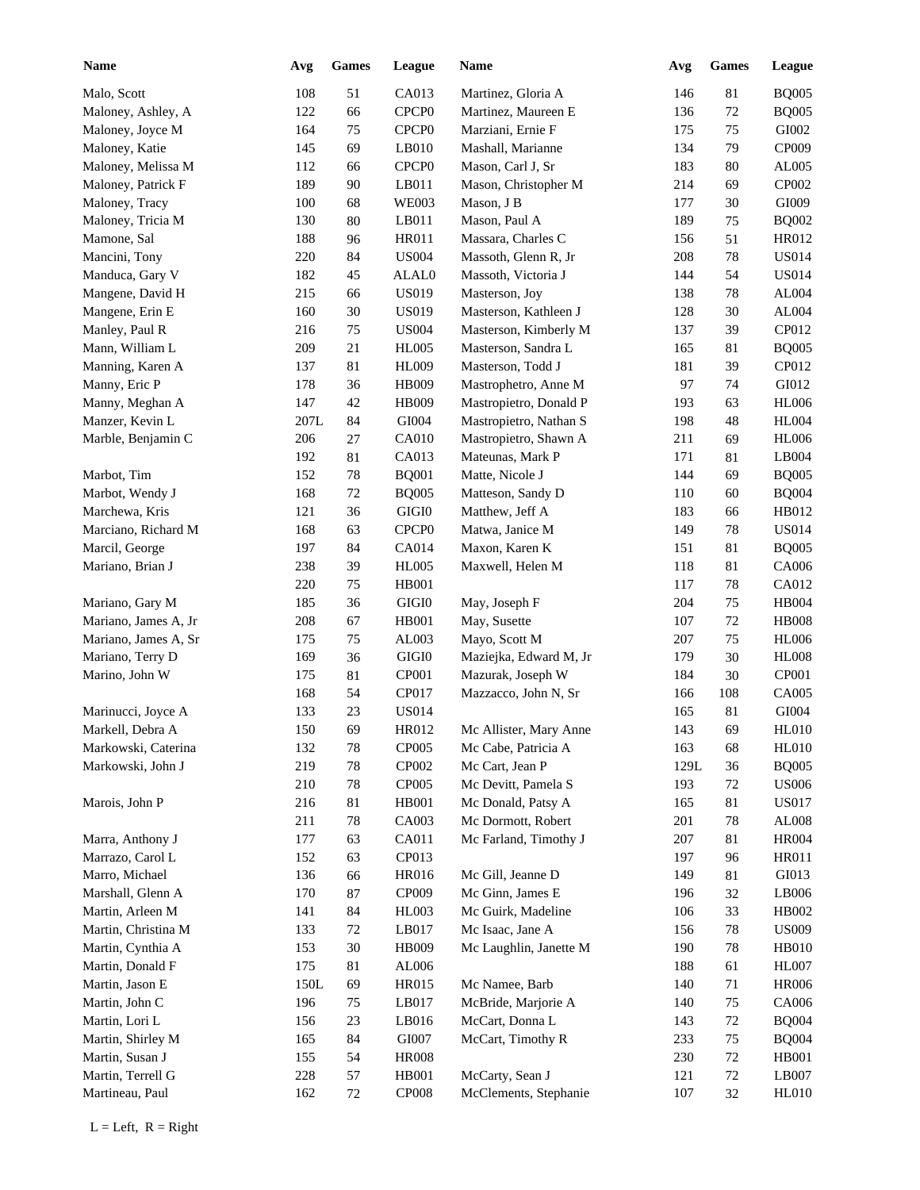| Name | Avg | Games | League |
|---|---|---|---|
| Malo, Scott | 108 | 51 | CA013 |
| Maloney, Ashley, A | 122 | 66 | CPCP0 |
| Maloney, Joyce M | 164 | 75 | CPCP0 |
| Maloney, Katie | 145 | 69 | LB010 |
| Maloney, Melissa M | 112 | 66 | CPCP0 |
| Maloney, Patrick F | 189 | 90 | LB011 |
| Maloney, Tracy | 100 | 68 | WE003 |
| Maloney, Tricia M | 130 | 80 | LB011 |
| Mamone, Sal | 188 | 96 | HR011 |
| Mancini, Tony | 220 | 84 | US004 |
| Manduca, Gary V | 182 | 45 | ALAL0 |
| Mangene, David H | 215 | 66 | US019 |
| Mangene, Erin E | 160 | 30 | US019 |
| Manley, Paul R | 216 | 75 | US004 |
| Mann, William L | 209 | 21 | HL005 |
| Manning, Karen A | 137 | 81 | HL009 |
| Manny, Eric P | 178 | 36 | HB009 |
| Manny, Meghan A | 147 | 42 | HB009 |
| Manzer, Kevin L | 207L | 84 | GI004 |
| Marble, Benjamin C | 206 | 27 | CA010 |
| | 192 | 81 | CA013 |
| Marbot, Tim | 152 | 78 | BQ001 |
| Marbot, Wendy J | 168 | 72 | BQ005 |
| Marchewa, Kris | 121 | 36 | GIGI0 |
| Marciano, Richard M | 168 | 63 | CPCP0 |
| Marcil, George | 197 | 84 | CA014 |
| Mariano, Brian J | 238 | 39 | HL005 |
| | 220 | 75 | HB001 |
| Mariano, Gary M | 185 | 36 | GIGI0 |
| Mariano, James A, Jr | 208 | 67 | HB001 |
| Mariano, James A, Sr | 175 | 75 | AL003 |
| Mariano, Terry D | 169 | 36 | GIGI0 |
| Marino, John W | 175 | 81 | CP001 |
| | 168 | 54 | CP017 |
| Marinucci, Joyce A | 133 | 23 | US014 |
| Markell, Debra A | 150 | 69 | HR012 |
| Markowski, Caterina | 132 | 78 | CP005 |
| Markowski, John J | 219 | 78 | CP002 |
| | 210 | 78 | CP005 |
| Marois, John P | 216 | 81 | HB001 |
| | 211 | 78 | CA003 |
| Marra, Anthony J | 177 | 63 | CA011 |
| Marrazo, Carol L | 152 | 63 | CP013 |
| Marro, Michael | 136 | 66 | HR016 |
| Marshall, Glenn A | 170 | 87 | CP009 |
| Martin, Arleen M | 141 | 84 | HL003 |
| Martin, Christina M | 133 | 72 | LB017 |
| Martin, Cynthia A | 153 | 30 | HB009 |
| Martin, Donald F | 175 | 81 | AL006 |
| Martin, Jason E | 150L | 69 | HR015 |
| Martin, John C | 196 | 75 | LB017 |
| Martin, Lori L | 156 | 23 | LB016 |
| Martin, Shirley M | 165 | 84 | GI007 |
| Martin, Susan J | 155 | 54 | HR008 |
| Martin, Terrell G | 228 | 57 | HB001 |
| Martineau, Paul | 162 | 72 | CP008 |
| Martinez, Gloria A | 146 | 81 | BQ005 |
| Martinez, Maureen E | 136 | 72 | BQ005 |
| Marziani, Ernie F | 175 | 75 | GI002 |
| Mashall, Marianne | 134 | 79 | CP009 |
| Mason, Carl J, Sr | 183 | 80 | AL005 |
| Mason, Christopher M | 214 | 69 | CP002 |
| Mason, J B | 177 | 30 | GI009 |
| Mason, Paul A | 189 | 75 | BQ002 |
| Massara, Charles C | 156 | 51 | HR012 |
| Massoth, Glenn R, Jr | 208 | 78 | US014 |
| Massoth, Victoria J | 144 | 54 | US014 |
| Masterson, Joy | 138 | 78 | AL004 |
| Masterson, Kathleen J | 128 | 30 | AL004 |
| Masterson, Kimberly M | 137 | 39 | CP012 |
| Masterson, Sandra L | 165 | 81 | BQ005 |
| Masterson, Todd J | 181 | 39 | CP012 |
| Mastrophetro, Anne M | 97 | 74 | GI012 |
| Mastropietro, Donald P | 193 | 63 | HL006 |
| Mastropietro, Nathan S | 198 | 48 | HL004 |
| Mastropietro, Shawn A | 211 | 69 | HL006 |
| Mateunas, Mark P | 171 | 81 | LB004 |
| Matte, Nicole J | 144 | 69 | BQ005 |
| Matteson, Sandy D | 110 | 60 | BQ004 |
| Matthew, Jeff A | 183 | 66 | HB012 |
| Matwa, Janice M | 149 | 78 | US014 |
| Maxon, Karen K | 151 | 81 | BQ005 |
| Maxwell, Helen M | 118 | 81 | CA006 |
| | 117 | 78 | CA012 |
| May, Joseph F | 204 | 75 | HB004 |
| May, Susette | 107 | 72 | HB008 |
| Mayo, Scott M | 207 | 75 | HL006 |
| Maziejka, Edward M, Jr | 179 | 30 | HL008 |
| Mazurak, Joseph W | 184 | 30 | CP001 |
| Mazzacco, John N, Sr | 166 | 108 | CA005 |
| | 165 | 81 | GI004 |
| Mc Allister, Mary Anne | 143 | 69 | HL010 |
| Mc Cabe, Patricia A | 163 | 68 | HL010 |
| Mc Cart, Jean P | 129L | 36 | BQ005 |
| Mc Devitt, Pamela S | 193 | 72 | US006 |
| Mc Donald, Patsy A | 165 | 81 | US017 |
| Mc Dormott, Robert | 201 | 78 | AL008 |
| Mc Farland, Timothy J | 207 | 81 | HR004 |
| | 197 | 96 | HR011 |
| Mc Gill, Jeanne D | 149 | 81 | GI013 |
| Mc Ginn, James E | 196 | 32 | LB006 |
| Mc Guirk, Madeline | 106 | 33 | HB002 |
| Mc Isaac, Jane A | 156 | 78 | US009 |
| Mc Laughlin, Janette M | 190 | 78 | HB010 |
| | 188 | 61 | HL007 |
| Mc Namee, Barb | 140 | 71 | HR006 |
| McBride, Marjorie A | 140 | 75 | CA006 |
| McCart, Donna L | 143 | 72 | BQ004 |
| McCart, Timothy R | 233 | 75 | BQ004 |
| | 230 | 72 | HB001 |
| McCarty, Sean J | 121 | 72 | LB007 |
| McClements, Stephanie | 107 | 32 | HL010 |

L = Left, R = Right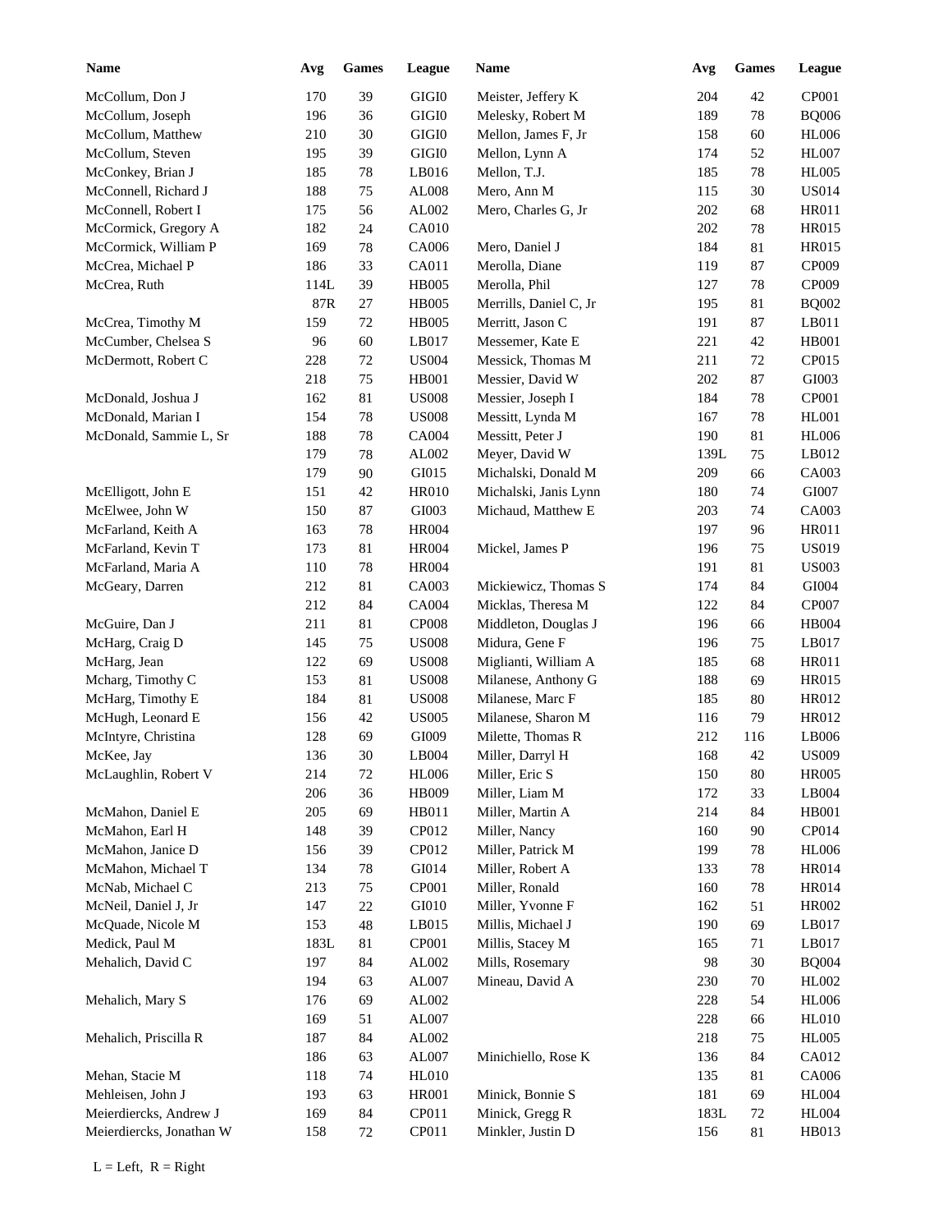| Name | Avg | Games | League |
|---|---|---|---|
| McCollum, Don J | 170 | 39 | GIGI0 |
| McCollum, Joseph | 196 | 36 | GIGI0 |
| McCollum, Matthew | 210 | 30 | GIGI0 |
| McCollum, Steven | 195 | 39 | GIGI0 |
| McConkey, Brian J | 185 | 78 | LB016 |
| McConnell, Richard J | 188 | 75 | AL008 |
| McConnell, Robert I | 175 | 56 | AL002 |
| McCormick, Gregory A | 182 | 24 | CA010 |
| McCormick, William P | 169 | 78 | CA006 |
| McCrea, Michael P | 186 | 33 | CA011 |
| McCrea, Ruth | 114L | 39 | HB005 |
| | 87R | 27 | HB005 |
| McCrea, Timothy M | 159 | 72 | HB005 |
| McCumber, Chelsea S | 96 | 60 | LB017 |
| McDermott, Robert C | 228 | 72 | US004 |
| | 218 | 75 | HB001 |
| McDonald, Joshua J | 162 | 81 | US008 |
| McDonald, Marian I | 154 | 78 | US008 |
| McDonald, Sammie L, Sr | 188 | 78 | CA004 |
| | 179 | 78 | AL002 |
| | 179 | 90 | GI015 |
| McElligott, John E | 151 | 42 | HR010 |
| McElwee, John W | 150 | 87 | GI003 |
| McFarland, Keith A | 163 | 78 | HR004 |
| McFarland, Kevin T | 173 | 81 | HR004 |
| McFarland, Maria A | 110 | 78 | HR004 |
| McGeary, Darren | 212 | 81 | CA003 |
| | 212 | 84 | CA004 |
| McGuire, Dan J | 211 | 81 | CP008 |
| McHarg, Craig D | 145 | 75 | US008 |
| McHarg, Jean | 122 | 69 | US008 |
| Mcharg, Timothy C | 153 | 81 | US008 |
| McHarg, Timothy E | 184 | 81 | US008 |
| McHugh, Leonard E | 156 | 42 | US005 |
| McIntyre, Christina | 128 | 69 | GI009 |
| McKee, Jay | 136 | 30 | LB004 |
| McLaughlin, Robert V | 214 | 72 | HL006 |
| | 206 | 36 | HB009 |
| McMahon, Daniel E | 205 | 69 | HB011 |
| McMahon, Earl H | 148 | 39 | CP012 |
| McMahon, Janice D | 156 | 39 | CP012 |
| McMahon, Michael T | 134 | 78 | GI014 |
| McNab, Michael C | 213 | 75 | CP001 |
| McNeil, Daniel J, Jr | 147 | 22 | GI010 |
| McQuade, Nicole M | 153 | 48 | LB015 |
| Medick, Paul M | 183L | 81 | CP001 |
| Mehalich, David C | 197 | 84 | AL002 |
| | 194 | 63 | AL007 |
| Mehalich, Mary S | 176 | 69 | AL002 |
| | 169 | 51 | AL007 |
| Mehalich, Priscilla R | 187 | 84 | AL002 |
| | 186 | 63 | AL007 |
| Mehan, Stacie M | 118 | 74 | HL010 |
| Mehleisen, John J | 193 | 63 | HR001 |
| Meierdiercks, Andrew J | 169 | 84 | CP011 |
| Meierdiercks, Jonathan W | 158 | 72 | CP011 |
| Meister, Jeffery K | 204 | 42 | CP001 |
| Melesky, Robert M | 189 | 78 | BQ006 |
| Mellon, James F, Jr | 158 | 60 | HL006 |
| Mellon, Lynn A | 174 | 52 | HL007 |
| Mellon, T.J. | 185 | 78 | HL005 |
| Mero, Ann M | 115 | 30 | US014 |
| Mero, Charles G, Jr | 202 | 68 | HR011 |
| | 202 | 78 | HR015 |
| Mero, Daniel J | 184 | 81 | HR015 |
| Merolla, Diane | 119 | 87 | CP009 |
| Merolla, Phil | 127 | 78 | CP009 |
| Merrills, Daniel C, Jr | 195 | 81 | BQ002 |
| Merritt, Jason C | 191 | 87 | LB011 |
| Messemer, Kate E | 221 | 42 | HB001 |
| Messick, Thomas M | 211 | 72 | CP015 |
| Messier, David W | 202 | 87 | GI003 |
| Messier, Joseph I | 184 | 78 | CP001 |
| Messitt, Lynda M | 167 | 78 | HL001 |
| Messitt, Peter J | 190 | 81 | HL006 |
| Meyer, David W | 139L | 75 | LB012 |
| Michalski, Donald M | 209 | 66 | CA003 |
| Michalski, Janis Lynn | 180 | 74 | GI007 |
| Michaud, Matthew E | 203 | 74 | CA003 |
| | 197 | 96 | HR011 |
| Mickel, James P | 196 | 75 | US019 |
| | 191 | 81 | US003 |
| Mickiewicz, Thomas S | 174 | 84 | GI004 |
| Micklas, Theresa M | 122 | 84 | CP007 |
| Middleton, Douglas J | 196 | 66 | HB004 |
| Midura, Gene F | 196 | 75 | LB017 |
| Miglianti, William A | 185 | 68 | HR011 |
| Milanese, Anthony G | 188 | 69 | HR015 |
| Milanese, Marc F | 185 | 80 | HR012 |
| Milanese, Sharon M | 116 | 79 | HR012 |
| Milette, Thomas R | 212 | 116 | LB006 |
| Miller, Darryl H | 168 | 42 | US009 |
| Miller, Eric S | 150 | 80 | HR005 |
| Miller, Liam M | 172 | 33 | LB004 |
| Miller, Martin A | 214 | 84 | HB001 |
| Miller, Nancy | 160 | 90 | CP014 |
| Miller, Patrick M | 199 | 78 | HL006 |
| Miller, Robert A | 133 | 78 | HR014 |
| Miller, Ronald | 160 | 78 | HR014 |
| Miller, Yvonne F | 162 | 51 | HR002 |
| Millis, Michael J | 190 | 69 | LB017 |
| Millis, Stacey M | 165 | 71 | LB017 |
| Mills, Rosemary | 98 | 30 | BQ004 |
| Mineau, David A | 230 | 70 | HL002 |
| | 228 | 54 | HL006 |
| | 228 | 66 | HL010 |
| | 218 | 75 | HL005 |
| Minichiello, Rose K | 136 | 84 | CA012 |
| | 135 | 81 | CA006 |
| Minick, Bonnie S | 181 | 69 | HL004 |
| Minick, Gregg R | 183L | 72 | HL004 |
| Minkler, Justin D | 156 | 81 | HB013 |

L = Left, R = Right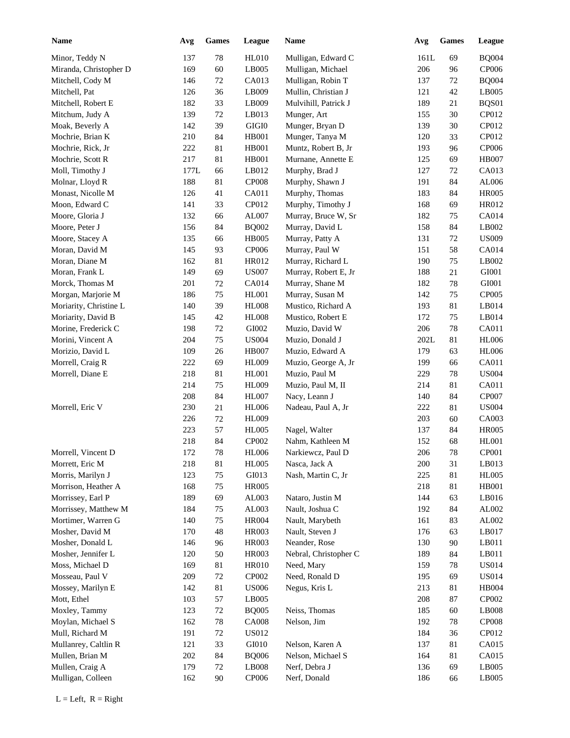| Name | Avg | Games | League |
|---|---|---|---|
| Minor, Teddy N | 137 | 78 | HL010 |
| Miranda, Christopher D | 169 | 60 | LB005 |
| Mitchell, Cody M | 146 | 72 | CA013 |
| Mitchell, Pat | 126 | 36 | LB009 |
| Mitchell, Robert E | 182 | 33 | LB009 |
| Mitchum, Judy A | 139 | 72 | LB013 |
| Moak, Beverly A | 142 | 39 | GIGI0 |
| Mochrie, Brian K | 210 | 84 | HB001 |
| Mochrie, Rick, Jr | 222 | 81 | HB001 |
| Mochrie, Scott R | 217 | 81 | HB001 |
| Moll, Timothy J | 177L | 66 | LB012 |
| Molnar, Lloyd R | 188 | 81 | CP008 |
| Monast, Nicolle M | 126 | 41 | CA011 |
| Moon, Edward C | 141 | 33 | CP012 |
| Moore, Gloria J | 132 | 66 | AL007 |
| Moore, Peter J | 156 | 84 | BQ002 |
| Moore, Stacey A | 135 | 66 | HB005 |
| Moran, David M | 145 | 93 | CP006 |
| Moran, Diane M | 162 | 81 | HR012 |
| Moran, Frank L | 149 | 69 | US007 |
| Morck, Thomas M | 201 | 72 | CA014 |
| Morgan, Marjorie M | 186 | 75 | HL001 |
| Moriarity, Christine L | 140 | 39 | HL008 |
| Moriarity, David B | 145 | 42 | HL008 |
| Morine, Frederick C | 198 | 72 | GI002 |
| Morini, Vincent A | 204 | 75 | US004 |
| Morizio, David L | 109 | 26 | HB007 |
| Morrell, Craig R | 222 | 69 | HL009 |
| Morrell, Diane E | 218 | 81 | HL001 |
| | 214 | 75 | HL009 |
| | 208 | 84 | HL007 |
| Morrell, Eric V | 230 | 21 | HL006 |
| | 226 | 72 | HL009 |
| | 223 | 57 | HL005 |
| | 218 | 84 | CP002 |
| Morrell, Vincent D | 172 | 78 | HL006 |
| Morrett, Eric M | 218 | 81 | HL005 |
| Morris, Marilyn J | 123 | 75 | GI013 |
| Morrison, Heather A | 168 | 75 | HR005 |
| Morrissey, Earl P | 189 | 69 | AL003 |
| Morrissey, Matthew M | 184 | 75 | AL003 |
| Mortimer, Warren G | 140 | 75 | HR004 |
| Mosher, David M | 170 | 48 | HR003 |
| Mosher, Donald L | 146 | 96 | HR003 |
| Mosher, Jennifer L | 120 | 50 | HR003 |
| Moss, Michael D | 169 | 81 | HR010 |
| Mosseau, Paul V | 209 | 72 | CP002 |
| Mossey, Marilyn E | 142 | 81 | US006 |
| Mott, Ethel | 103 | 57 | LB005 |
| Moxley, Tammy | 123 | 72 | BQ005 |
| Moylan, Michael S | 162 | 78 | CA008 |
| Mull, Richard M | 191 | 72 | US012 |
| Mullanrey, Caltlin R | 121 | 33 | GI010 |
| Mullen, Brian M | 202 | 84 | BQ006 |
| Mullen, Craig A | 179 | 72 | LB008 |
| Mulligan, Colleen | 162 | 90 | CP006 |
| Mulligan, Edward C | 161L | 69 | BQ004 |
| Mulligan, Michael | 206 | 96 | CP006 |
| Mulligan, Robin T | 137 | 72 | BQ004 |
| Mullin, Christian J | 121 | 42 | LB005 |
| Mulvihill, Patrick J | 189 | 21 | BQS01 |
| Munger, Art | 155 | 30 | CP012 |
| Munger, Bryan D | 139 | 30 | CP012 |
| Munger, Tanya M | 120 | 33 | CP012 |
| Muntz, Robert B, Jr | 193 | 96 | CP006 |
| Murnane, Annette E | 125 | 69 | HB007 |
| Murphy, Brad J | 127 | 72 | CA013 |
| Murphy, Shawn J | 191 | 84 | AL006 |
| Murphy, Thomas | 183 | 84 | HR005 |
| Murphy, Timothy J | 168 | 69 | HR012 |
| Murray, Bruce W, Sr | 182 | 75 | CA014 |
| Murray, David L | 158 | 84 | LB002 |
| Murray, Patty A | 131 | 72 | US009 |
| Murray, Paul W | 151 | 58 | CA014 |
| Murray, Richard L | 190 | 75 | LB002 |
| Murray, Robert E, Jr | 188 | 21 | GI001 |
| Murray, Shane M | 182 | 78 | GI001 |
| Murray, Susan M | 142 | 75 | CP005 |
| Mustico, Richard A | 193 | 81 | LB014 |
| Mustico, Robert E | 172 | 75 | LB014 |
| Muzio, David W | 206 | 78 | CA011 |
| Muzio, Donald J | 202L | 81 | HL006 |
| Muzio, Edward A | 179 | 63 | HL006 |
| Muzio, George A, Jr | 199 | 66 | CA011 |
| Muzio, Paul M | 229 | 78 | US004 |
| Muzio, Paul M, II | 214 | 81 | CA011 |
| Nacy, Leann J | 140 | 84 | CP007 |
| Nadeau, Paul A, Jr | 222 | 81 | US004 |
| | 203 | 60 | CA003 |
| Nagel, Walter | 137 | 84 | HR005 |
| Nahm, Kathleen M | 152 | 68 | HL001 |
| Narkiewcz, Paul D | 206 | 78 | CP001 |
| Nasca, Jack A | 200 | 31 | LB013 |
| Nash, Martin C, Jr | 225 | 81 | HL005 |
| | 218 | 81 | HB001 |
| Nataro, Justin M | 144 | 63 | LB016 |
| Nault, Joshua C | 192 | 84 | AL002 |
| Nault, Marybeth | 161 | 83 | AL002 |
| Nault, Steven J | 176 | 63 | LB017 |
| Neander, Rose | 130 | 90 | LB011 |
| Nebral, Christopher C | 189 | 84 | LB011 |
| Need, Mary | 159 | 78 | US014 |
| Need, Ronald D | 195 | 69 | US014 |
| Negus, Kris L | 213 | 81 | HB004 |
| | 208 | 87 | CP002 |
| Neiss, Thomas | 185 | 60 | LB008 |
| Nelson, Jim | 192 | 78 | CP008 |
| | 184 | 36 | CP012 |
| Nelson, Karen A | 137 | 81 | CA015 |
| Nelson, Michael S | 164 | 81 | CA015 |
| Nerf, Debra J | 136 | 69 | LB005 |
| Nerf, Donald | 186 | 66 | LB005 |

L = Left, R = Right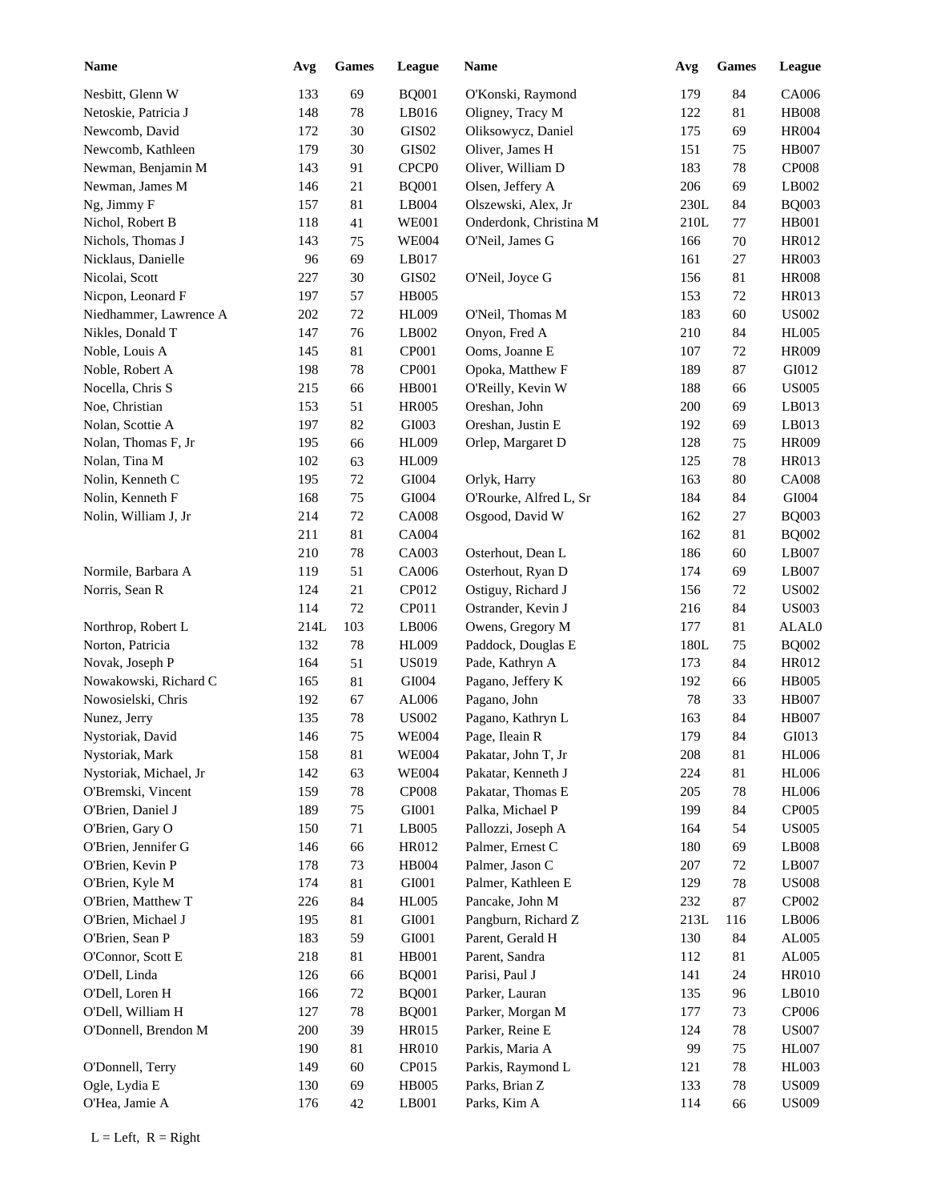| Name | Avg | Games | League |
|---|---|---|---|
| Nesbitt, Glenn W | 133 | 69 | BQ001 |
| Netoskie, Patricia J | 148 | 78 | LB016 |
| Newcomb, David | 172 | 30 | GIS02 |
| Newcomb, Kathleen | 179 | 30 | GIS02 |
| Newman, Benjamin M | 143 | 91 | CPCP0 |
| Newman, James M | 146 | 21 | BQ001 |
| Ng, Jimmy F | 157 | 81 | LB004 |
| Nichol, Robert B | 118 | 41 | WE001 |
| Nichols, Thomas J | 143 | 75 | WE004 |
| Nicklaus, Danielle | 96 | 69 | LB017 |
| Nicolai, Scott | 227 | 30 | GIS02 |
| Nicpon, Leonard F | 197 | 57 | HB005 |
| Niedhammer, Lawrence A | 202 | 72 | HL009 |
| Nikles, Donald T | 147 | 76 | LB002 |
| Noble, Louis A | 145 | 81 | CP001 |
| Noble, Robert A | 198 | 78 | CP001 |
| Nocella, Chris S | 215 | 66 | HB001 |
| Noe, Christian | 153 | 51 | HR005 |
| Nolan, Scottie A | 197 | 82 | GI003 |
| Nolan, Thomas F, Jr | 195 | 66 | HL009 |
| Nolan, Tina M | 102 | 63 | HL009 |
| Nolin, Kenneth C | 195 | 72 | GI004 |
| Nolin, Kenneth F | 168 | 75 | GI004 |
| Nolin, William J, Jr | 214 | 72 | CA008 |
| | 211 | 81 | CA004 |
| | 210 | 78 | CA003 |
| Normile, Barbara A | 119 | 51 | CA006 |
| Norris, Sean R | 124 | 21 | CP012 |
| | 114 | 72 | CP011 |
| Northrop, Robert L | 214L | 103 | LB006 |
| Norton, Patricia | 132 | 78 | HL009 |
| Novak, Joseph P | 164 | 51 | US019 |
| Nowakowski, Richard C | 165 | 81 | GI004 |
| Nowosielski, Chris | 192 | 67 | AL006 |
| Nunez, Jerry | 135 | 78 | US002 |
| Nystoriak, David | 146 | 75 | WE004 |
| Nystoriak, Mark | 158 | 81 | WE004 |
| Nystoriak, Michael, Jr | 142 | 63 | WE004 |
| O'Bremski, Vincent | 159 | 78 | CP008 |
| O'Brien, Daniel J | 189 | 75 | GI001 |
| O'Brien, Gary O | 150 | 71 | LB005 |
| O'Brien, Jennifer G | 146 | 66 | HR012 |
| O'Brien, Kevin P | 178 | 73 | HB004 |
| O'Brien, Kyle M | 174 | 81 | GI001 |
| O'Brien, Matthew T | 226 | 84 | HL005 |
| O'Brien, Michael J | 195 | 81 | GI001 |
| O'Brien, Sean P | 183 | 59 | GI001 |
| O'Connor, Scott E | 218 | 81 | HB001 |
| O'Dell, Linda | 126 | 66 | BQ001 |
| O'Dell, Loren H | 166 | 72 | BQ001 |
| O'Dell, William H | 127 | 78 | BQ001 |
| O'Donnell, Brendon M | 200 | 39 | HR015 |
| | 190 | 81 | HR010 |
| O'Donnell, Terry | 149 | 60 | CP015 |
| Ogle, Lydia E | 130 | 69 | HB005 |
| O'Hea, Jamie A | 176 | 42 | LB001 |
| O'Konski, Raymond | 179 | 84 | CA006 |
| Oligney, Tracy M | 122 | 81 | HB008 |
| Oliksowycz, Daniel | 175 | 69 | HR004 |
| Oliver, James H | 151 | 75 | HB007 |
| Oliver, William D | 183 | 78 | CP008 |
| Olsen, Jeffery A | 206 | 69 | LB002 |
| Olszewski, Alex, Jr | 230L | 84 | BQ003 |
| Onderdonk, Christina M | 210L | 77 | HB001 |
| O'Neil, James G | 166 | 70 | HR012 |
| | 161 | 27 | HR003 |
| O'Neil, Joyce G | 156 | 81 | HR008 |
| | 153 | 72 | HR013 |
| O'Neil, Thomas M | 183 | 60 | US002 |
| Onyon, Fred A | 210 | 84 | HL005 |
| Ooms, Joanne E | 107 | 72 | HR009 |
| Opoka, Matthew F | 189 | 87 | GI012 |
| O'Reilly, Kevin W | 188 | 66 | US005 |
| Oreshan, John | 200 | 69 | LB013 |
| Oreshan, Justin E | 192 | 69 | LB013 |
| Orlep, Margaret D | 128 | 75 | HR009 |
| | 125 | 78 | HR013 |
| Orlyk, Harry | 163 | 80 | CA008 |
| O'Rourke, Alfred L, Sr | 184 | 84 | GI004 |
| Osgood, David W | 162 | 27 | BQ003 |
| | 162 | 81 | BQ002 |
| Osterhout, Dean L | 186 | 60 | LB007 |
| Osterhout, Ryan D | 174 | 69 | LB007 |
| Ostiguy, Richard J | 156 | 72 | US002 |
| Ostrander, Kevin J | 216 | 84 | US003 |
| Owens, Gregory M | 177 | 81 | ALAL0 |
| Paddock, Douglas E | 180L | 75 | BQ002 |
| Pade, Kathryn A | 173 | 84 | HR012 |
| Pagano, Jeffery K | 192 | 66 | HB005 |
| Pagano, John | 78 | 33 | HB007 |
| Pagano, Kathryn L | 163 | 84 | HB007 |
| Page, Ileain R | 179 | 84 | GI013 |
| Pakatar, John T, Jr | 208 | 81 | HL006 |
| Pakatar, Kenneth J | 224 | 81 | HL006 |
| Pakatar, Thomas E | 205 | 78 | HL006 |
| Palka, Michael P | 199 | 84 | CP005 |
| Pallozzi, Joseph A | 164 | 54 | US005 |
| Palmer, Ernest C | 180 | 69 | LB008 |
| Palmer, Jason C | 207 | 72 | LB007 |
| Palmer, Kathleen E | 129 | 78 | US008 |
| Pancake, John M | 232 | 87 | CP002 |
| Pangburn, Richard Z | 213L | 116 | LB006 |
| Parent, Gerald H | 130 | 84 | AL005 |
| Parent, Sandra | 112 | 81 | AL005 |
| Parisi, Paul J | 141 | 24 | HR010 |
| Parker, Lauran | 135 | 96 | LB010 |
| Parker, Morgan M | 177 | 73 | CP006 |
| Parker, Reine E | 124 | 78 | US007 |
| Parkis, Maria A | 99 | 75 | HL007 |
| Parkis, Raymond L | 121 | 78 | HL003 |
| Parks, Brian Z | 133 | 78 | US009 |
| Parks, Kim A | 114 | 66 | US009 |

L = Left, R = Right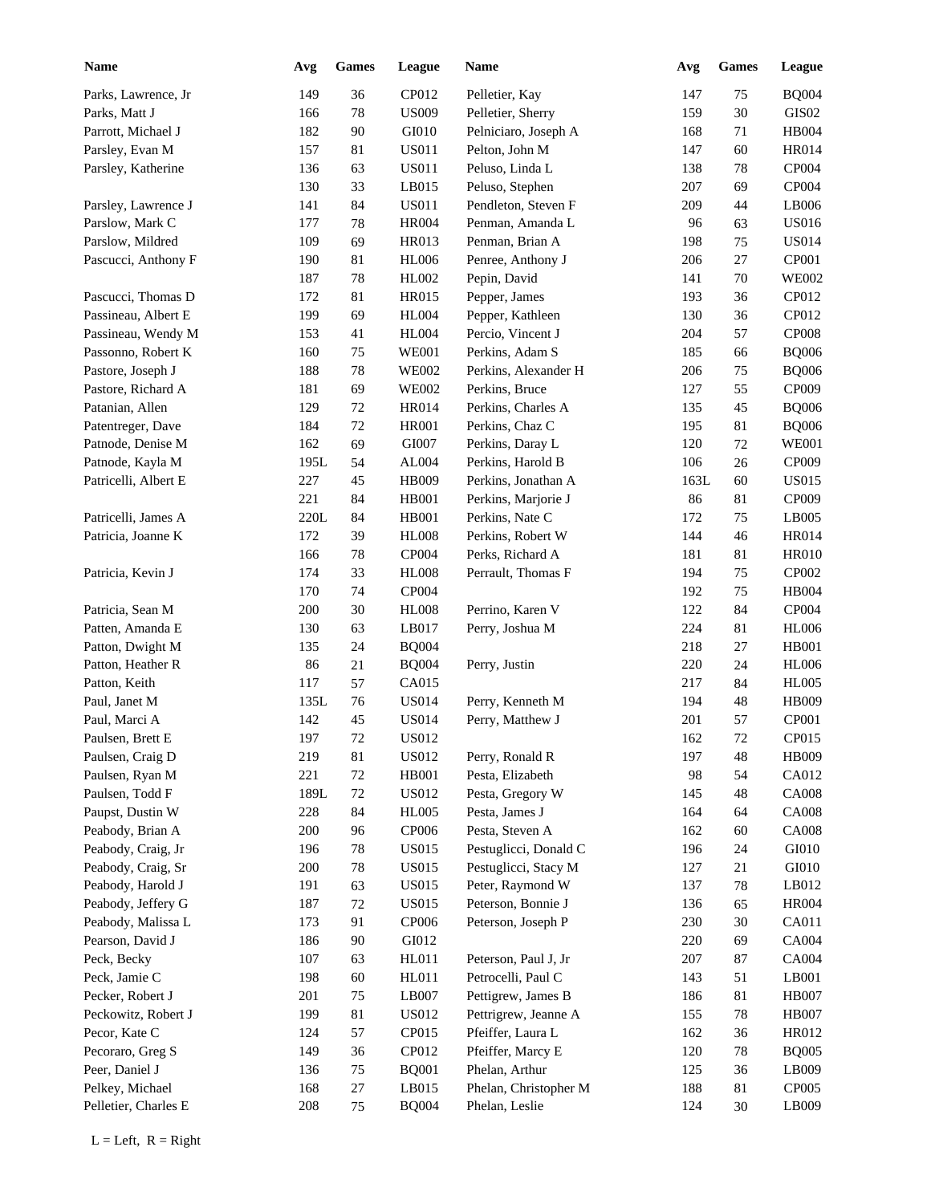| Name | Avg | Games | League | Name | Avg | Games | League |
|---|---|---|---|---|---|---|---|
| Parks, Lawrence, Jr | 149 | 36 | CP012 | Pelletier, Kay | 147 | 75 | BQ004 |
| Parks, Matt J | 166 | 78 | US009 | Pelletier, Sherry | 159 | 30 | GIS02 |
| Parrott, Michael J | 182 | 90 | GI010 | Pelniciaro, Joseph A | 168 | 71 | HB004 |
| Parsley, Evan M | 157 | 81 | US011 | Pelton, John M | 147 | 60 | HR014 |
| Parsley, Katherine | 136 | 63 | US011 | Peluso, Linda L | 138 | 78 | CP004 |
| | 130 | 33 | LB015 | Peluso, Stephen | 207 | 69 | CP004 |
| Parsley, Lawrence J | 141 | 84 | US011 | Pendleton, Steven F | 209 | 44 | LB006 |
| Parslow, Mark C | 177 | 78 | HR004 | Penman, Amanda L | 96 | 63 | US016 |
| Parslow, Mildred | 109 | 69 | HR013 | Penman, Brian A | 198 | 75 | US014 |
| Pascucci, Anthony F | 190 | 81 | HL006 | Penree, Anthony J | 206 | 27 | CP001 |
| | 187 | 78 | HL002 | Pepin, David | 141 | 70 | WE002 |
| Pascucci, Thomas D | 172 | 81 | HR015 | Pepper, James | 193 | 36 | CP012 |
| Passineau, Albert E | 199 | 69 | HL004 | Pepper, Kathleen | 130 | 36 | CP012 |
| Passineau, Wendy M | 153 | 41 | HL004 | Percio, Vincent J | 204 | 57 | CP008 |
| Passonno, Robert K | 160 | 75 | WE001 | Perkins, Adam S | 185 | 66 | BQ006 |
| Pastore, Joseph J | 188 | 78 | WE002 | Perkins, Alexander H | 206 | 75 | BQ006 |
| Pastore, Richard A | 181 | 69 | WE002 | Perkins, Bruce | 127 | 55 | CP009 |
| Patanian, Allen | 129 | 72 | HR014 | Perkins, Charles A | 135 | 45 | BQ006 |
| Patentreger, Dave | 184 | 72 | HR001 | Perkins, Chaz C | 195 | 81 | BQ006 |
| Patnode, Denise M | 162 | 69 | GI007 | Perkins, Daray L | 120 | 72 | WE001 |
| Patnode, Kayla M | 195L | 54 | AL004 | Perkins, Harold B | 106 | 26 | CP009 |
| Patricelli, Albert E | 227 | 45 | HB009 | Perkins, Jonathan A | 163L | 60 | US015 |
| | 221 | 84 | HB001 | Perkins, Marjorie J | 86 | 81 | CP009 |
| Patricelli, James A | 220L | 84 | HB001 | Perkins, Nate C | 172 | 75 | LB005 |
| Patricia, Joanne K | 172 | 39 | HL008 | Perkins, Robert W | 144 | 46 | HR014 |
| | 166 | 78 | CP004 | Perks, Richard A | 181 | 81 | HR010 |
| Patricia, Kevin J | 174 | 33 | HL008 | Perrault, Thomas F | 194 | 75 | CP002 |
| | 170 | 74 | CP004 | | 192 | 75 | HB004 |
| Patricia, Sean M | 200 | 30 | HL008 | Perrino, Karen V | 122 | 84 | CP004 |
| Patten, Amanda E | 130 | 63 | LB017 | Perry, Joshua M | 224 | 81 | HL006 |
| Patton, Dwight M | 135 | 24 | BQ004 | | 218 | 27 | HB001 |
| Patton, Heather R | 86 | 21 | BQ004 | Perry, Justin | 220 | 24 | HL006 |
| Patton, Keith | 117 | 57 | CA015 | | 217 | 84 | HL005 |
| Paul, Janet M | 135L | 76 | US014 | Perry, Kenneth M | 194 | 48 | HB009 |
| Paul, Marci A | 142 | 45 | US014 | Perry, Matthew J | 201 | 57 | CP001 |
| Paulsen, Brett E | 197 | 72 | US012 | | 162 | 72 | CP015 |
| Paulsen, Craig D | 219 | 81 | US012 | Perry, Ronald R | 197 | 48 | HB009 |
| Paulsen, Ryan M | 221 | 72 | HB001 | Pesta, Elizabeth | 98 | 54 | CA012 |
| Paulsen, Todd F | 189L | 72 | US012 | Pesta, Gregory W | 145 | 48 | CA008 |
| Paupst, Dustin W | 228 | 84 | HL005 | Pesta, James J | 164 | 64 | CA008 |
| Peabody, Brian A | 200 | 96 | CP006 | Pesta, Steven A | 162 | 60 | CA008 |
| Peabody, Craig, Jr | 196 | 78 | US015 | Pestuglicci, Donald C | 196 | 24 | GI010 |
| Peabody, Craig, Sr | 200 | 78 | US015 | Pestuglicci, Stacy M | 127 | 21 | GI010 |
| Peabody, Harold J | 191 | 63 | US015 | Peter, Raymond W | 137 | 78 | LB012 |
| Peabody, Jeffery G | 187 | 72 | US015 | Peterson, Bonnie J | 136 | 65 | HR004 |
| Peabody, Malissa L | 173 | 91 | CP006 | Peterson, Joseph P | 230 | 30 | CA011 |
| Pearson, David J | 186 | 90 | GI012 | | 220 | 69 | CA004 |
| Peck, Becky | 107 | 63 | HL011 | Peterson, Paul J, Jr | 207 | 87 | CA004 |
| Peck, Jamie C | 198 | 60 | HL011 | Petrocelli, Paul C | 143 | 51 | LB001 |
| Pecker, Robert J | 201 | 75 | LB007 | Pettigrew, James B | 186 | 81 | HB007 |
| Peckowitz, Robert J | 199 | 81 | US012 | Pettrigrew, Jeanne A | 155 | 78 | HB007 |
| Pecor, Kate C | 124 | 57 | CP015 | Pfeiffer, Laura L | 162 | 36 | HR012 |
| Pecoraro, Greg S | 149 | 36 | CP012 | Pfeiffer, Marcy E | 120 | 78 | BQ005 |
| Peer, Daniel J | 136 | 75 | BQ001 | Phelan, Arthur | 125 | 36 | LB009 |
| Pelkey, Michael | 168 | 27 | LB015 | Phelan, Christopher M | 188 | 81 | CP005 |
| Pelletier, Charles E | 208 | 75 | BQ004 | Phelan, Leslie | 124 | 30 | LB009 |

L = Left, R = Right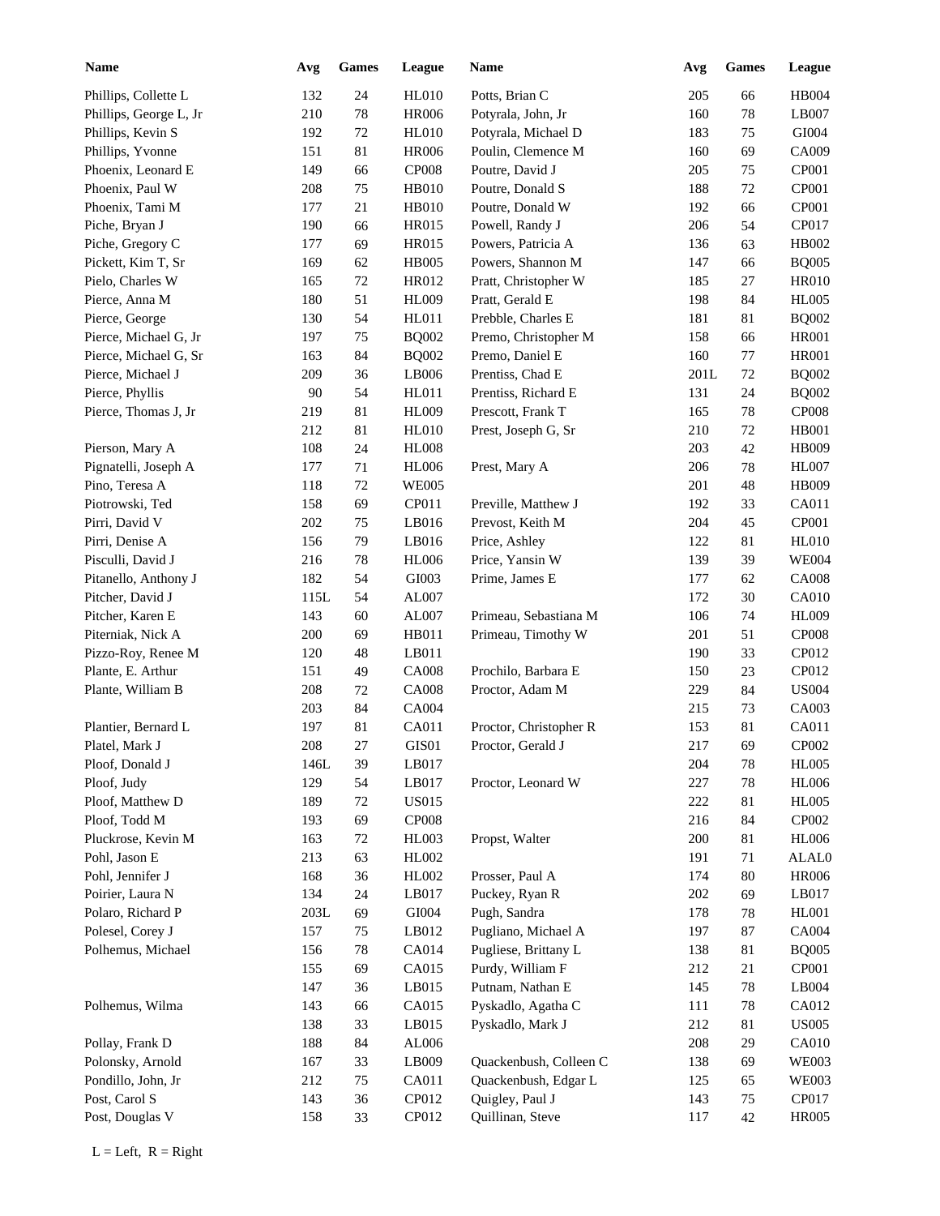| Name | Avg | Games | League |
|---|---|---|---|
| Phillips, Collette L | 132 | 24 | HL010 |
| Phillips, George L, Jr | 210 | 78 | HR006 |
| Phillips, Kevin S | 192 | 72 | HL010 |
| Phillips, Yvonne | 151 | 81 | HR006 |
| Phoenix, Leonard E | 149 | 66 | CP008 |
| Phoenix, Paul W | 208 | 75 | HB010 |
| Phoenix, Tami M | 177 | 21 | HB010 |
| Piche, Bryan J | 190 | 66 | HR015 |
| Piche, Gregory C | 177 | 69 | HR015 |
| Pickett, Kim T, Sr | 169 | 62 | HB005 |
| Pielo, Charles W | 165 | 72 | HR012 |
| Pierce, Anna M | 180 | 51 | HL009 |
| Pierce, George | 130 | 54 | HL011 |
| Pierce, Michael G, Jr | 197 | 75 | BQ002 |
| Pierce, Michael G, Sr | 163 | 84 | BQ002 |
| Pierce, Michael J | 209 | 36 | LB006 |
| Pierce, Phyllis | 90 | 54 | HL011 |
| Pierce, Thomas J, Jr | 219 | 81 | HL009 |
| | 212 | 81 | HL010 |
| Pierson, Mary A | 108 | 24 | HL008 |
| Pignatelli, Joseph A | 177 | 71 | HL006 |
| Pino, Teresa A | 118 | 72 | WE005 |
| Piotrowski, Ted | 158 | 69 | CP011 |
| Pirri, David V | 202 | 75 | LB016 |
| Pirri, Denise A | 156 | 79 | LB016 |
| Pisculli, David J | 216 | 78 | HL006 |
| Pitanello, Anthony J | 182 | 54 | GI003 |
| Pitcher, David J | 115L | 54 | AL007 |
| Pitcher, Karen E | 143 | 60 | AL007 |
| Piterniak, Nick A | 200 | 69 | HB011 |
| Pizzo-Roy, Renee M | 120 | 48 | LB011 |
| Plante, E. Arthur | 151 | 49 | CA008 |
| Plante, William B | 208 | 72 | CA008 |
| | 203 | 84 | CA004 |
| Plantier, Bernard L | 197 | 81 | CA011 |
| Platel, Mark J | 208 | 27 | GIS01 |
| Ploof, Donald J | 146L | 39 | LB017 |
| Ploof, Judy | 129 | 54 | LB017 |
| Ploof, Matthew D | 189 | 72 | US015 |
| Ploof, Todd M | 193 | 69 | CP008 |
| Pluckrose, Kevin M | 163 | 72 | HL003 |
| Pohl, Jason E | 213 | 63 | HL002 |
| Pohl, Jennifer J | 168 | 36 | HL002 |
| Poirier, Laura N | 134 | 24 | LB017 |
| Polaro, Richard P | 203L | 69 | GI004 |
| Polesel, Corey J | 157 | 75 | LB012 |
| Polhemus, Michael | 156 | 78 | CA014 |
| | 155 | 69 | CA015 |
| | 147 | 36 | LB015 |
| Polhemus, Wilma | 143 | 66 | CA015 |
| | 138 | 33 | LB015 |
| Pollay, Frank D | 188 | 84 | AL006 |
| Polonsky, Arnold | 167 | 33 | LB009 |
| Pondillo, John, Jr | 212 | 75 | CA011 |
| Post, Carol S | 143 | 36 | CP012 |
| Post, Douglas V | 158 | 33 | CP012 |
| Potts, Brian C | 205 | 66 | HB004 |
| Potyrala, John, Jr | 160 | 78 | LB007 |
| Potyrala, Michael D | 183 | 75 | GI004 |
| Poulin, Clemence M | 160 | 69 | CA009 |
| Poutre, David J | 205 | 75 | CP001 |
| Poutre, Donald S | 188 | 72 | CP001 |
| Poutre, Donald W | 192 | 66 | CP001 |
| Powell, Randy J | 206 | 54 | CP017 |
| Powers, Patricia A | 136 | 63 | HB002 |
| Powers, Shannon M | 147 | 66 | BQ005 |
| Pratt, Christopher W | 185 | 27 | HR010 |
| Pratt, Gerald E | 198 | 84 | HL005 |
| Prebble, Charles E | 181 | 81 | BQ002 |
| Premo, Christopher M | 158 | 66 | HR001 |
| Premo, Daniel E | 160 | 77 | HR001 |
| Prentiss, Chad E | 201L | 72 | BQ002 |
| Prentiss, Richard E | 131 | 24 | BQ002 |
| Prescott, Frank T | 165 | 78 | CP008 |
| Prest, Joseph G, Sr | 210 | 72 | HB001 |
| | 203 | 42 | HB009 |
| Prest, Mary A | 206 | 78 | HL007 |
| | 201 | 48 | HB009 |
| Preville, Matthew J | 192 | 33 | CA011 |
| Prevost, Keith M | 204 | 45 | CP001 |
| Price, Ashley | 122 | 81 | HL010 |
| Price, Yansin W | 139 | 39 | WE004 |
| Prime, James E | 177 | 62 | CA008 |
| | 172 | 30 | CA010 |
| Primeau, Sebastiana M | 106 | 74 | HL009 |
| Primeau, Timothy W | 201 | 51 | CP008 |
| | 190 | 33 | CP012 |
| Prochilo, Barbara E | 150 | 23 | CP012 |
| Proctor, Adam M | 229 | 84 | US004 |
| | 215 | 73 | CA003 |
| Proctor, Christopher R | 153 | 81 | CA011 |
| Proctor, Gerald J | 217 | 69 | CP002 |
| | 204 | 78 | HL005 |
| Proctor, Leonard W | 227 | 78 | HL006 |
| | 222 | 81 | HL005 |
| | 216 | 84 | CP002 |
| Propst, Walter | 200 | 81 | HL006 |
| | 191 | 71 | ALAL0 |
| Prosser, Paul A | 174 | 80 | HR006 |
| Puckey, Ryan R | 202 | 69 | LB017 |
| Pugh, Sandra | 178 | 78 | HL001 |
| Pugliano, Michael A | 197 | 87 | CA004 |
| Pugliese, Brittany L | 138 | 81 | BQ005 |
| Purdy, William F | 212 | 21 | CP001 |
| Putnam, Nathan E | 145 | 78 | LB004 |
| Pyskadlo, Agatha C | 111 | 78 | CA012 |
| Pyskadlo, Mark J | 212 | 81 | US005 |
| | 208 | 29 | CA010 |
| Quackenbush, Colleen C | 138 | 69 | WE003 |
| Quackenbush, Edgar L | 125 | 65 | WE003 |
| Quigley, Paul J | 143 | 75 | CP017 |
| Quillinan, Steve | 117 | 42 | HR005 |

L = Left, R = Right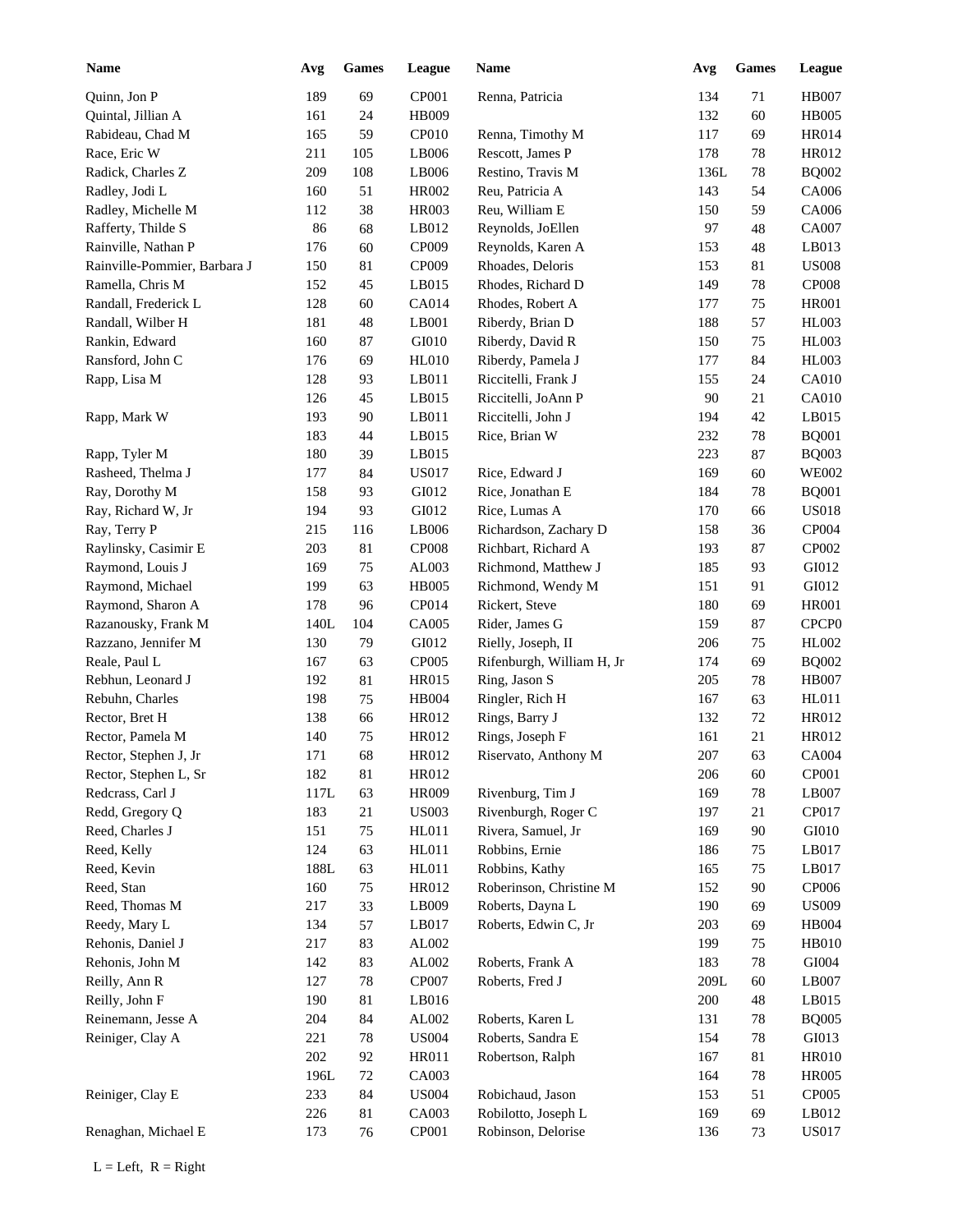| Name | Avg | Games | League |
|---|---|---|---|
| Quinn, Jon P | 189 | 69 | CP001 |
| Quintal, Jillian A | 161 | 24 | HB009 |
| Rabideau, Chad M | 165 | 59 | CP010 |
| Race, Eric W | 211 | 105 | LB006 |
| Radick, Charles Z | 209 | 108 | LB006 |
| Radley, Jodi L | 160 | 51 | HR002 |
| Radley, Michelle M | 112 | 38 | HR003 |
| Rafferty, Thilde S | 86 | 68 | LB012 |
| Rainville, Nathan P | 176 | 60 | CP009 |
| Rainville-Pommier, Barbara J | 150 | 81 | CP009 |
| Ramella, Chris M | 152 | 45 | LB015 |
| Randall, Frederick L | 128 | 60 | CA014 |
| Randall, Wilber H | 181 | 48 | LB001 |
| Rankin, Edward | 160 | 87 | GI010 |
| Ransford, John C | 176 | 69 | HL010 |
| Rapp, Lisa M | 128 | 93 | LB011 |
| | 126 | 45 | LB015 |
| Rapp, Mark W | 193 | 90 | LB011 |
| | 183 | 44 | LB015 |
| Rapp, Tyler M | 180 | 39 | LB015 |
| Rasheed, Thelma J | 177 | 84 | US017 |
| Ray, Dorothy M | 158 | 93 | GI012 |
| Ray, Richard W, Jr | 194 | 93 | GI012 |
| Ray, Terry P | 215 | 116 | LB006 |
| Raylinsky, Casimir E | 203 | 81 | CP008 |
| Raymond, Louis J | 169 | 75 | AL003 |
| Raymond, Michael | 199 | 63 | HB005 |
| Raymond, Sharon A | 178 | 96 | CP014 |
| Razanousky, Frank M | 140L | 104 | CA005 |
| Razzano, Jennifer M | 130 | 79 | GI012 |
| Reale, Paul L | 167 | 63 | CP005 |
| Rebhun, Leonard J | 192 | 81 | HR015 |
| Rebuhn, Charles | 198 | 75 | HB004 |
| Rector, Bret H | 138 | 66 | HR012 |
| Rector, Pamela M | 140 | 75 | HR012 |
| Rector, Stephen J, Jr | 171 | 68 | HR012 |
| Rector, Stephen L, Sr | 182 | 81 | HR012 |
| Redcrass, Carl J | 117L | 63 | HR009 |
| Redd, Gregory Q | 183 | 21 | US003 |
| Reed, Charles J | 151 | 75 | HL011 |
| Reed, Kelly | 124 | 63 | HL011 |
| Reed, Kevin | 188L | 63 | HL011 |
| Reed, Stan | 160 | 75 | HR012 |
| Reed, Thomas M | 217 | 33 | LB009 |
| Reedy, Mary L | 134 | 57 | LB017 |
| Rehonis, Daniel J | 217 | 83 | AL002 |
| Rehonis, John M | 142 | 83 | AL002 |
| Reilly, Ann R | 127 | 78 | CP007 |
| Reilly, John F | 190 | 81 | LB016 |
| Reinemann, Jesse A | 204 | 84 | AL002 |
| Reiniger, Clay A | 221 | 78 | US004 |
| | 202 | 92 | HR011 |
| | 196L | 72 | CA003 |
| Reiniger, Clay E | 233 | 84 | US004 |
| | 226 | 81 | CA003 |
| Renaghan, Michael E | 173 | 76 | CP001 |
| Renna, Patricia | 134 | 71 | HB007 |
| | 132 | 60 | HB005 |
| Renna, Timothy M | 117 | 69 | HR014 |
| Rescott, James P | 178 | 78 | HR012 |
| Restino, Travis M | 136L | 78 | BQ002 |
| Reu, Patricia A | 143 | 54 | CA006 |
| Reu, William E | 150 | 59 | CA006 |
| Reynolds, JoEllen | 97 | 48 | CA007 |
| Reynolds, Karen A | 153 | 48 | LB013 |
| Rhoades, Deloris | 153 | 81 | US008 |
| Rhodes, Richard D | 149 | 78 | CP008 |
| Rhodes, Robert A | 177 | 75 | HR001 |
| Riberdy, Brian D | 188 | 57 | HL003 |
| Riberdy, David R | 150 | 75 | HL003 |
| Riberdy, Pamela J | 177 | 84 | HL003 |
| Riccitelli, Frank J | 155 | 24 | CA010 |
| Riccitelli, JoAnn P | 90 | 21 | CA010 |
| Riccitelli, John J | 194 | 42 | LB015 |
| Rice, Brian W | 232 | 78 | BQ001 |
| | 223 | 87 | BQ003 |
| Rice, Edward J | 169 | 60 | WE002 |
| Rice, Jonathan E | 184 | 78 | BQ001 |
| Rice, Lumas A | 170 | 66 | US018 |
| Richardson, Zachary D | 158 | 36 | CP004 |
| Richbart, Richard A | 193 | 87 | CP002 |
| Richmond, Matthew J | 185 | 93 | GI012 |
| Richmond, Wendy M | 151 | 91 | GI012 |
| Rickert, Steve | 180 | 69 | HR001 |
| Rider, James G | 159 | 87 | CPCP0 |
| Rielly, Joseph, II | 206 | 75 | HL002 |
| Rifenburgh, William H, Jr | 174 | 69 | BQ002 |
| Ring, Jason S | 205 | 78 | HB007 |
| Ringler, Rich H | 167 | 63 | HL011 |
| Rings, Barry J | 132 | 72 | HR012 |
| Rings, Joseph F | 161 | 21 | HR012 |
| Riservato, Anthony M | 207 | 63 | CA004 |
| | 206 | 60 | CP001 |
| Rivenburg, Tim J | 169 | 78 | LB007 |
| Rivenburgh, Roger C | 197 | 21 | CP017 |
| Rivera, Samuel, Jr | 169 | 90 | GI010 |
| Robbins, Ernie | 186 | 75 | LB017 |
| Robbins, Kathy | 165 | 75 | LB017 |
| Roberinson, Christine M | 152 | 90 | CP006 |
| Roberts, Dayna L | 190 | 69 | US009 |
| Roberts, Edwin C, Jr | 203 | 69 | HB004 |
| | 199 | 75 | HB010 |
| Roberts, Frank A | 183 | 78 | GI004 |
| Roberts, Fred J | 209L | 60 | LB007 |
| | 200 | 48 | LB015 |
| Roberts, Karen L | 131 | 78 | BQ005 |
| Roberts, Sandra E | 154 | 78 | GI013 |
| Robertson, Ralph | 167 | 81 | HR010 |
| | 164 | 78 | HR005 |
| Robichaud, Jason | 153 | 51 | CP005 |
| Robilotto, Joseph L | 169 | 69 | LB012 |
| Robinson, Delorise | 136 | 73 | US017 |

L = Left, R = Right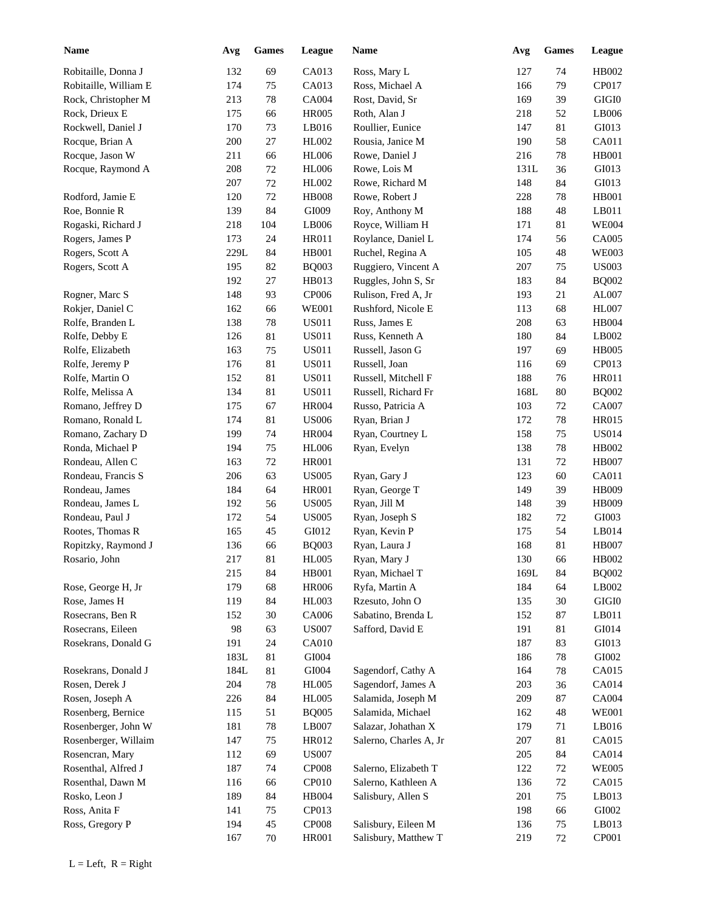| Name | Avg | Games | League |
|---|---|---|---|
| Robitaille, Donna J | 132 | 69 | CA013 |
| Robitaille, William E | 174 | 75 | CA013 |
| Rock, Christopher M | 213 | 78 | CA004 |
| Rock, Drieux E | 175 | 66 | HR005 |
| Rockwell, Daniel J | 170 | 73 | LB016 |
| Rocque, Brian A | 200 | 27 | HL002 |
| Rocque, Jason W | 211 | 66 | HL006 |
| Rocque, Raymond A | 208 | 72 | HL006 |
| | 207 | 72 | HL002 |
| Rodford, Jamie E | 120 | 72 | HB008 |
| Roe, Bonnie R | 139 | 84 | GI009 |
| Rogaski, Richard J | 218 | 104 | LB006 |
| Rogers, James P | 173 | 24 | HR011 |
| Rogers, Scott A | 229L | 84 | HB001 |
| Rogers, Scott A | 195 | 82 | BQ003 |
| | 192 | 27 | HB013 |
| Rogner, Marc S | 148 | 93 | CP006 |
| Rokjer, Daniel C | 162 | 66 | WE001 |
| Rolfe, Branden L | 138 | 78 | US011 |
| Rolfe, Debby E | 126 | 81 | US011 |
| Rolfe, Elizabeth | 163 | 75 | US011 |
| Rolfe, Jeremy P | 176 | 81 | US011 |
| Rolfe, Martin O | 152 | 81 | US011 |
| Rolfe, Melissa A | 134 | 81 | US011 |
| Romano, Jeffrey D | 175 | 67 | HR004 |
| Romano, Ronald L | 174 | 81 | US006 |
| Romano, Zachary D | 199 | 74 | HR004 |
| Ronda, Michael P | 194 | 75 | HL006 |
| Rondeau, Allen C | 163 | 72 | HR001 |
| Rondeau, Francis S | 206 | 63 | US005 |
| Rondeau, James | 184 | 64 | HR001 |
| Rondeau, James L | 192 | 56 | US005 |
| Rondeau, Paul J | 172 | 54 | US005 |
| Rootes, Thomas R | 165 | 45 | GI012 |
| Ropitzky, Raymond J | 136 | 66 | BQ003 |
| Rosario, John | 217 | 81 | HL005 |
| | 215 | 84 | HB001 |
| Rose, George H, Jr | 179 | 68 | HR006 |
| Rose, James H | 119 | 84 | HL003 |
| Rosecrans, Ben R | 152 | 30 | CA006 |
| Rosecrans, Eileen | 98 | 63 | US007 |
| Rosekrans, Donald G | 191 | 24 | CA010 |
| | 183L | 81 | GI004 |
| Rosekrans, Donald J | 184L | 81 | GI004 |
| Rosen, Derek J | 204 | 78 | HL005 |
| Rosen, Joseph A | 226 | 84 | HL005 |
| Rosenberg, Bernice | 115 | 51 | BQ005 |
| Rosenberger, John W | 181 | 78 | LB007 |
| Rosenberger, Willaim | 147 | 75 | HR012 |
| Rosencran, Mary | 112 | 69 | US007 |
| Rosenthal, Alfred J | 187 | 74 | CP008 |
| Rosenthal, Dawn M | 116 | 66 | CP010 |
| Rosko, Leon J | 189 | 84 | HB004 |
| Ross, Anita F | 141 | 75 | CP013 |
| Ross, Gregory P | 194 | 45 | CP008 |
| | 167 | 70 | HR001 |
| Ross, Mary L | 127 | 74 | HB002 |
| Ross, Michael A | 166 | 79 | CP017 |
| Rost, David, Sr | 169 | 39 | GIGI0 |
| Roth, Alan J | 218 | 52 | LB006 |
| Roullier, Eunice | 147 | 81 | GI013 |
| Rousia, Janice M | 190 | 58 | CA011 |
| Rowe, Daniel J | 216 | 78 | HB001 |
| Rowe, Lois M | 131L | 36 | GI013 |
| Rowe, Richard M | 148 | 84 | GI013 |
| Rowe, Robert J | 228 | 78 | HB001 |
| Roy, Anthony M | 188 | 48 | LB011 |
| Royce, William H | 171 | 81 | WE004 |
| Roylance, Daniel L | 174 | 56 | CA005 |
| Ruchel, Regina A | 105 | 48 | WE003 |
| Ruggiero, Vincent A | 207 | 75 | US003 |
| Ruggles, John S, Sr | 183 | 84 | BQ002 |
| Rulison, Fred A, Jr | 193 | 21 | AL007 |
| Rushford, Nicole E | 113 | 68 | HL007 |
| Russ, James E | 208 | 63 | HB004 |
| Russ, Kenneth A | 180 | 84 | LB002 |
| Russell, Jason G | 197 | 69 | HB005 |
| Russell, Joan | 116 | 69 | CP013 |
| Russell, Mitchell F | 188 | 76 | HR011 |
| Russell, Richard Fr | 168L | 80 | BQ002 |
| Russo, Patricia A | 103 | 72 | CA007 |
| Ryan, Brian J | 172 | 78 | HR015 |
| Ryan, Courtney L | 158 | 75 | US014 |
| Ryan, Evelyn | 138 | 78 | HB002 |
| | 131 | 72 | HB007 |
| Ryan, Gary J | 123 | 60 | CA011 |
| Ryan, George T | 149 | 39 | HB009 |
| Ryan, Jill M | 148 | 39 | HB009 |
| Ryan, Joseph S | 182 | 72 | GI003 |
| Ryan, Kevin P | 175 | 54 | LB014 |
| Ryan, Laura J | 168 | 81 | HB007 |
| Ryan, Mary J | 130 | 66 | HB002 |
| Ryan, Michael T | 169L | 84 | BQ002 |
| Ryfa, Martin A | 184 | 64 | LB002 |
| Rzesuto, John O | 135 | 30 | GIGI0 |
| Sabatino, Brenda L | 152 | 87 | LB011 |
| Safford, David E | 191 | 81 | GI014 |
| | 187 | 83 | GI013 |
| | 186 | 78 | GI002 |
| Sagendorf, Cathy A | 164 | 78 | CA015 |
| Sagendorf, James A | 203 | 36 | CA014 |
| Salamida, Joseph M | 209 | 87 | CA004 |
| Salamida, Michael | 162 | 48 | WE001 |
| Salazar, Johathan X | 179 | 71 | LB016 |
| Salerno, Charles A, Jr | 207 | 81 | CA015 |
| | 205 | 84 | CA014 |
| Salerno, Elizabeth T | 122 | 72 | WE005 |
| Salerno, Kathleen A | 136 | 72 | CA015 |
| Salisbury, Allen S | 201 | 75 | LB013 |
| | 198 | 66 | GI002 |
| Salisbury, Eileen M | 136 | 75 | LB013 |
| Salisbury, Matthew T | 219 | 72 | CP001 |

L = Left, R = Right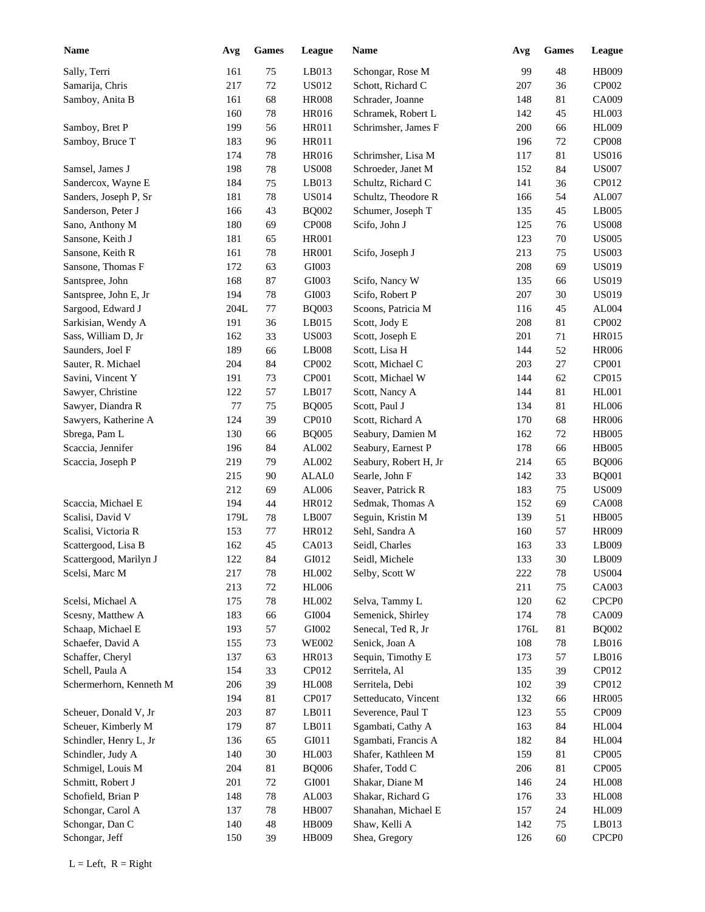| Name | Avg | Games | League | Name | Avg | Games | League |
|---|---|---|---|---|---|---|---|
| Sally, Terri | 161 | 75 | LB013 | Schongar, Rose M | 99 | 48 | HB009 |
| Samarija, Chris | 217 | 72 | US012 | Schott, Richard C | 207 | 36 | CP002 |
| Samboy, Anita B | 161 | 68 | HR008 | Schrader, Joanne | 148 | 81 | CA009 |
| | 160 | 78 | HR016 | Schramek, Robert L | 142 | 45 | HL003 |
| Samboy, Bret P | 199 | 56 | HR011 | Schrimsher, James F | 200 | 66 | HL009 |
| Samboy, Bruce T | 183 | 96 | HR011 | | 196 | 72 | CP008 |
| | 174 | 78 | HR016 | Schrimsher, Lisa M | 117 | 81 | US016 |
| Samsel, James J | 198 | 78 | US008 | Schroeder, Janet M | 152 | 84 | US007 |
| Sandercox, Wayne E | 184 | 75 | LB013 | Schultz, Richard C | 141 | 36 | CP012 |
| Sanders, Joseph P, Sr | 181 | 78 | US014 | Schultz, Theodore R | 166 | 54 | AL007 |
| Sanderson, Peter J | 166 | 43 | BQ002 | Schumer, Joseph T | 135 | 45 | LB005 |
| Sano, Anthony M | 180 | 69 | CP008 | Scifo, John J | 125 | 76 | US008 |
| Sansone, Keith J | 181 | 65 | HR001 | | 123 | 70 | US005 |
| Sansone, Keith R | 161 | 78 | HR001 | Scifo, Joseph J | 213 | 75 | US003 |
| Sansone, Thomas F | 172 | 63 | GI003 | | 208 | 69 | US019 |
| Santspree, John | 168 | 87 | GI003 | Scifo, Nancy W | 135 | 66 | US019 |
| Santspree, John E, Jr | 194 | 78 | GI003 | Scifo, Robert P | 207 | 30 | US019 |
| Sargood, Edward J | 204L | 77 | BQ003 | Scoons, Patricia M | 116 | 45 | AL004 |
| Sarkisian, Wendy A | 191 | 36 | LB015 | Scott, Jody E | 208 | 81 | CP002 |
| Sass, William D, Jr | 162 | 33 | US003 | Scott, Joseph E | 201 | 71 | HR015 |
| Saunders, Joel F | 189 | 66 | LB008 | Scott, Lisa H | 144 | 52 | HR006 |
| Sauter, R. Michael | 204 | 84 | CP002 | Scott, Michael C | 203 | 27 | CP001 |
| Savini, Vincent Y | 191 | 73 | CP001 | Scott, Michael W | 144 | 62 | CP015 |
| Sawyer, Christine | 122 | 57 | LB017 | Scott, Nancy A | 144 | 81 | HL001 |
| Sawyer, Diandra R | 77 | 75 | BQ005 | Scott, Paul J | 134 | 81 | HL006 |
| Sawyers, Katherine A | 124 | 39 | CP010 | Scott, Richard A | 170 | 68 | HR006 |
| Sbrega, Pam L | 130 | 66 | BQ005 | Seabury, Damien M | 162 | 72 | HB005 |
| Scaccia, Jennifer | 196 | 84 | AL002 | Seabury, Earnest P | 178 | 66 | HB005 |
| Scaccia, Joseph P | 219 | 79 | AL002 | Seabury, Robert H, Jr | 214 | 65 | BQ006 |
| | 215 | 90 | ALAL0 | Searle, John F | 142 | 33 | BQ001 |
| | 212 | 69 | AL006 | Seaver, Patrick R | 183 | 75 | US009 |
| Scaccia, Michael E | 194 | 44 | HR012 | Sedmak, Thomas A | 152 | 69 | CA008 |
| Scalisi, David V | 179L | 78 | LB007 | Seguin, Kristin M | 139 | 51 | HB005 |
| Scalisi, Victoria R | 153 | 77 | HR012 | Sehl, Sandra A | 160 | 57 | HR009 |
| Scattergood, Lisa B | 162 | 45 | CA013 | Seidl, Charles | 163 | 33 | LB009 |
| Scattergood, Marilyn J | 122 | 84 | GI012 | Seidl, Michele | 133 | 30 | LB009 |
| Scelsi, Marc M | 217 | 78 | HL002 | Selby, Scott W | 222 | 78 | US004 |
| | 213 | 72 | HL006 | | 211 | 75 | CA003 |
| Scelsi, Michael A | 175 | 78 | HL002 | Selva, Tammy L | 120 | 62 | CPCP0 |
| Scesny, Matthew A | 183 | 66 | GI004 | Semenick, Shirley | 174 | 78 | CA009 |
| Schaap, Michael E | 193 | 57 | GI002 | Senecal, Ted R, Jr | 176L | 81 | BQ002 |
| Schaefer, David A | 155 | 73 | WE002 | Senick, Joan A | 108 | 78 | LB016 |
| Schaffer, Cheryl | 137 | 63 | HR013 | Sequin, Timothy E | 173 | 57 | LB016 |
| Schell, Paula A | 154 | 33 | CP012 | Serritela, Al | 135 | 39 | CP012 |
| Schermerhorn, Kenneth M | 206 | 39 | HL008 | Serritela, Debi | 102 | 39 | CP012 |
| | 194 | 81 | CP017 | Setteducato, Vincent | 132 | 66 | HR005 |
| Scheuer, Donald V, Jr | 203 | 87 | LB011 | Severence, Paul T | 123 | 55 | CP009 |
| Scheuer, Kimberly M | 179 | 87 | LB011 | Sgambati, Cathy A | 163 | 84 | HL004 |
| Schindler, Henry L, Jr | 136 | 65 | GI011 | Sgambati, Francis A | 182 | 84 | HL004 |
| Schindler, Judy A | 140 | 30 | HL003 | Shafer, Kathleen M | 159 | 81 | CP005 |
| Schmigel, Louis M | 204 | 81 | BQ006 | Shafer, Todd C | 206 | 81 | CP005 |
| Schmitt, Robert J | 201 | 72 | GI001 | Shakar, Diane M | 146 | 24 | HL008 |
| Schofield, Brian P | 148 | 78 | AL003 | Shakar, Richard G | 176 | 33 | HL008 |
| Schongar, Carol A | 137 | 78 | HB007 | Shanahan, Michael E | 157 | 24 | HL009 |
| Schongar, Dan C | 140 | 48 | HB009 | Shaw, Kelli A | 142 | 75 | LB013 |
| Schongar, Jeff | 150 | 39 | HB009 | Shea, Gregory | 126 | 60 | CPCP0 |

L = Left, R = Right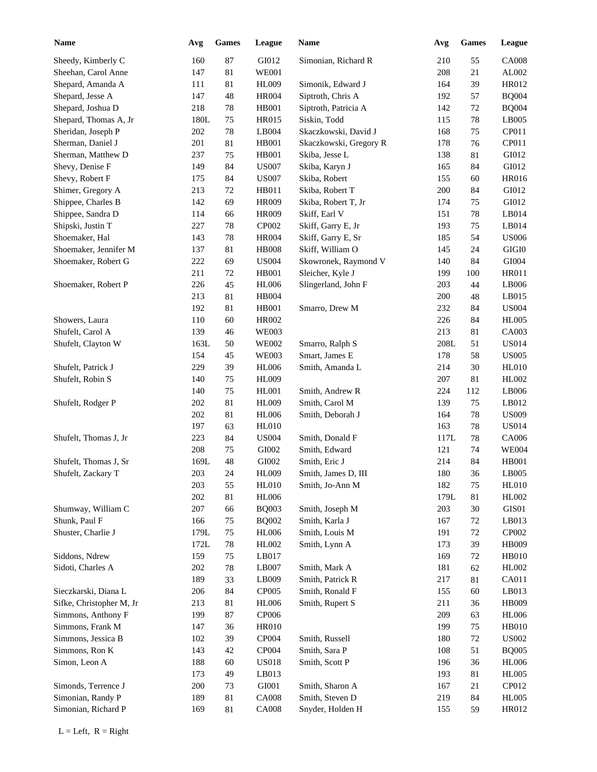| Name | Avg | Games | League |
|---|---|---|---|
| Sheedy, Kimberly C | 160 | 87 | GI012 |
| Sheehan, Carol Anne | 147 | 81 | WE001 |
| Shepard, Amanda A | 111 | 81 | HL009 |
| Shepard, Jesse A | 147 | 48 | HR004 |
| Shepard, Joshua D | 218 | 78 | HB001 |
| Shepard, Thomas A, Jr | 180L | 75 | HR015 |
| Sheridan, Joseph P | 202 | 78 | LB004 |
| Sherman, Daniel J | 201 | 81 | HB001 |
| Sherman, Matthew D | 237 | 75 | HB001 |
| Shevy, Denise F | 149 | 84 | US007 |
| Shevy, Robert F | 175 | 84 | US007 |
| Shimer, Gregory A | 213 | 72 | HB011 |
| Shippee, Charles B | 142 | 69 | HR009 |
| Shippee, Sandra D | 114 | 66 | HR009 |
| Shipski, Justin T | 227 | 78 | CP002 |
| Shoemaker, Hal | 143 | 78 | HR004 |
| Shoemaker, Jennifer M | 137 | 81 | HB008 |
| Shoemaker, Robert G | 222 | 69 | US004 |
| | 211 | 72 | HB001 |
| Shoemaker, Robert P | 226 | 45 | HL006 |
| | 213 | 81 | HB004 |
| | 192 | 81 | HB001 |
| Showers, Laura | 110 | 60 | HR002 |
| Shufelt, Carol A | 139 | 46 | WE003 |
| Shufelt, Clayton W | 163L | 50 | WE002 |
| | 154 | 45 | WE003 |
| Shufelt, Patrick J | 229 | 39 | HL006 |
| Shufelt, Robin S | 140 | 75 | HL009 |
| | 140 | 75 | HL001 |
| Shufelt, Rodger P | 202 | 81 | HL009 |
| | 202 | 81 | HL006 |
| | 197 | 63 | HL010 |
| Shufelt, Thomas J, Jr | 223 | 84 | US004 |
| | 208 | 75 | GI002 |
| Shufelt, Thomas J, Sr | 169L | 48 | GI002 |
| Shufelt, Zackary T | 203 | 24 | HL009 |
| | 203 | 55 | HL010 |
| | 202 | 81 | HL006 |
| Shumway, William C | 207 | 66 | BQ003 |
| Shunk, Paul F | 166 | 75 | BQ002 |
| Shuster, Charlie J | 179L | 75 | HL006 |
| | 172L | 78 | HL002 |
| Siddons, Ndrew | 159 | 75 | LB017 |
| Sidoti, Charles A | 202 | 78 | LB007 |
| | 189 | 33 | LB009 |
| Sieczkarski, Diana L | 206 | 84 | CP005 |
| Sifke, Christopher M, Jr | 213 | 81 | HL006 |
| Simmons, Anthony F | 199 | 87 | CP006 |
| Simmons, Frank M | 147 | 36 | HR010 |
| Simmons, Jessica B | 102 | 39 | CP004 |
| Simmons, Ron K | 143 | 42 | CP004 |
| Simon, Leon A | 188 | 60 | US018 |
| | 173 | 49 | LB013 |
| Simonds, Terrence J | 200 | 73 | GI001 |
| Simonian, Randy P | 189 | 81 | CA008 |
| Simonian, Richard P | 169 | 81 | CA008 |
| Simonian, Richard R | 210 | 55 | CA008 |
| | 208 | 21 | AL002 |
| Simonik, Edward J | 164 | 39 | HR012 |
| Siptroth, Chris A | 192 | 57 | BQ004 |
| Siptroth, Patricia A | 142 | 72 | BQ004 |
| Siskin, Todd | 115 | 78 | LB005 |
| Skaczkowski, David J | 168 | 75 | CP011 |
| Skaczkowski, Gregory R | 178 | 76 | CP011 |
| Skiba, Jesse L | 138 | 81 | GI012 |
| Skiba, Karyn J | 165 | 84 | GI012 |
| Skiba, Robert | 155 | 60 | HR016 |
| Skiba, Robert T | 200 | 84 | GI012 |
| Skiba, Robert T, Jr | 174 | 75 | GI012 |
| Skiff, Earl V | 151 | 78 | LB014 |
| Skiff, Garry E, Jr | 193 | 75 | LB014 |
| Skiff, Garry E, Sr | 185 | 54 | US006 |
| Skiff, William O | 145 | 24 | GIGI0 |
| Skowronek, Raymond V | 140 | 84 | GI004 |
| Sleicher, Kyle J | 199 | 100 | HR011 |
| Slingerland, John F | 203 | 44 | LB006 |
| | 200 | 48 | LB015 |
| Smarro, Drew M | 232 | 84 | US004 |
| | 226 | 84 | HL005 |
| | 213 | 81 | CA003 |
| Smarro, Ralph S | 208L | 51 | US014 |
| Smart, James E | 178 | 58 | US005 |
| Smith, Amanda L | 214 | 30 | HL010 |
| | 207 | 81 | HL002 |
| Smith, Andrew R | 224 | 112 | LB006 |
| Smith, Carol M | 139 | 75 | LB012 |
| Smith, Deborah J | 164 | 78 | US009 |
| | 163 | 78 | US014 |
| Smith, Donald F | 117L | 78 | CA006 |
| Smith, Edward | 121 | 74 | WE004 |
| Smith, Eric J | 214 | 84 | HB001 |
| Smith, James D, III | 180 | 36 | LB005 |
| Smith, Jo-Ann M | 182 | 75 | HL010 |
| | 179L | 81 | HL002 |
| Smith, Joseph M | 203 | 30 | GIS01 |
| Smith, Karla J | 167 | 72 | LB013 |
| Smith, Louis M | 191 | 72 | CP002 |
| Smith, Lynn A | 173 | 39 | HB009 |
| | 169 | 72 | HB010 |
| Smith, Mark A | 181 | 62 | HL002 |
| Smith, Patrick R | 217 | 81 | CA011 |
| Smith, Ronald F | 155 | 60 | LB013 |
| Smith, Rupert S | 211 | 36 | HB009 |
| | 209 | 63 | HL006 |
| | 199 | 75 | HB010 |
| Smith, Russell | 180 | 72 | US002 |
| Smith, Sara P | 108 | 51 | BQ005 |
| Smith, Scott P | 196 | 36 | HL006 |
| | 193 | 81 | HL005 |
| Smith, Sharon A | 167 | 21 | CP012 |
| Smith, Steven D | 219 | 84 | HL005 |
| Snyder, Holden H | 155 | 59 | HR012 |

L = Left, R = Right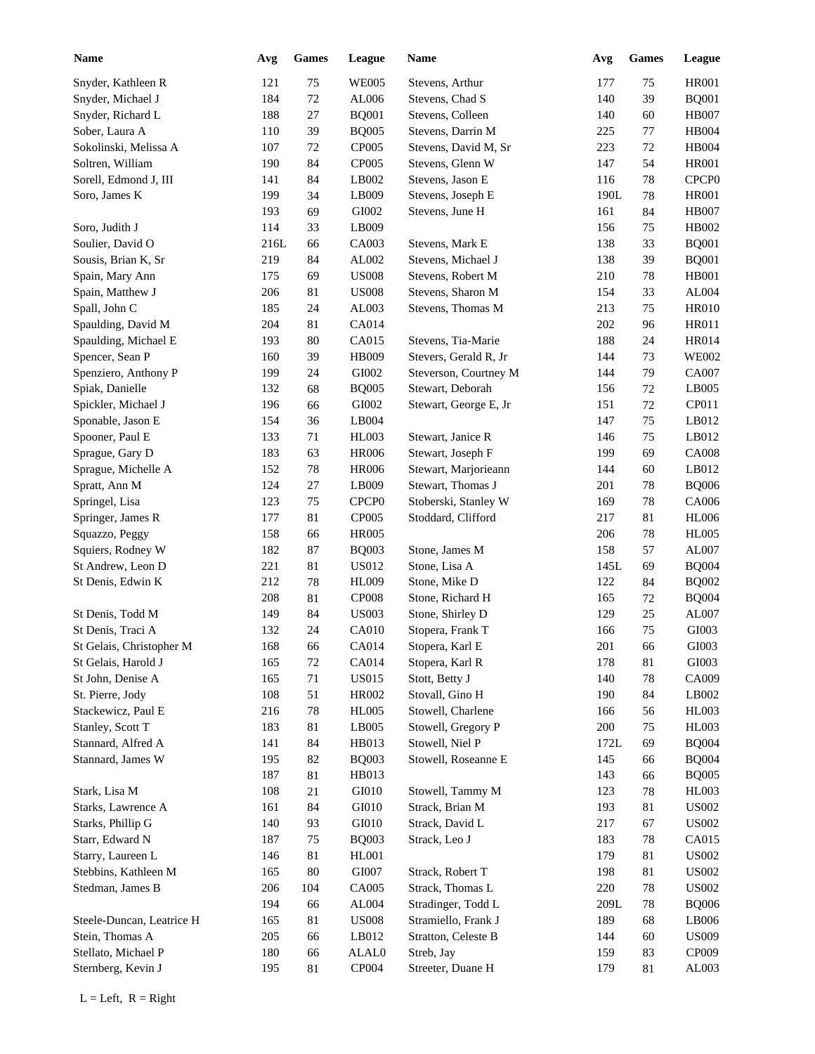| Name | Avg | Games | League | Name | Avg | Games | League |
|---|---|---|---|---|---|---|---|
| Snyder, Kathleen R | 121 | 75 | WE005 | Stevens, Arthur | 177 | 75 | HR001 |
| Snyder, Michael J | 184 | 72 | AL006 | Stevens, Chad S | 140 | 39 | BQ001 |
| Snyder, Richard L | 188 | 27 | BQ001 | Stevens, Colleen | 140 | 60 | HB007 |
| Sober, Laura A | 110 | 39 | BQ005 | Stevens, Darrin M | 225 | 77 | HB004 |
| Sokolinski, Melissa A | 107 | 72 | CP005 | Stevens, David M, Sr | 223 | 72 | HB004 |
| Soltren, William | 190 | 84 | CP005 | Stevens, Glenn W | 147 | 54 | HR001 |
| Sorell, Edmond J, III | 141 | 84 | LB002 | Stevens, Jason E | 116 | 78 | CPCP0 |
| Soro, James K | 199 | 34 | LB009 | Stevens, Joseph E | 190L | 78 | HR001 |
| | 193 | 69 | GI002 | Stevens, June H | 161 | 84 | HB007 |
| Soro, Judith J | 114 | 33 | LB009 | | 156 | 75 | HB002 |
| Soulier, David O | 216L | 66 | CA003 | Stevens, Mark E | 138 | 33 | BQ001 |
| Sousis, Brian K, Sr | 219 | 84 | AL002 | Stevens, Michael J | 138 | 39 | BQ001 |
| Spain, Mary Ann | 175 | 69 | US008 | Stevens, Robert M | 210 | 78 | HB001 |
| Spain, Matthew J | 206 | 81 | US008 | Stevens, Sharon M | 154 | 33 | AL004 |
| Spall, John C | 185 | 24 | AL003 | Stevens, Thomas M | 213 | 75 | HR010 |
| Spaulding, David M | 204 | 81 | CA014 | | 202 | 96 | HR011 |
| Spaulding, Michael E | 193 | 80 | CA015 | Stevens, Tia-Marie | 188 | 24 | HR014 |
| Spencer, Sean P | 160 | 39 | HB009 | Stevers, Gerald R, Jr | 144 | 73 | WE002 |
| Spenziero, Anthony P | 199 | 24 | GI002 | Steverson, Courtney M | 144 | 79 | CA007 |
| Spiak, Danielle | 132 | 68 | BQ005 | Stewart, Deborah | 156 | 72 | LB005 |
| Spickler, Michael J | 196 | 66 | GI002 | Stewart, George E, Jr | 151 | 72 | CP011 |
| Sponable, Jason E | 154 | 36 | LB004 | | 147 | 75 | LB012 |
| Spooner, Paul E | 133 | 71 | HL003 | Stewart, Janice R | 146 | 75 | LB012 |
| Sprague, Gary D | 183 | 63 | HR006 | Stewart, Joseph F | 199 | 69 | CA008 |
| Sprague, Michelle A | 152 | 78 | HR006 | Stewart, Marjorieann | 144 | 60 | LB012 |
| Spratt, Ann M | 124 | 27 | LB009 | Stewart, Thomas J | 201 | 78 | BQ006 |
| Springel, Lisa | 123 | 75 | CPCP0 | Stoberski, Stanley W | 169 | 78 | CA006 |
| Springer, James R | 177 | 81 | CP005 | Stoddard, Clifford | 217 | 81 | HL006 |
| Squazzo, Peggy | 158 | 66 | HR005 | | 206 | 78 | HL005 |
| Squiers, Rodney W | 182 | 87 | BQ003 | Stone, James M | 158 | 57 | AL007 |
| St Andrew, Leon D | 221 | 81 | US012 | Stone, Lisa A | 145L | 69 | BQ004 |
| St Denis, Edwin K | 212 | 78 | HL009 | Stone, Mike D | 122 | 84 | BQ002 |
| | 208 | 81 | CP008 | Stone, Richard H | 165 | 72 | BQ004 |
| St Denis, Todd M | 149 | 84 | US003 | Stone, Shirley D | 129 | 25 | AL007 |
| St Denis, Traci A | 132 | 24 | CA010 | Stopera, Frank T | 166 | 75 | GI003 |
| St Gelais, Christopher M | 168 | 66 | CA014 | Stopera, Karl E | 201 | 66 | GI003 |
| St Gelais, Harold J | 165 | 72 | CA014 | Stopera, Karl R | 178 | 81 | GI003 |
| St John, Denise A | 165 | 71 | US015 | Stott, Betty J | 140 | 78 | CA009 |
| St. Pierre, Jody | 108 | 51 | HR002 | Stovall, Gino H | 190 | 84 | LB002 |
| Stackewicz, Paul E | 216 | 78 | HL005 | Stowell, Charlene | 166 | 56 | HL003 |
| Stanley, Scott T | 183 | 81 | LB005 | Stowell, Gregory P | 200 | 75 | HL003 |
| Stannard, Alfred A | 141 | 84 | HB013 | Stowell, Niel P | 172L | 69 | BQ004 |
| Stannard, James W | 195 | 82 | BQ003 | Stowell, Roseanne E | 145 | 66 | BQ004 |
| | 187 | 81 | HB013 | | 143 | 66 | BQ005 |
| Stark, Lisa M | 108 | 21 | GI010 | Stowell, Tammy M | 123 | 78 | HL003 |
| Starks, Lawrence A | 161 | 84 | GI010 | Strack, Brian M | 193 | 81 | US002 |
| Starks, Phillip G | 140 | 93 | GI010 | Strack, David L | 217 | 67 | US002 |
| Starr, Edward N | 187 | 75 | BQ003 | Strack, Leo J | 183 | 78 | CA015 |
| Starry, Laureen L | 146 | 81 | HL001 | | 179 | 81 | US002 |
| Stebbins, Kathleen M | 165 | 80 | GI007 | Strack, Robert T | 198 | 81 | US002 |
| Stedman, James B | 206 | 104 | CA005 | Strack, Thomas L | 220 | 78 | US002 |
| | 194 | 66 | AL004 | Stradinger, Todd L | 209L | 78 | BQ006 |
| Steele-Duncan, Leatrice H | 165 | 81 | US008 | Stramiello, Frank J | 189 | 68 | LB006 |
| Stein, Thomas A | 205 | 66 | LB012 | Stratton, Celeste B | 144 | 60 | US009 |
| Stellato, Michael P | 180 | 66 | ALAL0 | Streb, Jay | 159 | 83 | CP009 |
| Sternberg, Kevin J | 195 | 81 | CP004 | Streeter, Duane H | 179 | 81 | AL003 |

L = Left, R = Right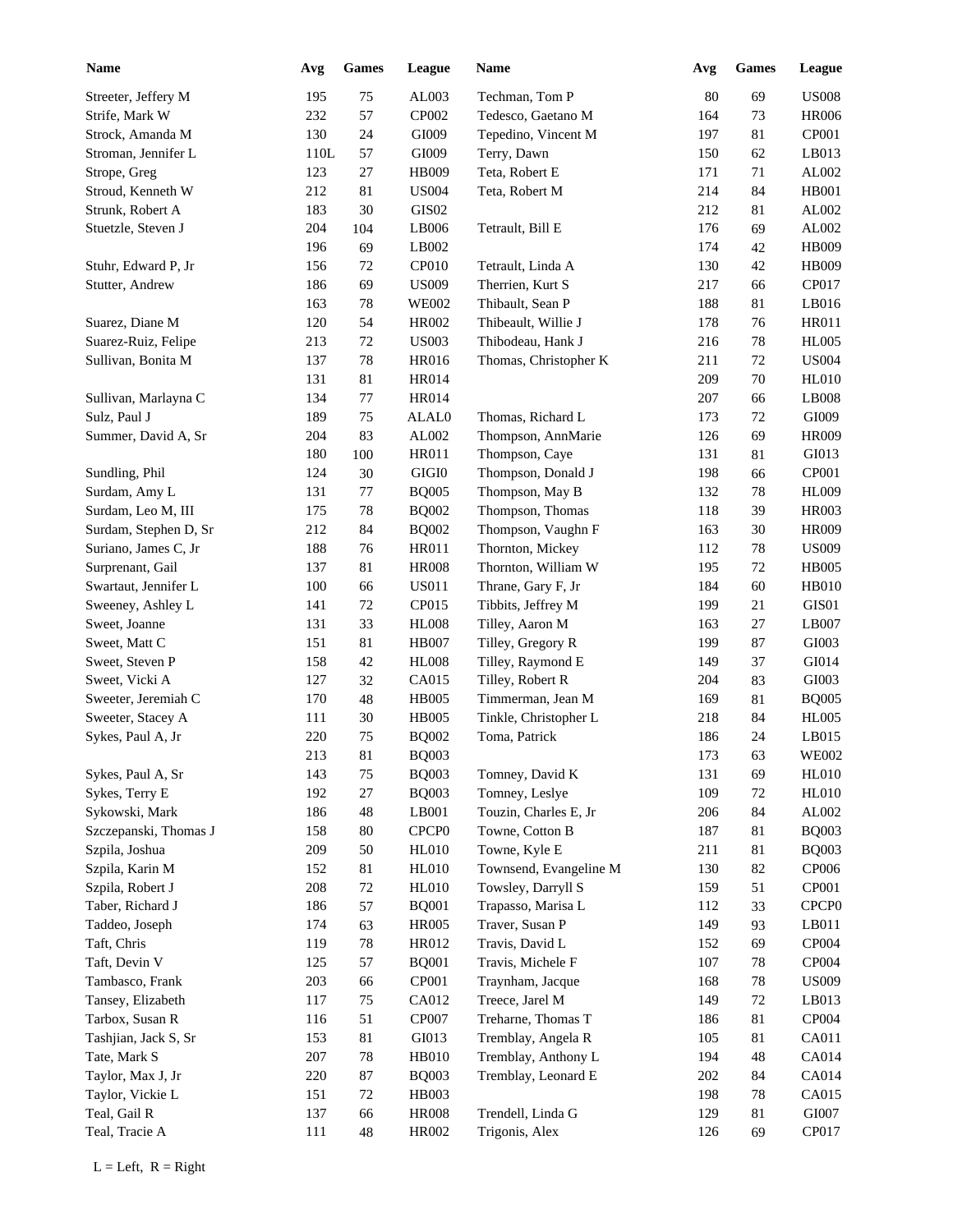| Name | Avg | Games | League |
|---|---|---|---|
| Streeter, Jeffery M | 195 | 75 | AL003 |
| Strife, Mark W | 232 | 57 | CP002 |
| Strock, Amanda M | 130 | 24 | GI009 |
| Stroman, Jennifer L | 110L | 57 | GI009 |
| Strope, Greg | 123 | 27 | HB009 |
| Stroud, Kenneth W | 212 | 81 | US004 |
| Strunk, Robert A | 183 | 30 | GIS02 |
| Stuetzle, Steven J | 204 | 104 | LB006 |
| | 196 | 69 | LB002 |
| Stuhr, Edward P, Jr | 156 | 72 | CP010 |
| Stutter, Andrew | 186 | 69 | US009 |
| | 163 | 78 | WE002 |
| Suarez, Diane M | 120 | 54 | HR002 |
| Suarez-Ruiz, Felipe | 213 | 72 | US003 |
| Sullivan, Bonita M | 137 | 78 | HR016 |
| | 131 | 81 | HR014 |
| Sullivan, Marlayna C | 134 | 77 | HR014 |
| Sulz, Paul J | 189 | 75 | ALAL0 |
| Summer, David A, Sr | 204 | 83 | AL002 |
| | 180 | 100 | HR011 |
| Sundling, Phil | 124 | 30 | GIGI0 |
| Surdam, Amy L | 131 | 77 | BQ005 |
| Surdam, Leo M, III | 175 | 78 | BQ002 |
| Surdam, Stephen D, Sr | 212 | 84 | BQ002 |
| Suriano, James C, Jr | 188 | 76 | HR011 |
| Surprenant, Gail | 137 | 81 | HR008 |
| Swartaut, Jennifer L | 100 | 66 | US011 |
| Sweeney, Ashley L | 141 | 72 | CP015 |
| Sweet, Joanne | 131 | 33 | HL008 |
| Sweet, Matt C | 151 | 81 | HB007 |
| Sweet, Steven P | 158 | 42 | HL008 |
| Sweet, Vicki A | 127 | 32 | CA015 |
| Sweeter, Jeremiah C | 170 | 48 | HB005 |
| Sweeter, Stacey A | 111 | 30 | HB005 |
| Sykes, Paul A, Jr | 220 | 75 | BQ002 |
| | 213 | 81 | BQ003 |
| Sykes, Paul A, Sr | 143 | 75 | BQ003 |
| Sykes, Terry E | 192 | 27 | BQ003 |
| Sykowski, Mark | 186 | 48 | LB001 |
| Szczepanski, Thomas J | 158 | 80 | CPCP0 |
| Szpila, Joshua | 209 | 50 | HL010 |
| Szpila, Karin M | 152 | 81 | HL010 |
| Szpila, Robert J | 208 | 72 | HL010 |
| Taber, Richard J | 186 | 57 | BQ001 |
| Taddeo, Joseph | 174 | 63 | HR005 |
| Taft, Chris | 119 | 78 | HR012 |
| Taft, Devin V | 125 | 57 | BQ001 |
| Tambasco, Frank | 203 | 66 | CP001 |
| Tansey, Elizabeth | 117 | 75 | CA012 |
| Tarbox, Susan R | 116 | 51 | CP007 |
| Tashjian, Jack S, Sr | 153 | 81 | GI013 |
| Tate, Mark S | 207 | 78 | HB010 |
| Taylor, Max J, Jr | 220 | 87 | BQ003 |
| Taylor, Vickie L | 151 | 72 | HB003 |
| Teal, Gail R | 137 | 66 | HR008 |
| Teal, Tracie A | 111 | 48 | HR002 |
| Techman, Tom P | 80 | 69 | US008 |
| Tedesco, Gaetano M | 164 | 73 | HR006 |
| Tepedino, Vincent M | 197 | 81 | CP001 |
| Terry, Dawn | 150 | 62 | LB013 |
| Teta, Robert E | 171 | 71 | AL002 |
| Teta, Robert M | 214 | 84 | HB001 |
| | 212 | 81 | AL002 |
| Tetrault, Bill E | 176 | 69 | AL002 |
| | 174 | 42 | HB009 |
| Tetrault, Linda A | 130 | 42 | HB009 |
| Therrien, Kurt S | 217 | 66 | CP017 |
| Thibault, Sean P | 188 | 81 | LB016 |
| Thibeault, Willie J | 178 | 76 | HR011 |
| Thibodeau, Hank J | 216 | 78 | HL005 |
| Thomas, Christopher K | 211 | 72 | US004 |
| | 209 | 70 | HL010 |
| | 207 | 66 | LB008 |
| Thomas, Richard L | 173 | 72 | GI009 |
| Thompson, AnnMarie | 126 | 69 | HR009 |
| Thompson, Caye | 131 | 81 | GI013 |
| Thompson, Donald J | 198 | 66 | CP001 |
| Thompson, May B | 132 | 78 | HL009 |
| Thompson, Thomas | 118 | 39 | HR003 |
| Thompson, Vaughn F | 163 | 30 | HR009 |
| Thornton, Mickey | 112 | 78 | US009 |
| Thornton, William W | 195 | 72 | HB005 |
| Thrane, Gary F, Jr | 184 | 60 | HB010 |
| Tibbits, Jeffrey M | 199 | 21 | GIS01 |
| Tilley, Aaron M | 163 | 27 | LB007 |
| Tilley, Gregory R | 199 | 87 | GI003 |
| Tilley, Raymond E | 149 | 37 | GI014 |
| Tilley, Robert R | 204 | 83 | GI003 |
| Timmerman, Jean M | 169 | 81 | BQ005 |
| Tinkle, Christopher L | 218 | 84 | HL005 |
| Toma, Patrick | 186 | 24 | LB015 |
| | 173 | 63 | WE002 |
| Tomney, David K | 131 | 69 | HL010 |
| Tomney, Leslye | 109 | 72 | HL010 |
| Touzin, Charles E, Jr | 206 | 84 | AL002 |
| Towne, Cotton B | 187 | 81 | BQ003 |
| Towne, Kyle E | 211 | 81 | BQ003 |
| Townsend, Evangeline M | 130 | 82 | CP006 |
| Towsley, Darryll S | 159 | 51 | CP001 |
| Trapasso, Marisa L | 112 | 33 | CPCP0 |
| Traver, Susan P | 149 | 93 | LB011 |
| Travis, David L | 152 | 69 | CP004 |
| Travis, Michele F | 107 | 78 | CP004 |
| Traynham, Jacque | 168 | 78 | US009 |
| Treece, Jarel M | 149 | 72 | LB013 |
| Treharne, Thomas T | 186 | 81 | CP004 |
| Tremblay, Angela R | 105 | 81 | CA011 |
| Tremblay, Anthony L | 194 | 48 | CA014 |
| Tremblay, Leonard E | 202 | 84 | CA014 |
| | 198 | 78 | CA015 |
| Trendell, Linda G | 129 | 81 | GI007 |
| Trigonis, Alex | 126 | 69 | CP017 |

L = Left, R = Right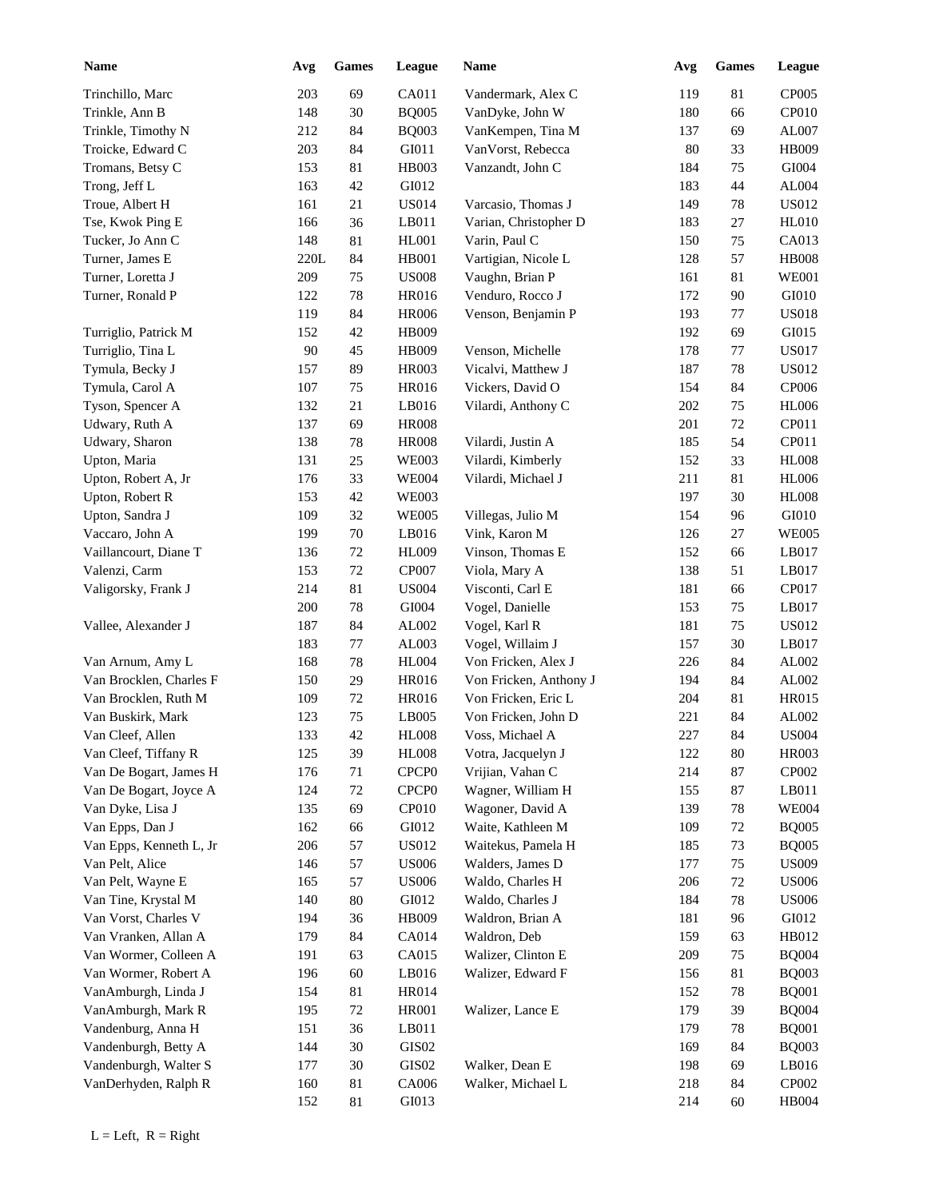| Name | Avg | Games | League |
|---|---|---|---|
| Trinchillo, Marc | 203 | 69 | CA011 |
| Trinkle, Ann B | 148 | 30 | BQ005 |
| Trinkle, Timothy N | 212 | 84 | BQ003 |
| Troicke, Edward C | 203 | 84 | GI011 |
| Tromans, Betsy C | 153 | 81 | HB003 |
| Trong, Jeff L | 163 | 42 | GI012 |
| Troue, Albert H | 161 | 21 | US014 |
| Tse, Kwok Ping E | 166 | 36 | LB011 |
| Tucker, Jo Ann C | 148 | 81 | HL001 |
| Turner, James E | 220L | 84 | HB001 |
| Turner, Loretta J | 209 | 75 | US008 |
| Turner, Ronald P | 122 | 78 | HR016 |
| | 119 | 84 | HR006 |
| Turriglio, Patrick M | 152 | 42 | HB009 |
| Turriglio, Tina L | 90 | 45 | HB009 |
| Tymula, Becky J | 157 | 89 | HR003 |
| Tymula, Carol A | 107 | 75 | HR016 |
| Tyson, Spencer A | 132 | 21 | LB016 |
| Udwary, Ruth A | 137 | 69 | HR008 |
| Udwary, Sharon | 138 | 78 | HR008 |
| Upton, Maria | 131 | 25 | WE003 |
| Upton, Robert A, Jr | 176 | 33 | WE004 |
| Upton, Robert R | 153 | 42 | WE003 |
| Upton, Sandra J | 109 | 32 | WE005 |
| Vaccaro, John A | 199 | 70 | LB016 |
| Vaillancourt, Diane T | 136 | 72 | HL009 |
| Valenzi, Carm | 153 | 72 | CP007 |
| Valigorsky, Frank J | 214 | 81 | US004 |
| | 200 | 78 | GI004 |
| Vallee, Alexander J | 187 | 84 | AL002 |
| | 183 | 77 | AL003 |
| Van Arnum, Amy L | 168 | 78 | HL004 |
| Van Brocklen, Charles F | 150 | 29 | HR016 |
| Van Brocklen, Ruth M | 109 | 72 | HR016 |
| Van Buskirk, Mark | 123 | 75 | LB005 |
| Van Cleef, Allen | 133 | 42 | HL008 |
| Van Cleef, Tiffany R | 125 | 39 | HL008 |
| Van De Bogart, James H | 176 | 71 | CPCP0 |
| Van De Bogart, Joyce A | 124 | 72 | CPCP0 |
| Van Dyke, Lisa J | 135 | 69 | CP010 |
| Van Epps, Dan J | 162 | 66 | GI012 |
| Van Epps, Kenneth L, Jr | 206 | 57 | US012 |
| Van Pelt, Alice | 146 | 57 | US006 |
| Van Pelt, Wayne E | 165 | 57 | US006 |
| Van Tine, Krystal M | 140 | 80 | GI012 |
| Van Vorst, Charles V | 194 | 36 | HB009 |
| Van Vranken, Allan A | 179 | 84 | CA014 |
| Van Wormer, Colleen A | 191 | 63 | CA015 |
| Van Wormer, Robert A | 196 | 60 | LB016 |
| VanAmburgh, Linda J | 154 | 81 | HR014 |
| VanAmburgh, Mark R | 195 | 72 | HR001 |
| Vandenburg, Anna H | 151 | 36 | LB011 |
| Vandenburgh, Betty A | 144 | 30 | GIS02 |
| Vandenburgh, Walter S | 177 | 30 | GIS02 |
| VanDerhyden, Ralph R | 160 | 81 | CA006 |
| | 152 | 81 | GI013 |
| Vandermark, Alex C | 119 | 81 | CP005 |
| VanDyke, John W | 180 | 66 | CP010 |
| VanKempen, Tina M | 137 | 69 | AL007 |
| VanVorst, Rebecca | 80 | 33 | HB009 |
| Vanzandt, John C | 184 | 75 | GI004 |
| | 183 | 44 | AL004 |
| Varcasio, Thomas J | 149 | 78 | US012 |
| Varian, Christopher D | 183 | 27 | HL010 |
| Varin, Paul C | 150 | 75 | CA013 |
| Vartigian, Nicole L | 128 | 57 | HB008 |
| Vaughn, Brian P | 161 | 81 | WE001 |
| Venduro, Rocco J | 172 | 90 | GI010 |
| Venson, Benjamin P | 193 | 77 | US018 |
| | 192 | 69 | GI015 |
| Venson, Michelle | 178 | 77 | US017 |
| Vicalvi, Matthew J | 187 | 78 | US012 |
| Vickers, David O | 154 | 84 | CP006 |
| Vilardi, Anthony C | 202 | 75 | HL006 |
| | 201 | 72 | CP011 |
| Vilardi, Justin A | 185 | 54 | CP011 |
| Vilardi, Kimberly | 152 | 33 | HL008 |
| Vilardi, Michael J | 211 | 81 | HL006 |
| | 197 | 30 | HL008 |
| Villegas, Julio M | 154 | 96 | GI010 |
| Vink, Karon M | 126 | 27 | WE005 |
| Vinson, Thomas E | 152 | 66 | LB017 |
| Viola, Mary A | 138 | 51 | LB017 |
| Visconti, Carl E | 181 | 66 | CP017 |
| Vogel, Danielle | 153 | 75 | LB017 |
| Vogel, Karl R | 181 | 75 | US012 |
| Vogel, Willaim J | 157 | 30 | LB017 |
| Von Fricken, Alex J | 226 | 84 | AL002 |
| Von Fricken, Anthony J | 194 | 84 | AL002 |
| Von Fricken, Eric L | 204 | 81 | HR015 |
| Von Fricken, John D | 221 | 84 | AL002 |
| Voss, Michael A | 227 | 84 | US004 |
| Votra, Jacquelyn J | 122 | 80 | HR003 |
| Vrijian, Vahan C | 214 | 87 | CP002 |
| Wagner, William H | 155 | 87 | LB011 |
| Wagoner, David A | 139 | 78 | WE004 |
| Waite, Kathleen M | 109 | 72 | BQ005 |
| Waitekus, Pamela H | 185 | 73 | BQ005 |
| Walders, James D | 177 | 75 | US009 |
| Waldo, Charles H | 206 | 72 | US006 |
| Waldo, Charles J | 184 | 78 | US006 |
| Waldron, Brian A | 181 | 96 | GI012 |
| Waldron, Deb | 159 | 63 | HB012 |
| Walizer, Clinton E | 209 | 75 | BQ004 |
| Walizer, Edward F | 156 | 81 | BQ003 |
| | 152 | 78 | BQ001 |
| Walizer, Lance E | 179 | 39 | BQ004 |
| | 179 | 78 | BQ001 |
| | 169 | 84 | BQ003 |
| Walker, Dean E | 198 | 69 | LB016 |
| Walker, Michael L | 218 | 84 | CP002 |
| | 214 | 60 | HB004 |

L = Left, R = Right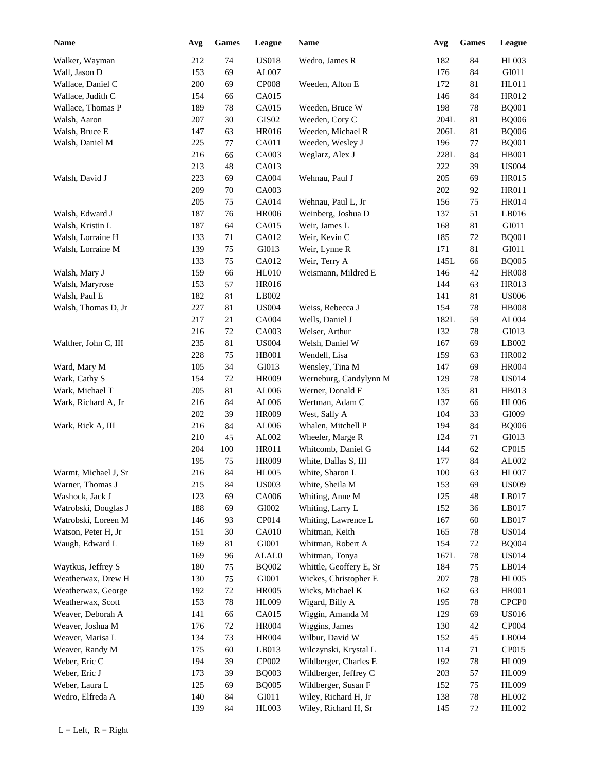| Name | Avg | Games | League | Name | Avg | Games | League |
|---|---|---|---|---|---|---|---|
| Walker, Wayman | 212 | 74 | US018 | Wedro, James R | 182 | 84 | HL003 |
| Wall, Jason D | 153 | 69 | AL007 | | 176 | 84 | GI011 |
| Wallace, Daniel C | 200 | 69 | CP008 | Weeden, Alton E | 172 | 81 | HL011 |
| Wallace, Judith C | 154 | 66 | CA015 | | 146 | 84 | HR012 |
| Wallace, Thomas P | 189 | 78 | CA015 | Weeden, Bruce W | 198 | 78 | BQ001 |
| Walsh, Aaron | 207 | 30 | GIS02 | Weeden, Cory C | 204L | 81 | BQ006 |
| Walsh, Bruce E | 147 | 63 | HR016 | Weeden, Michael R | 206L | 81 | BQ006 |
| Walsh, Daniel M | 225 | 77 | CA011 | Weeden, Wesley J | 196 | 77 | BQ001 |
| | 216 | 66 | CA003 | Weglarz, Alex J | 228L | 84 | HB001 |
| | 213 | 48 | CA013 | | 222 | 39 | US004 |
| Walsh, David J | 223 | 69 | CA004 | Wehnau, Paul J | 205 | 69 | HR015 |
| | 209 | 70 | CA003 | | 202 | 92 | HR011 |
| | 205 | 75 | CA014 | Wehnau, Paul L, Jr | 156 | 75 | HR014 |
| Walsh, Edward J | 187 | 76 | HR006 | Weinberg, Joshua D | 137 | 51 | LB016 |
| Walsh, Kristin L | 187 | 64 | CA015 | Weir, James L | 168 | 81 | GI011 |
| Walsh, Lorraine H | 133 | 71 | CA012 | Weir, Kevin C | 185 | 72 | BQ001 |
| Walsh, Lorraine M | 139 | 75 | GI013 | Weir, Lynne R | 171 | 81 | GI011 |
| | 133 | 75 | CA012 | Weir, Terry A | 145L | 66 | BQ005 |
| Walsh, Mary J | 159 | 66 | HL010 | Weismann, Mildred E | 146 | 42 | HR008 |
| Walsh, Maryrose | 153 | 57 | HR016 | | 144 | 63 | HR013 |
| Walsh, Paul E | 182 | 81 | LB002 | | 141 | 81 | US006 |
| Walsh, Thomas D, Jr | 227 | 81 | US004 | Weiss, Rebecca J | 154 | 78 | HB008 |
| | 217 | 21 | CA004 | Wells, Daniel J | 182L | 59 | AL004 |
| | 216 | 72 | CA003 | Welser, Arthur | 132 | 78 | GI013 |
| Walther, John C, III | 235 | 81 | US004 | Welsh, Daniel W | 167 | 69 | LB002 |
| | 228 | 75 | HB001 | Wendell, Lisa | 159 | 63 | HR002 |
| Ward, Mary M | 105 | 34 | GI013 | Wensley, Tina M | 147 | 69 | HR004 |
| Wark, Cathy S | 154 | 72 | HR009 | Werneburg, Candylynn M | 129 | 78 | US014 |
| Wark, Michael T | 205 | 81 | AL006 | Werner, Donald F | 135 | 81 | HB013 |
| Wark, Richard A, Jr | 216 | 84 | AL006 | Wertman, Adam C | 137 | 66 | HL006 |
| | 202 | 39 | HR009 | West, Sally A | 104 | 33 | GI009 |
| Wark, Rick A, III | 216 | 84 | AL006 | Whalen, Mitchell P | 194 | 84 | BQ006 |
| | 210 | 45 | AL002 | Wheeler, Marge R | 124 | 71 | GI013 |
| | 204 | 100 | HR011 | Whitcomb, Daniel G | 144 | 62 | CP015 |
| | 195 | 75 | HR009 | White, Dallas S, III | 177 | 84 | AL002 |
| Warmt, Michael J, Sr | 216 | 84 | HL005 | White, Sharon L | 100 | 63 | HL007 |
| Warner, Thomas J | 215 | 84 | US003 | White, Sheila M | 153 | 69 | US009 |
| Washock, Jack J | 123 | 69 | CA006 | Whiting, Anne M | 125 | 48 | LB017 |
| Watrobski, Douglas J | 188 | 69 | GI002 | Whiting, Larry L | 152 | 36 | LB017 |
| Watrobski, Loreen M | 146 | 93 | CP014 | Whiting, Lawrence L | 167 | 60 | LB017 |
| Watson, Peter H, Jr | 151 | 30 | CA010 | Whitman, Keith | 165 | 78 | US014 |
| Waugh, Edward L | 169 | 81 | GI001 | Whitman, Robert A | 154 | 72 | BQ004 |
| | 169 | 96 | ALAL0 | Whitman, Tonya | 167L | 78 | US014 |
| Waytkus, Jeffrey S | 180 | 75 | BQ002 | Whittle, Geoffrey E, Sr | 184 | 75 | LB014 |
| Weatherwax, Drew H | 130 | 75 | GI001 | Wickes, Christopher E | 207 | 78 | HL005 |
| Weatherwax, George | 192 | 72 | HR005 | Wicks, Michael K | 162 | 63 | HR001 |
| Weatherwax, Scott | 153 | 78 | HL009 | Wigard, Billy A | 195 | 78 | CPCP0 |
| Weaver, Deborah A | 141 | 66 | CA015 | Wiggin, Amanda M | 129 | 69 | US016 |
| Weaver, Joshua M | 176 | 72 | HR004 | Wiggins, James | 130 | 42 | CP004 |
| Weaver, Marisa L | 134 | 73 | HR004 | Wilbur, David W | 152 | 45 | LB004 |
| Weaver, Randy M | 175 | 60 | LB013 | Wilczynski, Krystal L | 114 | 71 | CP015 |
| Weber, Eric C | 194 | 39 | CP002 | Wildberger, Charles E | 192 | 78 | HL009 |
| Weber, Eric J | 173 | 39 | BQ003 | Wildberger, Jeffrey C | 203 | 57 | HL009 |
| Weber, Laura L | 125 | 69 | BQ005 | Wildberger, Susan F | 152 | 75 | HL009 |
| Wedro, Elfreda A | 140 | 84 | GI011 | Wiley, Richard H, Jr | 138 | 78 | HL002 |
| | 139 | 84 | HL003 | Wiley, Richard H, Sr | 145 | 72 | HL002 |

L = Left, R = Right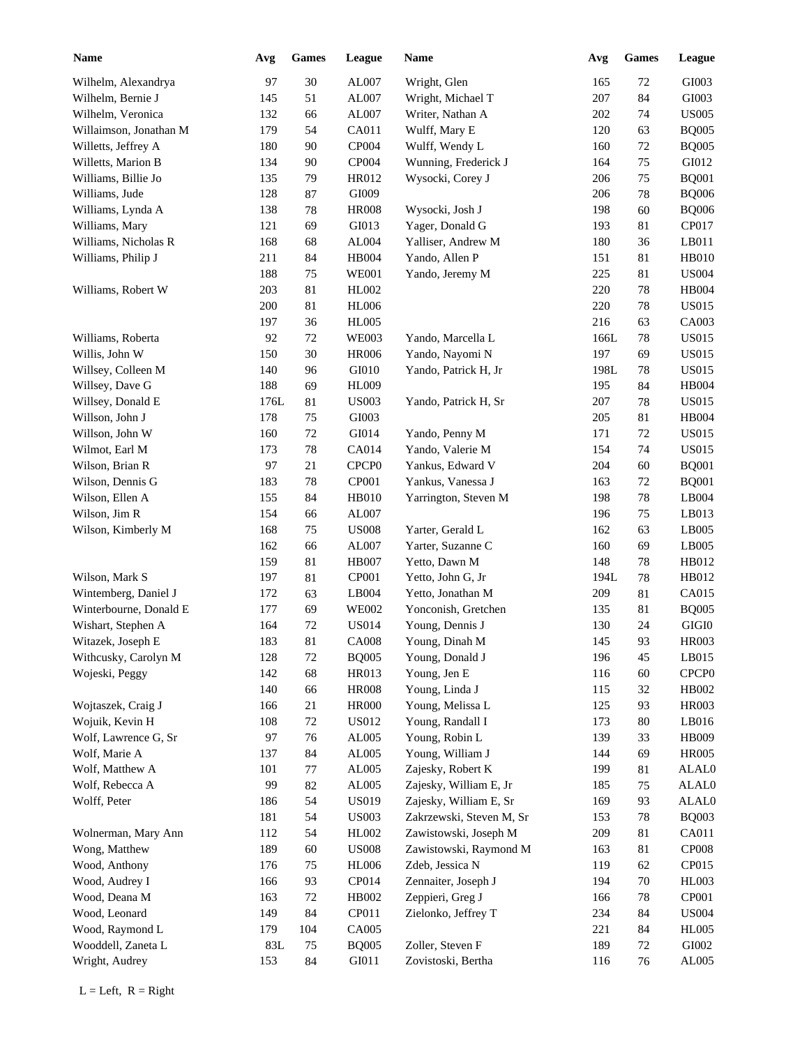| Name | Avg | Games | League |
|---|---|---|---|
| Wilhelm, Alexandrya | 97 | 30 | AL007 |
| Wilhelm, Bernie J | 145 | 51 | AL007 |
| Wilhelm, Veronica | 132 | 66 | AL007 |
| Willaimson, Jonathan M | 179 | 54 | CA011 |
| Willetts, Jeffrey A | 180 | 90 | CP004 |
| Willetts, Marion B | 134 | 90 | CP004 |
| Williams, Billie Jo | 135 | 79 | HR012 |
| Williams, Jude | 128 | 87 | GI009 |
| Williams, Lynda A | 138 | 78 | HR008 |
| Williams, Mary | 121 | 69 | GI013 |
| Williams, Nicholas R | 168 | 68 | AL004 |
| Williams, Philip J | 211 | 84 | HB004 |
| | 188 | 75 | WE001 |
| Williams, Robert W | 203 | 81 | HL002 |
| | 200 | 81 | HL006 |
| | 197 | 36 | HL005 |
| Williams, Roberta | 92 | 72 | WE003 |
| Willis, John W | 150 | 30 | HR006 |
| Willsey, Colleen M | 140 | 96 | GI010 |
| Willsey, Dave G | 188 | 69 | HL009 |
| Willsey, Donald E | 176L | 81 | US003 |
| Willson, John J | 178 | 75 | GI003 |
| Willson, John W | 160 | 72 | GI014 |
| Wilmot, Earl M | 173 | 78 | CA014 |
| Wilson, Brian R | 97 | 21 | CPCP0 |
| Wilson, Dennis G | 183 | 78 | CP001 |
| Wilson, Ellen A | 155 | 84 | HB010 |
| Wilson, Jim R | 154 | 66 | AL007 |
| Wilson, Kimberly M | 168 | 75 | US008 |
| | 162 | 66 | AL007 |
| | 159 | 81 | HB007 |
| Wilson, Mark S | 197 | 81 | CP001 |
| Wintemberg, Daniel J | 172 | 63 | LB004 |
| Winterbourne, Donald E | 177 | 69 | WE002 |
| Wishart, Stephen A | 164 | 72 | US014 |
| Witazek, Joseph E | 183 | 81 | CA008 |
| Withcusky, Carolyn M | 128 | 72 | BQ005 |
| Wojeski, Peggy | 142 | 68 | HR013 |
| | 140 | 66 | HR008 |
| Wojtaszek, Craig J | 166 | 21 | HR000 |
| Wojuik, Kevin H | 108 | 72 | US012 |
| Wolf, Lawrence G, Sr | 97 | 76 | AL005 |
| Wolf, Marie A | 137 | 84 | AL005 |
| Wolf, Matthew A | 101 | 77 | AL005 |
| Wolf, Rebecca A | 99 | 82 | AL005 |
| Wolff, Peter | 186 | 54 | US019 |
| | 181 | 54 | US003 |
| Wolnerman, Mary Ann | 112 | 54 | HL002 |
| Wong, Matthew | 189 | 60 | US008 |
| Wood, Anthony | 176 | 75 | HL006 |
| Wood, Audrey I | 166 | 93 | CP014 |
| Wood, Deana M | 163 | 72 | HB002 |
| Wood, Leonard | 149 | 84 | CP011 |
| Wood, Raymond L | 179 | 104 | CA005 |
| Wooddell, Zaneta L | 83L | 75 | BQ005 |
| Wright, Audrey | 153 | 84 | GI011 |
| Wright, Glen | 165 | 72 | GI003 |
| Wright, Michael T | 207 | 84 | GI003 |
| Writer, Nathan A | 202 | 74 | US005 |
| Wulff, Mary E | 120 | 63 | BQ005 |
| Wulff, Wendy L | 160 | 72 | BQ005 |
| Wunning, Frederick J | 164 | 75 | GI012 |
| Wysocki, Corey J | 206 | 75 | BQ001 |
| | 206 | 78 | BQ006 |
| Wysocki, Josh J | 198 | 60 | BQ006 |
| Yager, Donald G | 193 | 81 | CP017 |
| Yalliser, Andrew M | 180 | 36 | LB011 |
| Yando, Allen P | 151 | 81 | HB010 |
| Yando, Jeremy M | 225 | 81 | US004 |
| | 220 | 78 | HB004 |
| | 220 | 78 | US015 |
| | 216 | 63 | CA003 |
| Yando, Marcella L | 166L | 78 | US015 |
| Yando, Nayomi N | 197 | 69 | US015 |
| Yando, Patrick H, Jr | 198L | 78 | US015 |
| | 195 | 84 | HB004 |
| Yando, Patrick H, Sr | 207 | 78 | US015 |
| | 205 | 81 | HB004 |
| Yando, Penny M | 171 | 72 | US015 |
| Yando, Valerie M | 154 | 74 | US015 |
| Yankus, Edward V | 204 | 60 | BQ001 |
| Yankus, Vanessa J | 163 | 72 | BQ001 |
| Yarrington, Steven M | 198 | 78 | LB004 |
| | 196 | 75 | LB013 |
| Yarter, Gerald L | 162 | 63 | LB005 |
| Yarter, Suzanne C | 160 | 69 | LB005 |
| Yetto, Dawn M | 148 | 78 | HB012 |
| Yetto, John G, Jr | 194L | 78 | HB012 |
| Yetto, Jonathan M | 209 | 81 | CA015 |
| Yonconish, Gretchen | 135 | 81 | BQ005 |
| Young, Dennis J | 130 | 24 | GIGI0 |
| Young, Dinah M | 145 | 93 | HR003 |
| Young, Donald J | 196 | 45 | LB015 |
| Young, Jen E | 116 | 60 | CPCP0 |
| Young, Linda J | 115 | 32 | HB002 |
| Young, Melissa L | 125 | 93 | HR003 |
| Young, Randall I | 173 | 80 | LB016 |
| Young, Robin L | 139 | 33 | HB009 |
| Young, William J | 144 | 69 | HR005 |
| Zajesky, Robert K | 199 | 81 | ALAL0 |
| Zajesky, William E, Jr | 185 | 75 | ALAL0 |
| Zajesky, William E, Sr | 169 | 93 | ALAL0 |
| Zakrzewski, Steven M, Sr | 153 | 78 | BQ003 |
| Zawistowski, Joseph M | 209 | 81 | CA011 |
| Zawistowski, Raymond M | 163 | 81 | CP008 |
| Zdeb, Jessica N | 119 | 62 | CP015 |
| Zennaiter, Joseph J | 194 | 70 | HL003 |
| Zeppieri, Greg J | 166 | 78 | CP001 |
| Zielonko, Jeffrey T | 234 | 84 | US004 |
| | 221 | 84 | HL005 |
| Zoller, Steven F | 189 | 72 | GI002 |
| Zovistoski, Bertha | 116 | 76 | AL005 |

L = Left, R = Right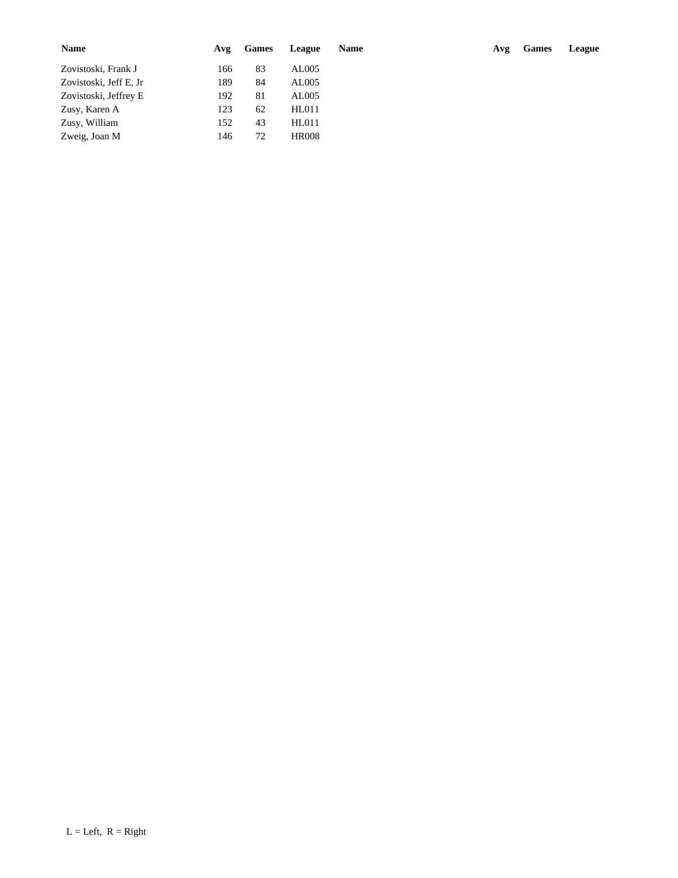| Name | Avg | Games | League | Name | Avg | Games | League |
|---|---|---|---|---|---|---|---|
| Zovistoski, Frank J | 166 | 83 | AL005 | | | | |
| Zovistoski, Jeff E, Jr | 189 | 84 | AL005 | | | | |
| Zovistoski, Jeffrey E | 192 | 81 | AL005 | | | | |
| Zusy, Karen A | 123 | 62 | HL011 | | | | |
| Zusy, William | 152 | 43 | HL011 | | | | |
| Zweig, Joan M | 146 | 72 | HR008 | | | | |

L = Left,  R = Right